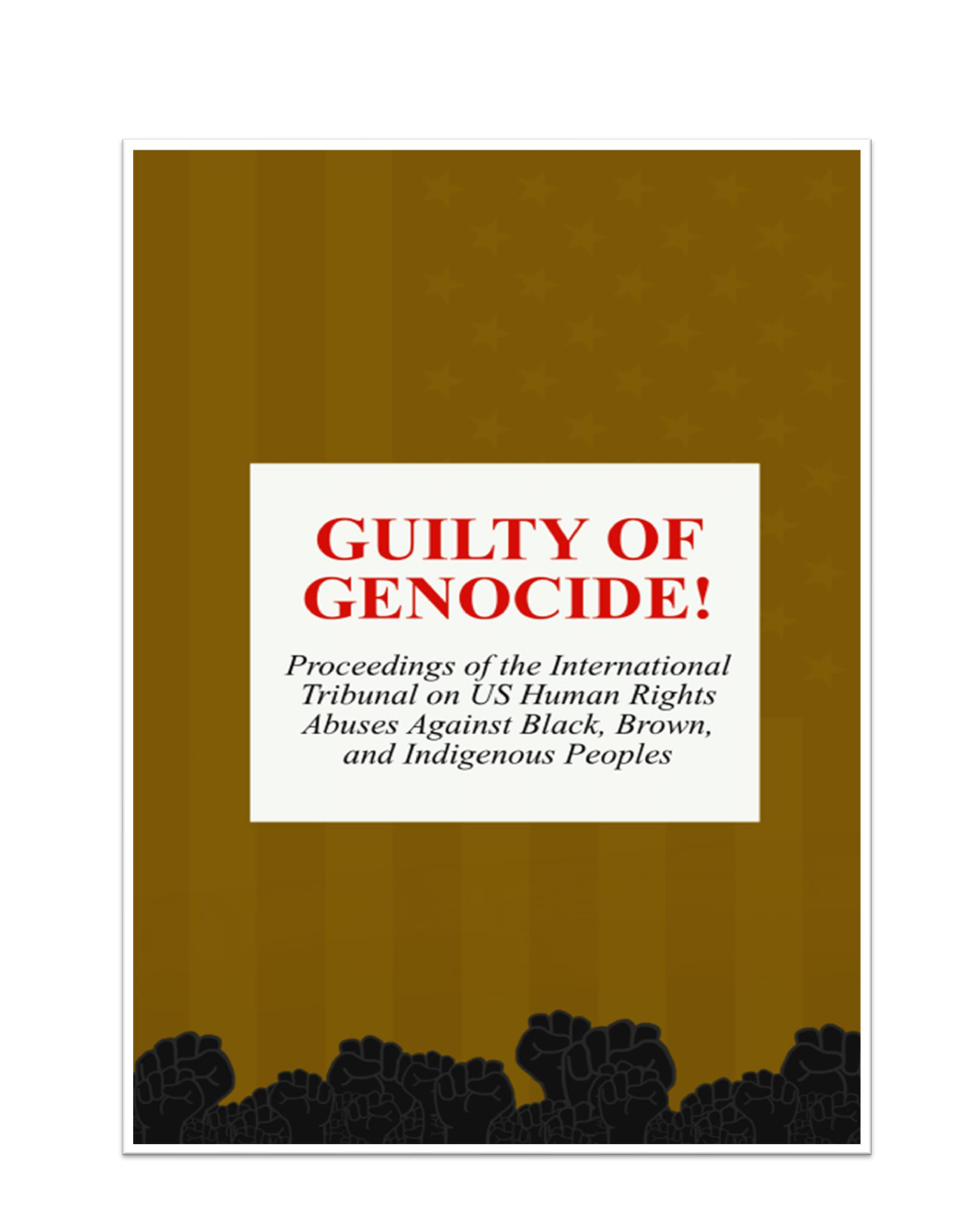# GUILTY OF GENOCIDE!

*Proceedings of the International Tribunal on US Human Rights Abuses Against Black, Brown, and Indigenous Peoples*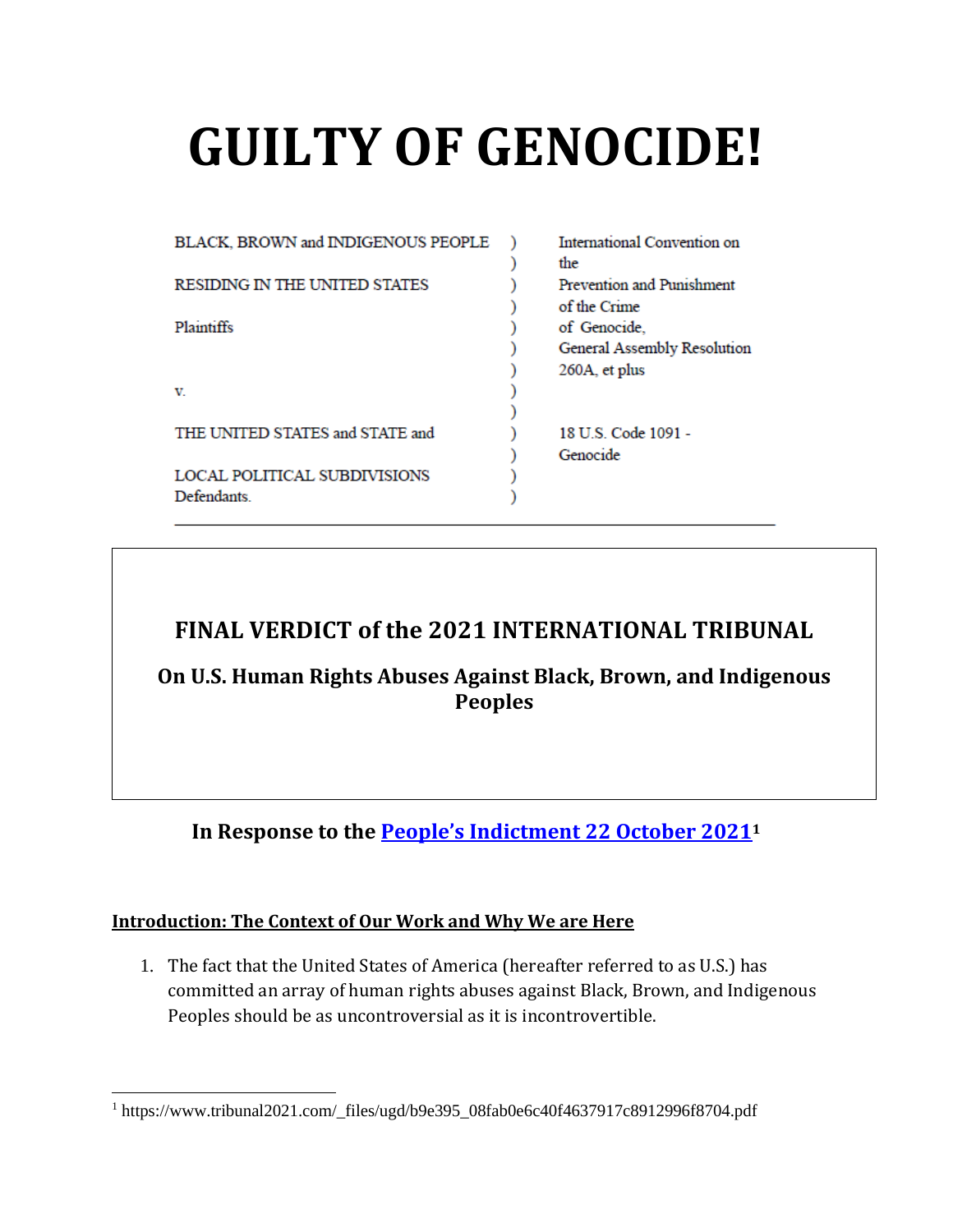# GUILTY OF GENOCIDE!

| | | |
|---|---|---|
| BLACK, BROWN and INDIGENOUS PEOPLE RESIDING IN THE UNITED STATES | ) | International Convention on the Prevention and Punishment of the Crime of Genocide, General Assembly Resolution 260A, et plus |
| Plaintiffs | ) | |
| v. | ) | |
| THE UNITED STATES and STATE and LOCAL POLITICAL SUBDIVISIONS Defendants. | ) | 18 U.S. Code 1091 - Genocide |

## FINAL VERDICT of the 2021 INTERNATIONAL TRIBUNAL

### On U.S. Human Rights Abuses Against Black, Brown, and Indigenous Peoples

### In Response to the People's Indictment 22 October 2021[1]

**Introduction: The Context of Our Work and Why We are Here**

1. The fact that the United States of America (hereafter referred to as U.S.) has committed an array of human rights abuses against Black, Brown, and Indigenous Peoples should be as uncontroversial as it is incontrovertible.

[1] https://www.tribunal2021.com/_files/ugd/b9e395_08fab0e6c40f4637917c8912996f8704.pdf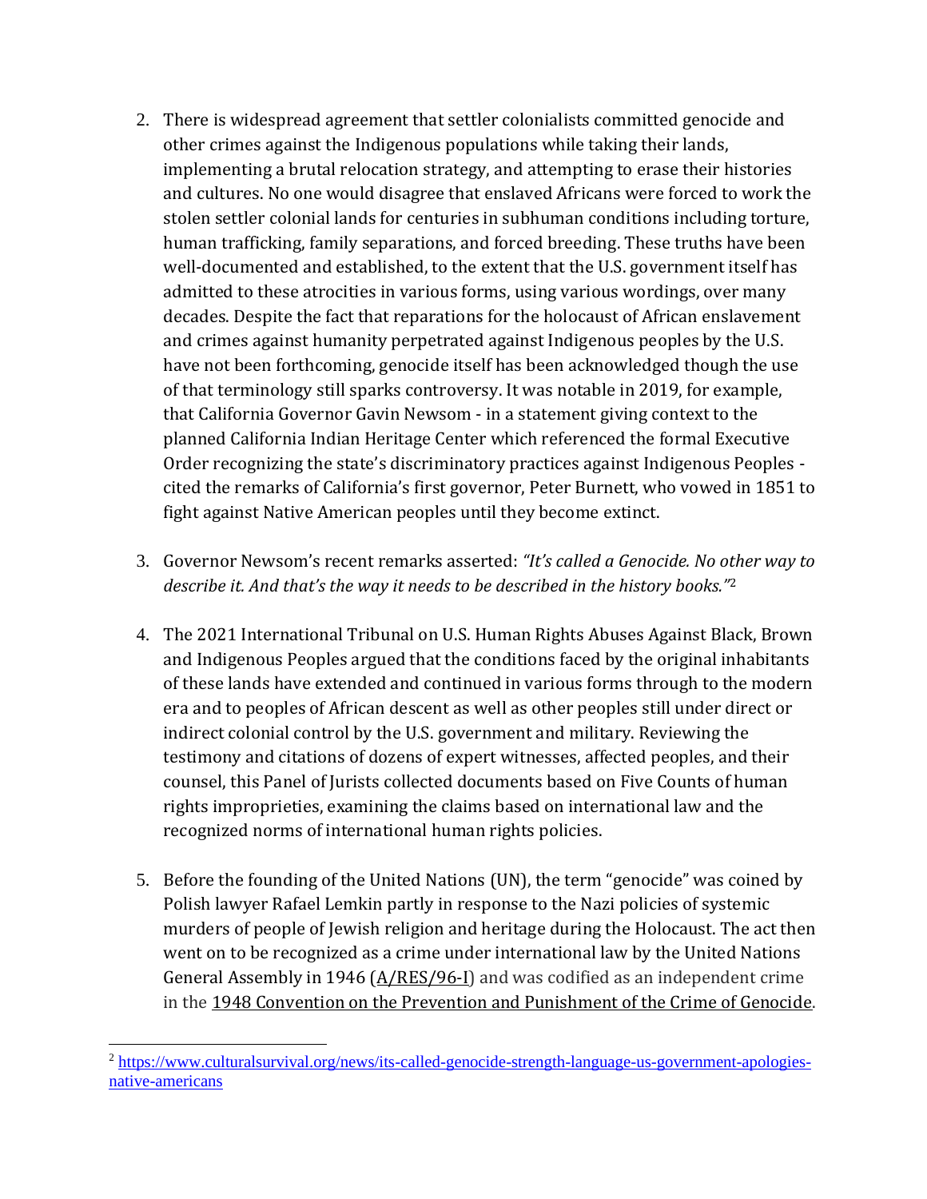2. There is widespread agreement that settler colonialists committed genocide and other crimes against the Indigenous populations while taking their lands, implementing a brutal relocation strategy, and attempting to erase their histories and cultures. No one would disagree that enslaved Africans were forced to work the stolen settler colonial lands for centuries in subhuman conditions including torture, human trafficking, family separations, and forced breeding. These truths have been well-documented and established, to the extent that the U.S. government itself has admitted to these atrocities in various forms, using various wordings, over many decades. Despite the fact that reparations for the holocaust of African enslavement and crimes against humanity perpetrated against Indigenous peoples by the U.S. have not been forthcoming, genocide itself has been acknowledged though the use of that terminology still sparks controversy. It was notable in 2019, for example, that California Governor Gavin Newsom - in a statement giving context to the planned California Indian Heritage Center which referenced the formal Executive Order recognizing the state's discriminatory practices against Indigenous Peoples - cited the remarks of California's first governor, Peter Burnett, who vowed in 1851 to fight against Native American peoples until they become extinct.

3. Governor Newsom's recent remarks asserted: *"It's called a Genocide. No other way to describe it. And that's the way it needs to be described in the history books."*[2]

4. The 2021 International Tribunal on U.S. Human Rights Abuses Against Black, Brown and Indigenous Peoples argued that the conditions faced by the original inhabitants of these lands have extended and continued in various forms through to the modern era and to peoples of African descent as well as other peoples still under direct or indirect colonial control by the U.S. government and military. Reviewing the testimony and citations of dozens of expert witnesses, affected peoples, and their counsel, this Panel of Jurists collected documents based on Five Counts of human rights improprieties, examining the claims based on international law and the recognized norms of international human rights policies.

5. Before the founding of the United Nations (UN), the term "genocide" was coined by Polish lawyer Rafael Lemkin partly in response to the Nazi policies of systemic murders of people of Jewish religion and heritage during the Holocaust. The act then went on to be recognized as a crime under international law by the United Nations General Assembly in 1946 (A/RES/96-I) and was codified as an independent crime in the 1948 Convention on the Prevention and Punishment of the Crime of Genocide.

[2] https://www.culturalsurvival.org/news/its-called-genocide-strength-language-us-government-apologies-native-americans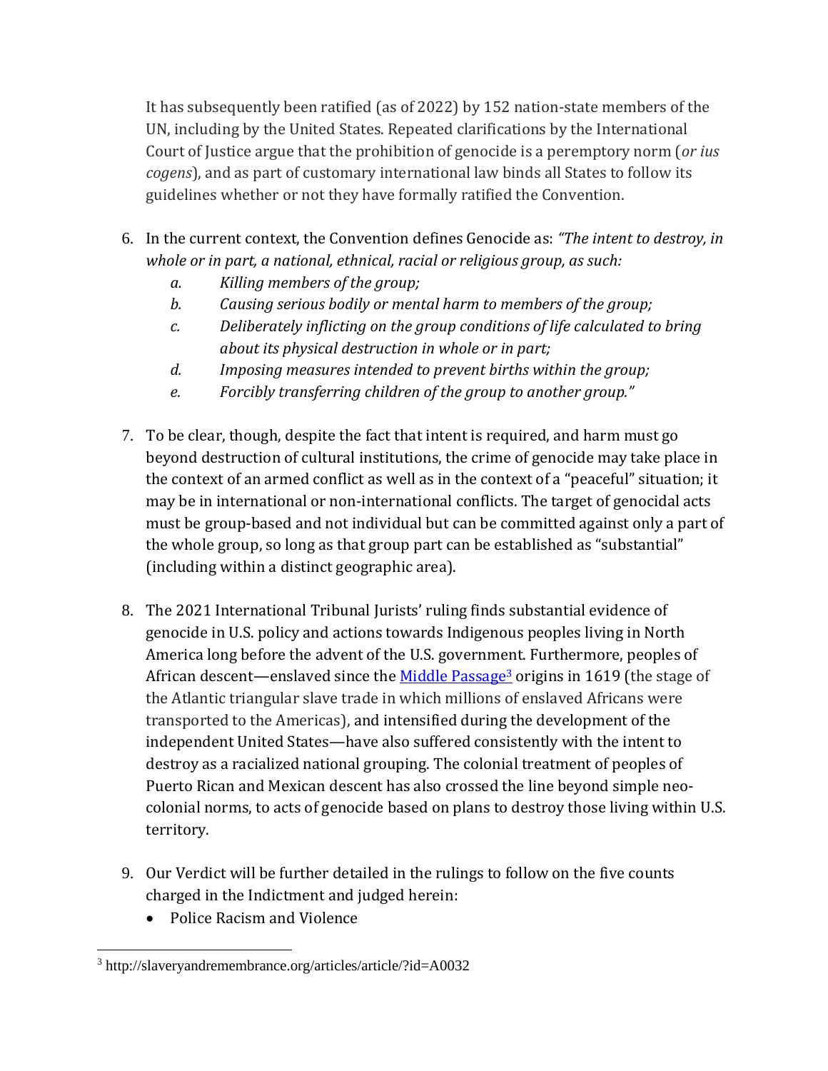It has subsequently been ratified (as of 2022) by 152 nation-state members of the UN, including by the United States. Repeated clarifications by the International Court of Justice argue that the prohibition of genocide is a peremptory norm (*or ius cogens*), and as part of customary international law binds all States to follow its guidelines whether or not they have formally ratified the Convention.

6. In the current context, the Convention defines Genocide as: *"The intent to destroy, in whole or in part, a national, ethnical, racial or religious group, as such:*
   a. *Killing members of the group;*
   b. *Causing serious bodily or mental harm to members of the group;*
   c. *Deliberately inflicting on the group conditions of life calculated to bring about its physical destruction in whole or in part;*
   d. *Imposing measures intended to prevent births within the group;*
   e. *Forcibly transferring children of the group to another group."*

7. To be clear, though, despite the fact that intent is required, and harm must go beyond destruction of cultural institutions, the crime of genocide may take place in the context of an armed conflict as well as in the context of a "peaceful" situation; it may be in international or non-international conflicts. The target of genocidal acts must be group-based and not individual but can be committed against only a part of the whole group, so long as that group part can be established as "substantial" (including within a distinct geographic area).

8. The 2021 International Tribunal Jurists' ruling finds substantial evidence of genocide in U.S. policy and actions towards Indigenous peoples living in North America long before the advent of the U.S. government. Furthermore, peoples of African descent—enslaved since the Middle Passage[3] origins in 1619 (the stage of the Atlantic triangular slave trade in which millions of enslaved Africans were transported to the Americas), and intensified during the development of the independent United States—have also suffered consistently with the intent to destroy as a racialized national grouping. The colonial treatment of peoples of Puerto Rican and Mexican descent has also crossed the line beyond simple neo-colonial norms, to acts of genocide based on plans to destroy those living within U.S. territory.

9. Our Verdict will be further detailed in the rulings to follow on the five counts charged in the Indictment and judged herein:
   - Police Racism and Violence

[3] http://slaveryandremembrance.org/articles/article/?id=A0032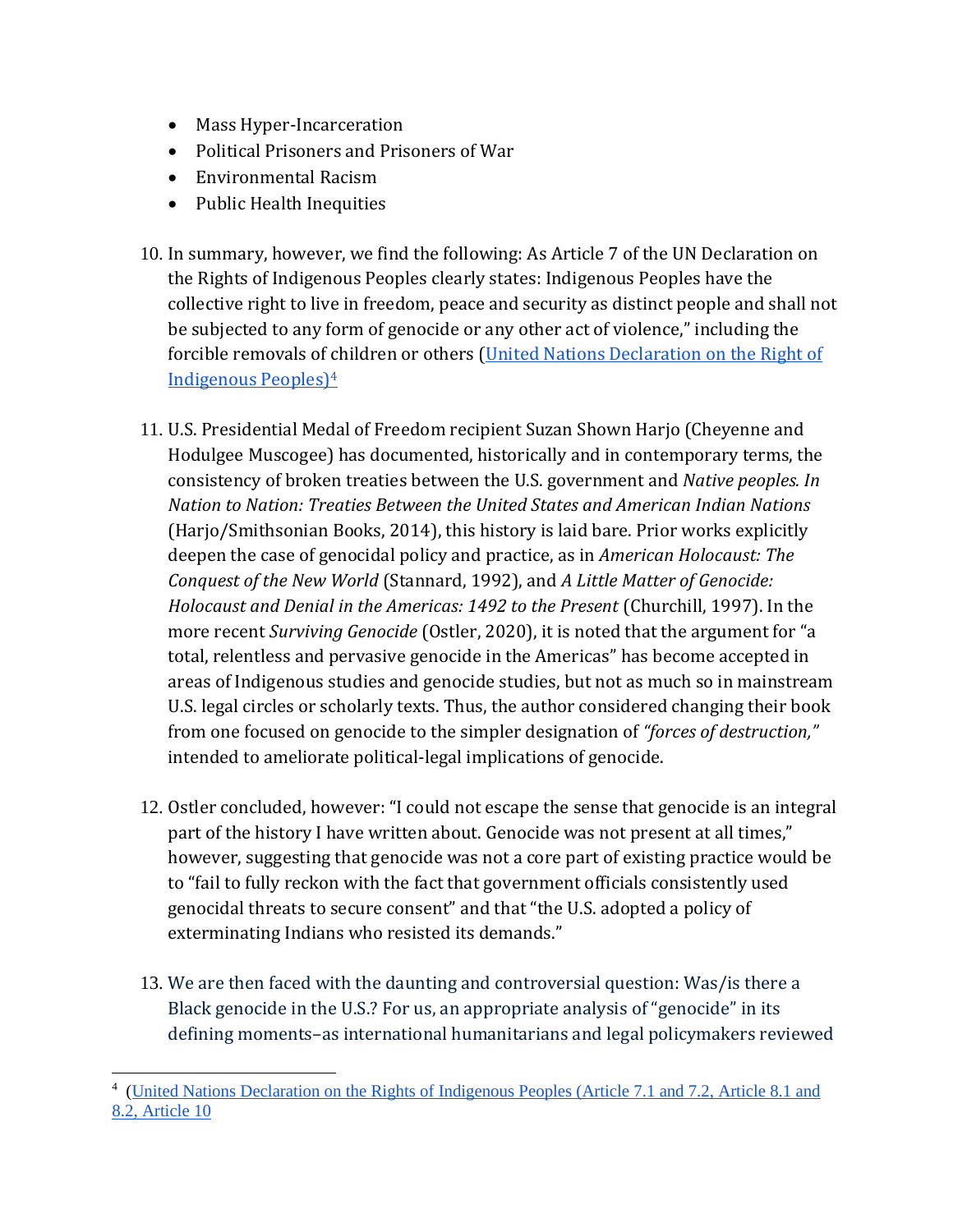- Mass Hyper-Incarceration
- Political Prisoners and Prisoners of War
- Environmental Racism
- Public Health Inequities

10. In summary, however, we find the following: As Article 7 of the UN Declaration on the Rights of Indigenous Peoples clearly states: Indigenous Peoples have the collective right to live in freedom, peace and security as distinct people and shall not be subjected to any form of genocide or any other act of violence," including the forcible removals of children or others ([United Nations Declaration on the Right of Indigenous Peoples)[4]]()

11. U.S. Presidential Medal of Freedom recipient Suzan Shown Harjo (Cheyenne and Hodulgee Muscogee) has documented, historically and in contemporary terms, the consistency of broken treaties between the U.S. government and *Native peoples. In Nation to Nation: Treaties Between the United States and American Indian Nations* (Harjo/Smithsonian Books, 2014), this history is laid bare. Prior works explicitly deepen the case of genocidal policy and practice, as in *American Holocaust: The Conquest of the New World* (Stannard, 1992), and *A Little Matter of Genocide: Holocaust and Denial in the Americas: 1492 to the Present* (Churchill, 1997). In the more recent *Surviving Genocide* (Ostler, 2020), it is noted that the argument for "a total, relentless and pervasive genocide in the Americas" has become accepted in areas of Indigenous studies and genocide studies, but not as much so in mainstream U.S. legal circles or scholarly texts. Thus, the author considered changing their book from one focused on genocide to the simpler designation of *"forces of destruction,"* intended to ameliorate political-legal implications of genocide.

12. Ostler concluded, however: "I could not escape the sense that genocide is an integral part of the history I have written about. Genocide was not present at all times," however, suggesting that genocide was not a core part of existing practice would be to "fail to fully reckon with the fact that government officials consistently used genocidal threats to secure consent" and that "the U.S. adopted a policy of exterminating Indians who resisted its demands."

13. We are then faced with the daunting and controversial question: Was/is there a Black genocide in the U.S.? For us, an appropriate analysis of "genocide" in its defining moments–as international humanitarians and legal policymakers reviewed

[4] ([United Nations Declaration on the Rights of Indigenous Peoples (Article 7.1 and 7.2, Article 8.1 and 8.2, Article 10]()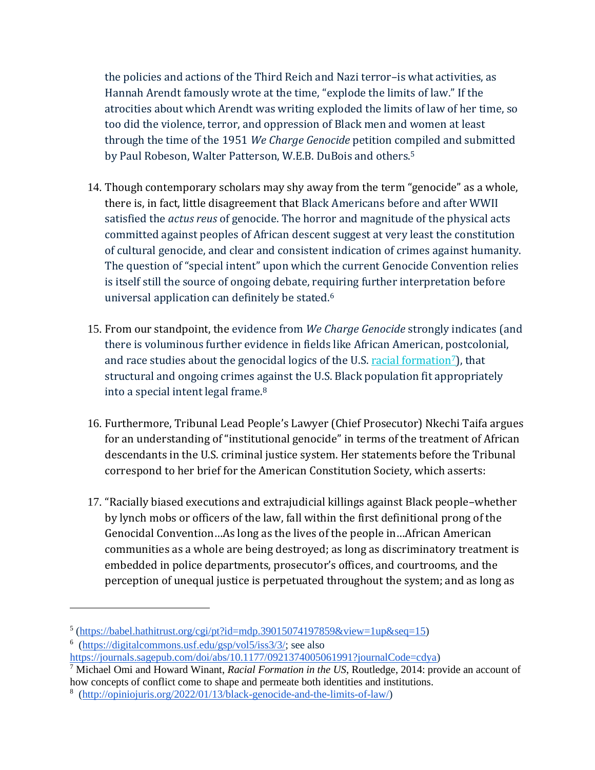the policies and actions of the Third Reich and Nazi terror–is what activities, as Hannah Arendt famously wrote at the time, "explode the limits of law." If the atrocities about which Arendt was writing exploded the limits of law of her time, so too did the violence, terror, and oppression of Black men and women at least through the time of the 1951 *We Charge Genocide* petition compiled and submitted by Paul Robeson, Walter Patterson, W.E.B. DuBois and others.[5]

14. Though contemporary scholars may shy away from the term "genocide" as a whole, there is, in fact, little disagreement that Black Americans before and after WWII satisfied the *actus reus* of genocide. The horror and magnitude of the physical acts committed against peoples of African descent suggest at very least the constitution of cultural genocide, and clear and consistent indication of crimes against humanity. The question of "special intent" upon which the current Genocide Convention relies is itself still the source of ongoing debate, requiring further interpretation before universal application can definitely be stated.[6]

15. From our standpoint, the evidence from *We Charge Genocide* strongly indicates (and there is voluminous further evidence in fields like African American, postcolonial, and race studies about the genocidal logics of the U.S. racial formation[7]), that structural and ongoing crimes against the U.S. Black population fit appropriately into a special intent legal frame.[8]

16. Furthermore, Tribunal Lead People's Lawyer (Chief Prosecutor) Nkechi Taifa argues for an understanding of "institutional genocide" in terms of the treatment of African descendants in the U.S. criminal justice system. Her statements before the Tribunal correspond to her brief for the American Constitution Society, which asserts:

17. "Racially biased executions and extrajudicial killings against Black people–whether by lynch mobs or officers of the law, fall within the first definitional prong of the Genocidal Convention…As long as the lives of the people in…African American communities as a whole are being destroyed; as long as discriminatory treatment is embedded in police departments, prosecutor's offices, and courtrooms, and the perception of unequal justice is perpetuated throughout the system; and as long as

---

[5] (https://babel.hathitrust.org/cgi/pt?id=mdp.39015074197859&view=1up&seq=15)

[6] (https://digitalcommons.usf.edu/gsp/vol5/iss3/3/; see also https://journals.sagepub.com/doi/abs/10.1177/0921374005061991?journalCode=cdya)

[7] Michael Omi and Howard Winant, *Racial Formation in the US*, Routledge, 2014: provide an account of how concepts of conflict come to shape and permeate both identities and institutions.

[8] (http://opiniojuris.org/2022/01/13/black-genocide-and-the-limits-of-law/)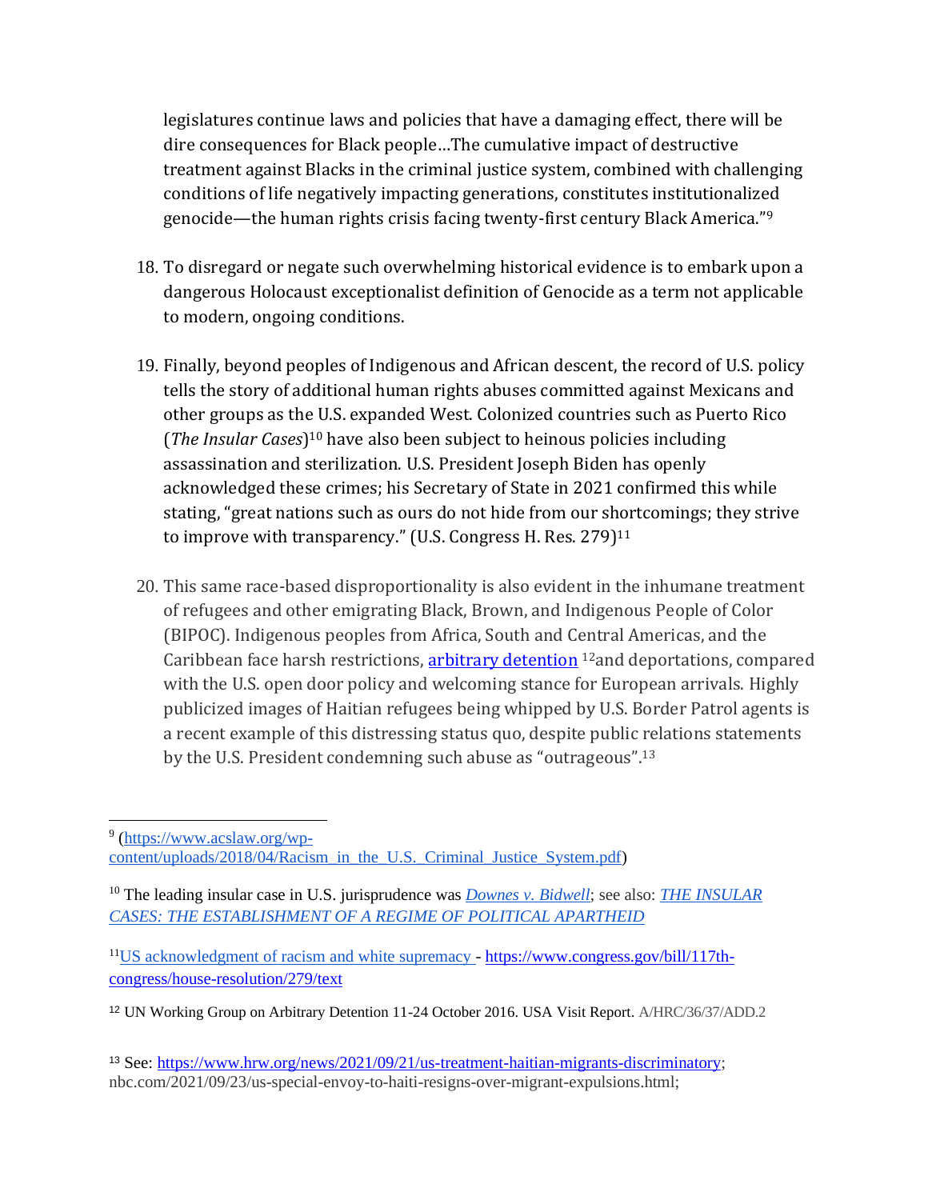legislatures continue laws and policies that have a damaging effect, there will be dire consequences for Black people…The cumulative impact of destructive treatment against Blacks in the criminal justice system, combined with challenging conditions of life negatively impacting generations, constitutes institutionalized genocide—the human rights crisis facing twenty-first century Black America."[9]

18. To disregard or negate such overwhelming historical evidence is to embark upon a dangerous Holocaust exceptionalist definition of Genocide as a term not applicable to modern, ongoing conditions.

19. Finally, beyond peoples of Indigenous and African descent, the record of U.S. policy tells the story of additional human rights abuses committed against Mexicans and other groups as the U.S. expanded West. Colonized countries such as Puerto Rico (*The Insular Cases*)[10] have also been subject to heinous policies including assassination and sterilization. U.S. President Joseph Biden has openly acknowledged these crimes; his Secretary of State in 2021 confirmed this while stating, "great nations such as ours do not hide from our shortcomings; they strive to improve with transparency." (U.S. Congress H. Res. 279)[11]

20. This same race-based disproportionality is also evident in the inhumane treatment of refugees and other emigrating Black, Brown, and Indigenous People of Color (BIPOC). Indigenous peoples from Africa, South and Central Americas, and the Caribbean face harsh restrictions, arbitrary detention [12]and deportations, compared with the U.S. open door policy and welcoming stance for European arrivals. Highly publicized images of Haitian refugees being whipped by U.S. Border Patrol agents is a recent example of this distressing status quo, despite public relations statements by the U.S. President condemning such abuse as "outrageous".[13]

---

[9] (https://www.acslaw.org/wp-content/uploads/2018/04/Racism_in_the_U.S._Criminal_Justice_System.pdf)

[10] The leading insular case in U.S. jurisprudence was *Downes v. Bidwell*; see also: *THE INSULAR CASES: THE ESTABLISHMENT OF A REGIME OF POLITICAL APARTHEID*

[11] US acknowledgment of racism and white supremacy - https://www.congress.gov/bill/117th-congress/house-resolution/279/text

[12] UN Working Group on Arbitrary Detention 11-24 October 2016. USA Visit Report. A/HRC/36/37/ADD.2

[13] See: https://www.hrw.org/news/2021/09/21/us-treatment-haitian-migrants-discriminatory; nbc.com/2021/09/23/us-special-envoy-to-haiti-resigns-over-migrant-expulsions.html;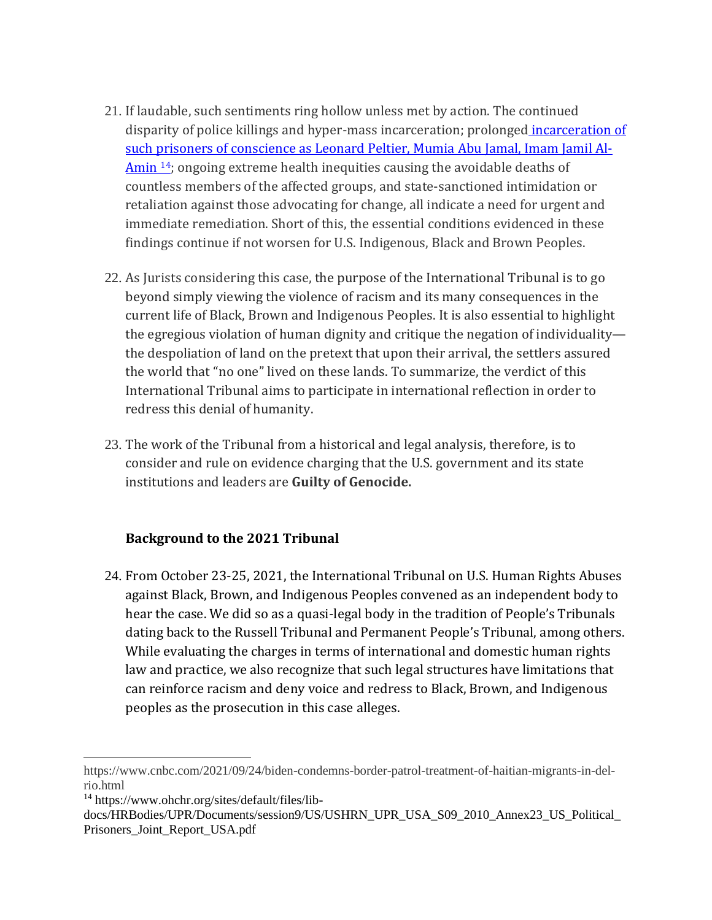21. If laudable, such sentiments ring hollow unless met by action. The continued disparity of police killings and hyper-mass incarceration; prolonged [incarceration of such prisoners of conscience as Leonard Peltier, Mumia Abu Jamal, Imam Jamil Al-Amin [14]](https://www.ohchr.org/sites/default/files/lib-docs/HRBodies/UPR/Documents/session9/US/USHRN_UPR_USA_S09_2010_Annex23_US_Political_Prisoners_Joint_Report_USA.pdf); ongoing extreme health inequities causing the avoidable deaths of countless members of the affected groups, and state-sanctioned intimidation or retaliation against those advocating for change, all indicate a need for urgent and immediate remediation. Short of this, the essential conditions evidenced in these findings continue if not worsen for U.S. Indigenous, Black and Brown Peoples.

22. As Jurists considering this case, the purpose of the International Tribunal is to go beyond simply viewing the violence of racism and its many consequences in the current life of Black, Brown and Indigenous Peoples. It is also essential to highlight the egregious violation of human dignity and critique the negation of individuality—the despoliation of land on the pretext that upon their arrival, the settlers assured the world that "no one" lived on these lands. To summarize, the verdict of this International Tribunal aims to participate in international reflection in order to redress this denial of humanity.

23. The work of the Tribunal from a historical and legal analysis, therefore, is to consider and rule on evidence charging that the U.S. government and its state institutions and leaders are **Guilty of Genocide.**

### Background to the 2021 Tribunal

24. From October 23-25, 2021, the International Tribunal on U.S. Human Rights Abuses against Black, Brown, and Indigenous Peoples convened as an independent body to hear the case. We did so as a quasi-legal body in the tradition of People's Tribunals dating back to the Russell Tribunal and Permanent People's Tribunal, among others. While evaluating the charges in terms of international and domestic human rights law and practice, we also recognize that such legal structures have limitations that can reinforce racism and deny voice and redress to Black, Brown, and Indigenous peoples as the prosecution in this case alleges.

---

https://www.cnbc.com/2021/09/24/biden-condemns-border-patrol-treatment-of-haitian-migrants-in-del-rio.html

[14] https://www.ohchr.org/sites/default/files/lib-docs/HRBodies/UPR/Documents/session9/US/USHRN_UPR_USA_S09_2010_Annex23_US_Political_Prisoners_Joint_Report_USA.pdf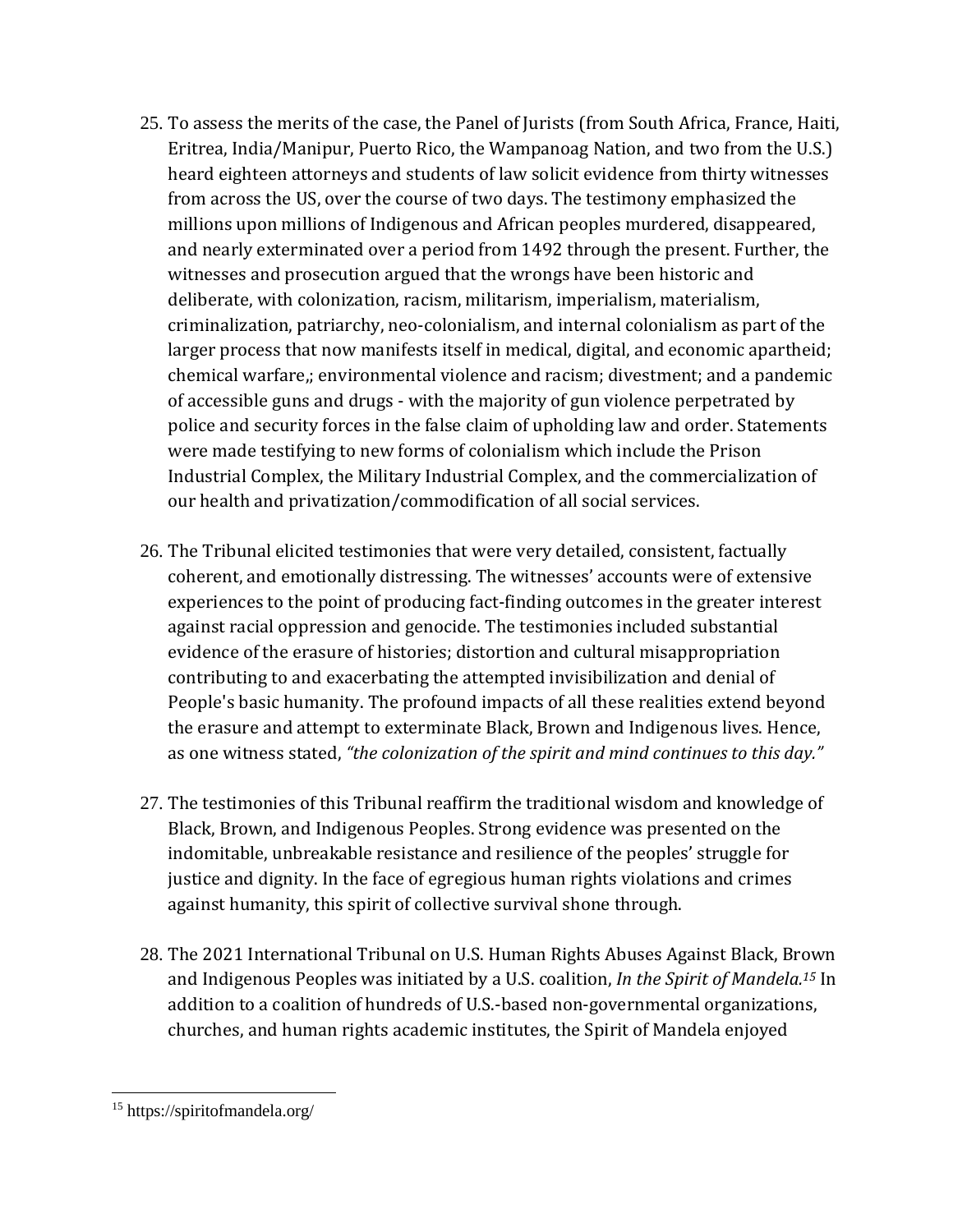25. To assess the merits of the case, the Panel of Jurists (from South Africa, France, Haiti, Eritrea, India/Manipur, Puerto Rico, the Wampanoag Nation, and two from the U.S.) heard eighteen attorneys and students of law solicit evidence from thirty witnesses from across the US, over the course of two days. The testimony emphasized the millions upon millions of Indigenous and African peoples murdered, disappeared, and nearly exterminated over a period from 1492 through the present. Further, the witnesses and prosecution argued that the wrongs have been historic and deliberate, with colonization, racism, militarism, imperialism, materialism, criminalization, patriarchy, neo-colonialism, and internal colonialism as part of the larger process that now manifests itself in medical, digital, and economic apartheid; chemical warfare,; environmental violence and racism; divestment; and a pandemic of accessible guns and drugs - with the majority of gun violence perpetrated by police and security forces in the false claim of upholding law and order. Statements were made testifying to new forms of colonialism which include the Prison Industrial Complex, the Military Industrial Complex, and the commercialization of our health and privatization/commodification of all social services.

26. The Tribunal elicited testimonies that were very detailed, consistent, factually coherent, and emotionally distressing. The witnesses' accounts were of extensive experiences to the point of producing fact-finding outcomes in the greater interest against racial oppression and genocide. The testimonies included substantial evidence of the erasure of histories; distortion and cultural misappropriation contributing to and exacerbating the attempted invisibilization and denial of People's basic humanity. The profound impacts of all these realities extend beyond the erasure and attempt to exterminate Black, Brown and Indigenous lives. Hence, as one witness stated, *"the colonization of the spirit and mind continues to this day."*

27. The testimonies of this Tribunal reaffirm the traditional wisdom and knowledge of Black, Brown, and Indigenous Peoples. Strong evidence was presented on the indomitable, unbreakable resistance and resilience of the peoples' struggle for justice and dignity. In the face of egregious human rights violations and crimes against humanity, this spirit of collective survival shone through.

28. The 2021 International Tribunal on U.S. Human Rights Abuses Against Black, Brown and Indigenous Peoples was initiated by a U.S. coalition, *In the Spirit of Mandela.*[15] In addition to a coalition of hundreds of U.S.-based non-governmental organizations, churches, and human rights academic institutes, the Spirit of Mandela enjoyed

[15] https://spiritofmandela.org/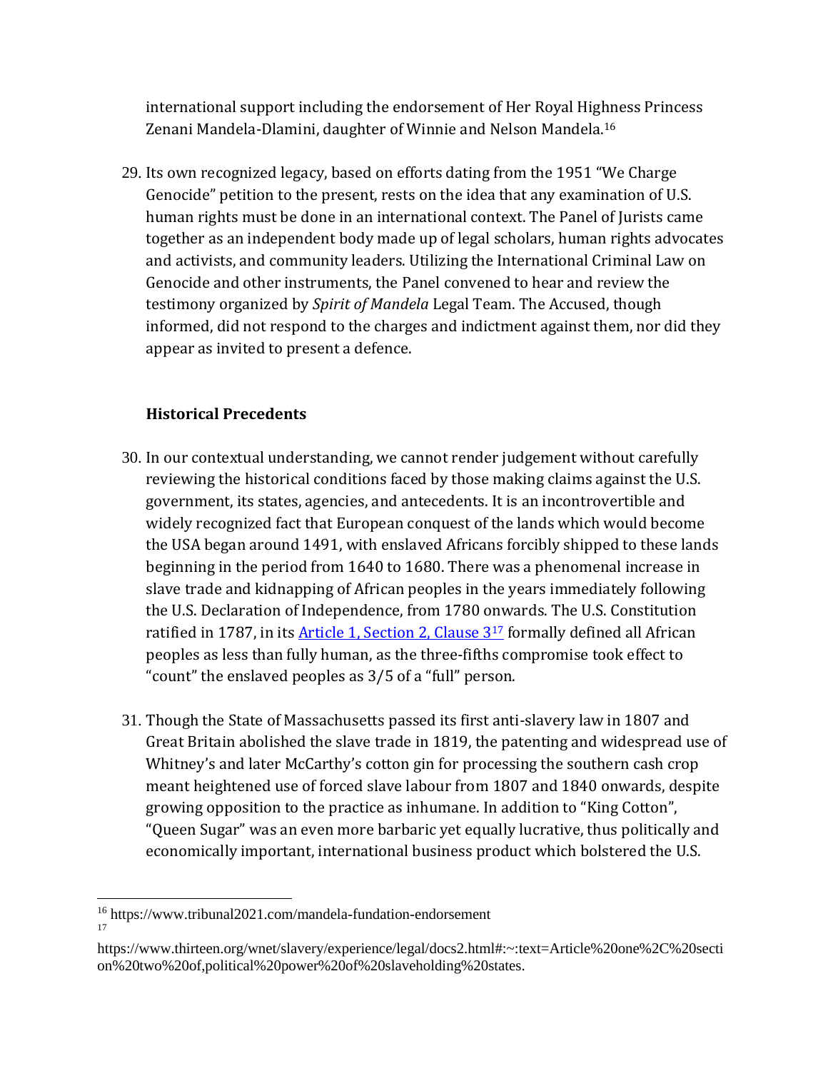international support including the endorsement of Her Royal Highness Princess Zenani Mandela-Dlamini, daughter of Winnie and Nelson Mandela.[16]

29. Its own recognized legacy, based on efforts dating from the 1951 "We Charge Genocide" petition to the present, rests on the idea that any examination of U.S. human rights must be done in an international context. The Panel of Jurists came together as an independent body made up of legal scholars, human rights advocates and activists, and community leaders. Utilizing the International Criminal Law on Genocide and other instruments, the Panel convened to hear and review the testimony organized by *Spirit of Mandela* Legal Team. The Accused, though informed, did not respond to the charges and indictment against them, nor did they appear as invited to present a defence.

### Historical Precedents

30. In our contextual understanding, we cannot render judgement without carefully reviewing the historical conditions faced by those making claims against the U.S. government, its states, agencies, and antecedents. It is an incontrovertible and widely recognized fact that European conquest of the lands which would become the USA began around 1491, with enslaved Africans forcibly shipped to these lands beginning in the period from 1640 to 1680. There was a phenomenal increase in slave trade and kidnapping of African peoples in the years immediately following the U.S. Declaration of Independence, from 1780 onwards. The U.S. Constitution ratified in 1787, in its Article 1, Section 2, Clause 3[17] formally defined all African peoples as less than fully human, as the three-fifths compromise took effect to "count" the enslaved peoples as 3/5 of a "full" person.

31. Though the State of Massachusetts passed its first anti-slavery law in 1807 and Great Britain abolished the slave trade in 1819, the patenting and widespread use of Whitney's and later McCarthy's cotton gin for processing the southern cash crop meant heightened use of forced slave labour from 1807 and 1840 onwards, despite growing opposition to the practice as inhumane. In addition to "King Cotton", "Queen Sugar" was an even more barbaric yet equally lucrative, thus politically and economically important, international business product which bolstered the U.S.

---

[16] https://www.tribunal2021.com/mandela-fundation-endorsement

[17] https://www.thirteen.org/wnet/slavery/experience/legal/docs2.html#:~:text=Article%20one%2C%20section%20two%20of,political%20power%20of%20slaveholding%20states.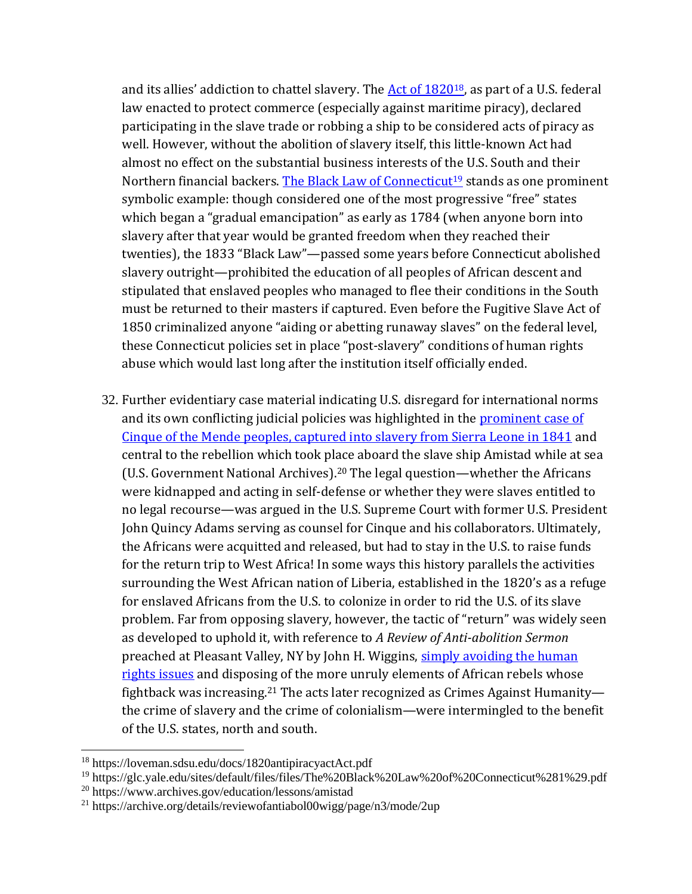and its allies' addiction to chattel slavery. The [Act of 1820][18], as part of a U.S. federal law enacted to protect commerce (especially against maritime piracy), declared participating in the slave trade or robbing a ship to be considered acts of piracy as well. However, without the abolition of slavery itself, this little-known Act had almost no effect on the substantial business interests of the U.S. South and their Northern financial backers. [The Black Law of Connecticut][19] stands as one prominent symbolic example: though considered one of the most progressive "free" states which began a "gradual emancipation" as early as 1784 (when anyone born into slavery after that year would be granted freedom when they reached their twenties), the 1833 "Black Law"—passed some years before Connecticut abolished slavery outright—prohibited the education of all peoples of African descent and stipulated that enslaved peoples who managed to flee their conditions in the South must be returned to their masters if captured. Even before the Fugitive Slave Act of 1850 criminalized anyone "aiding or abetting runaway slaves" on the federal level, these Connecticut policies set in place "post-slavery" conditions of human rights abuse which would last long after the institution itself officially ended.

32. Further evidentiary case material indicating U.S. disregard for international norms and its own conflicting judicial policies was highlighted in the prominent case of Cinque of the Mende peoples, captured into slavery from Sierra Leone in 1841 and central to the rebellion which took place aboard the slave ship Amistad while at sea (U.S. Government National Archives).[20] The legal question—whether the Africans were kidnapped and acting in self-defense or whether they were slaves entitled to no legal recourse—was argued in the U.S. Supreme Court with former U.S. President John Quincy Adams serving as counsel for Cinque and his collaborators. Ultimately, the Africans were acquitted and released, but had to stay in the U.S. to raise funds for the return trip to West Africa! In some ways this history parallels the activities surrounding the West African nation of Liberia, established in the 1820's as a refuge for enslaved Africans from the U.S. to colonize in order to rid the U.S. of its slave problem. Far from opposing slavery, however, the tactic of "return" was widely seen as developed to uphold it, with reference to *A Review of Anti-abolition Sermon* preached at Pleasant Valley, NY by John H. Wiggins, simply avoiding the human rights issues and disposing of the more unruly elements of African rebels whose fightback was increasing.[21] The acts later recognized as Crimes Against Humanity—the crime of slavery and the crime of colonialism—were intermingled to the benefit of the U.S. states, north and south.

---

[18] https://loveman.sdsu.edu/docs/1820antipiracyactAct.pdf

[19] https://glc.yale.edu/sites/default/files/files/The%20Black%20Law%20of%20Connecticut%281%29.pdf

[20] https://www.archives.gov/education/lessons/amistad

[21] https://archive.org/details/reviewofantiabol00wigg/page/n3/mode/2up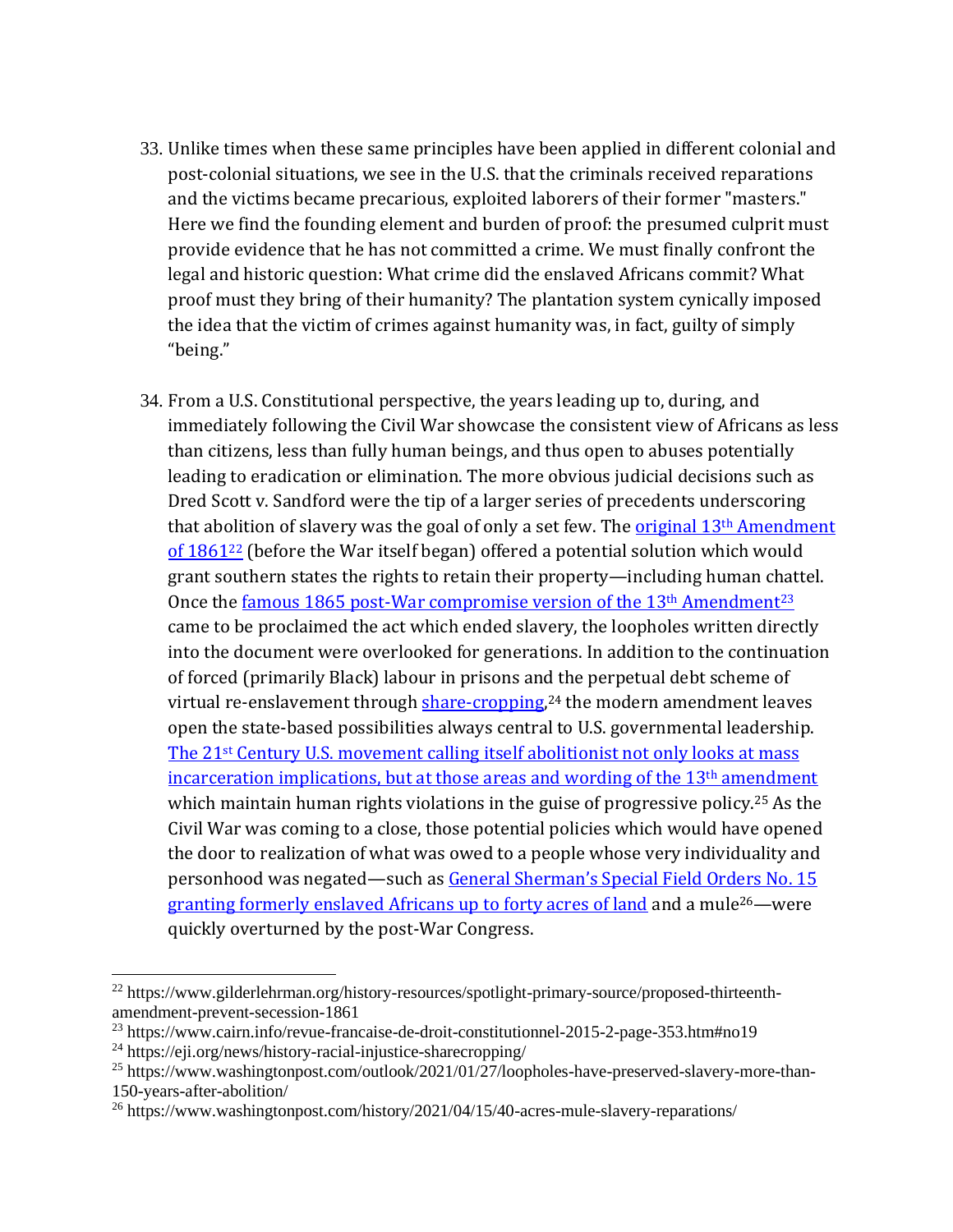33. Unlike times when these same principles have been applied in different colonial and post-colonial situations, we see in the U.S. that the criminals received reparations and the victims became precarious, exploited laborers of their former "masters." Here we find the founding element and burden of proof: the presumed culprit must provide evidence that he has not committed a crime. We must finally confront the legal and historic question: What crime did the enslaved Africans commit? What proof must they bring of their humanity? The plantation system cynically imposed the idea that the victim of crimes against humanity was, in fact, guilty of simply "being."

34. From a U.S. Constitutional perspective, the years leading up to, during, and immediately following the Civil War showcase the consistent view of Africans as less than citizens, less than fully human beings, and thus open to abuses potentially leading to eradication or elimination. The more obvious judicial decisions such as Dred Scott v. Sandford were the tip of a larger series of precedents underscoring that abolition of slavery was the goal of only a set few. The original 13th Amendment of 1861[22] (before the War itself began) offered a potential solution which would grant southern states the rights to retain their property—including human chattel. Once the famous 1865 post-War compromise version of the 13th Amendment[23] came to be proclaimed the act which ended slavery, the loopholes written directly into the document were overlooked for generations. In addition to the continuation of forced (primarily Black) labour in prisons and the perpetual debt scheme of virtual re-enslavement through share-cropping,[24] the modern amendment leaves open the state-based possibilities always central to U.S. governmental leadership. The 21st Century U.S. movement calling itself abolitionist not only looks at mass incarceration implications, but at those areas and wording of the 13th amendment which maintain human rights violations in the guise of progressive policy.[25] As the Civil War was coming to a close, those potential policies which would have opened the door to realization of what was owed to a people whose very individuality and personhood was negated—such as General Sherman's Special Field Orders No. 15 granting formerly enslaved Africans up to forty acres of land and a mule[26]—were quickly overturned by the post-War Congress.

---

[22] https://www.gilderlehrman.org/history-resources/spotlight-primary-source/proposed-thirteenth-amendment-prevent-secession-1861

[23] https://www.cairn.info/revue-francaise-de-droit-constitutionnel-2015-2-page-353.htm#no19

[24] https://eji.org/news/history-racial-injustice-sharecropping/

[25] https://www.washingtonpost.com/outlook/2021/01/27/loopholes-have-preserved-slavery-more-than-150-years-after-abolition/

[26] https://www.washingtonpost.com/history/2021/04/15/40-acres-mule-slavery-reparations/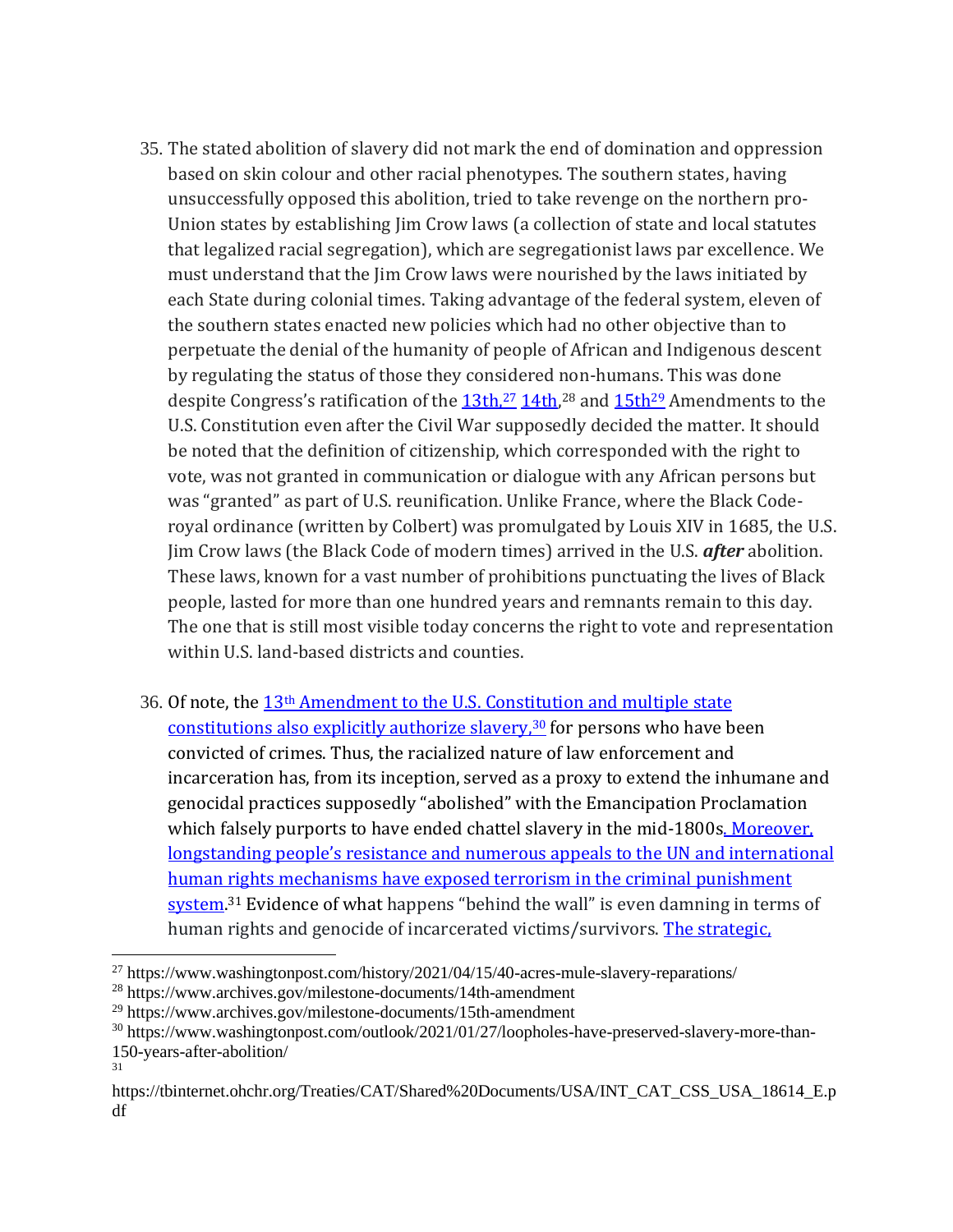35. The stated abolition of slavery did not mark the end of domination and oppression based on skin colour and other racial phenotypes. The southern states, having unsuccessfully opposed this abolition, tried to take revenge on the northern pro-Union states by establishing Jim Crow laws (a collection of state and local statutes that legalized racial segregation), which are segregationist laws par excellence. We must understand that the Jim Crow laws were nourished by the laws initiated by each State during colonial times. Taking advantage of the federal system, eleven of the southern states enacted new policies which had no other objective than to perpetuate the denial of the humanity of people of African and Indigenous descent by regulating the status of those they considered non-humans. This was done despite Congress's ratification of the 13th,[27] 14th,[28] and 15th[29] Amendments to the U.S. Constitution even after the Civil War supposedly decided the matter. It should be noted that the definition of citizenship, which corresponded with the right to vote, was not granted in communication or dialogue with any African persons but was "granted" as part of U.S. reunification. Unlike France, where the Black Code-royal ordinance (written by Colbert) was promulgated by Louis XIV in 1685, the U.S. Jim Crow laws (the Black Code of modern times) arrived in the U.S. ***after*** abolition. These laws, known for a vast number of prohibitions punctuating the lives of Black people, lasted for more than one hundred years and remnants remain to this day. The one that is still most visible today concerns the right to vote and representation within U.S. land-based districts and counties.

36. Of note, the 13th Amendment to the U.S. Constitution and multiple state constitutions also explicitly authorize slavery,[30] for persons who have been convicted of crimes. Thus, the racialized nature of law enforcement and incarceration has, from its inception, served as a proxy to extend the inhumane and genocidal practices supposedly "abolished" with the Emancipation Proclamation which falsely purports to have ended chattel slavery in the mid-1800s. Moreover, longstanding people's resistance and numerous appeals to the UN and international human rights mechanisms have exposed terrorism in the criminal punishment system.[31] Evidence of what happens "behind the wall" is even damning in terms of human rights and genocide of incarcerated victims/survivors. The strategic,

---

[27] https://www.washingtonpost.com/history/2021/04/15/40-acres-mule-slavery-reparations/

[28] https://www.archives.gov/milestone-documents/14th-amendment

[29] https://www.archives.gov/milestone-documents/15th-amendment

[30] https://www.washingtonpost.com/outlook/2021/01/27/loopholes-have-preserved-slavery-more-than-150-years-after-abolition/

[31] https://tbinternet.ohchr.org/Treaties/CAT/Shared%20Documents/USA/INT_CAT_CSS_USA_18614_E.pdf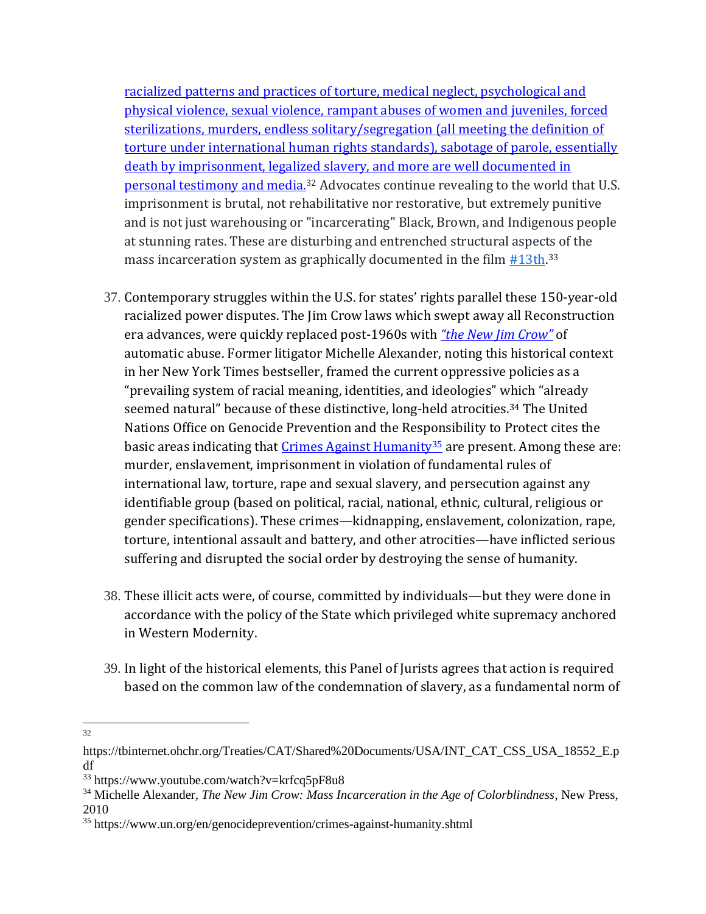racialized patterns and practices of torture, medical neglect, psychological and physical violence, sexual violence, rampant abuses of women and juveniles, forced sterilizations, murders, endless solitary/segregation (all meeting the definition of torture under international human rights standards), sabotage of parole, essentially death by imprisonment, legalized slavery, and more are well documented in personal testimony and media.[32] Advocates continue revealing to the world that U.S. imprisonment is brutal, not rehabilitative nor restorative, but extremely punitive and is not just warehousing or "incarcerating" Black, Brown, and Indigenous people at stunning rates. These are disturbing and entrenched structural aspects of the mass incarceration system as graphically documented in the film #13th.[33]

37. Contemporary struggles within the U.S. for states' rights parallel these 150-year-old racialized power disputes. The Jim Crow laws which swept away all Reconstruction era advances, were quickly replaced post-1960s with *"the New Jim Crow"* of automatic abuse. Former litigator Michelle Alexander, noting this historical context in her New York Times bestseller, framed the current oppressive policies as a "prevailing system of racial meaning, identities, and ideologies" which "already seemed natural" because of these distinctive, long-held atrocities.[34] The United Nations Office on Genocide Prevention and the Responsibility to Protect cites the basic areas indicating that Crimes Against Humanity[35] are present. Among these are: murder, enslavement, imprisonment in violation of fundamental rules of international law, torture, rape and sexual slavery, and persecution against any identifiable group (based on political, racial, national, ethnic, cultural, religious or gender specifications). These crimes—kidnapping, enslavement, colonization, rape, torture, intentional assault and battery, and other atrocities—have inflicted serious suffering and disrupted the social order by destroying the sense of humanity.

38. These illicit acts were, of course, committed by individuals—but they were done in accordance with the policy of the State which privileged white supremacy anchored in Western Modernity.

39. In light of the historical elements, this Panel of Jurists agrees that action is required based on the common law of the condemnation of slavery, as a fundamental norm of

---

[32] https://tbinternet.ohchr.org/Treaties/CAT/Shared%20Documents/USA/INT_CAT_CSS_USA_18552_E.pdf

[33] https://www.youtube.com/watch?v=krfcq5pF8u8

[34] Michelle Alexander, *The New Jim Crow: Mass Incarceration in the Age of Colorblindness*, New Press, 2010

[35] https://www.un.org/en/genocideprevention/crimes-against-humanity.shtml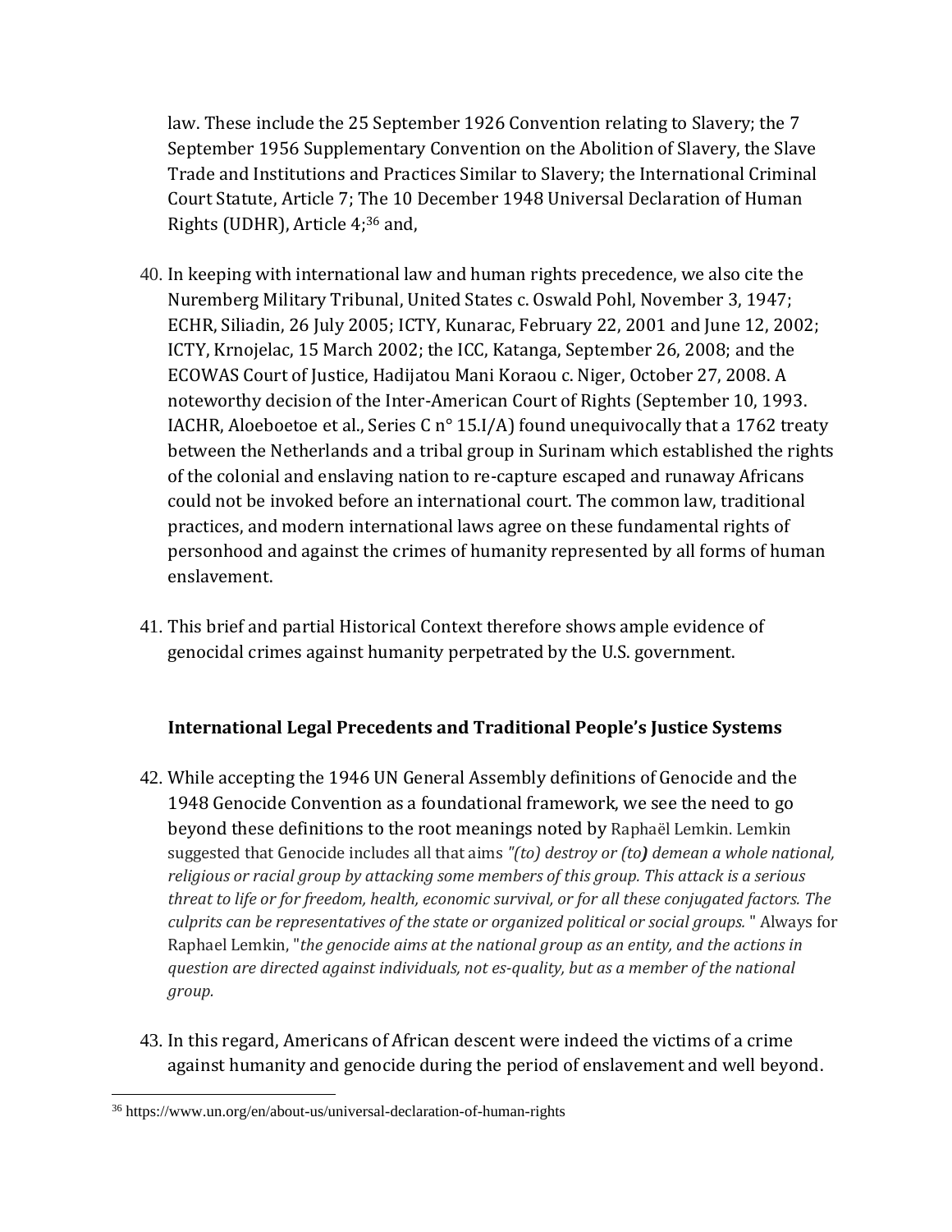law. These include the 25 September 1926 Convention relating to Slavery; the 7 September 1956 Supplementary Convention on the Abolition of Slavery, the Slave Trade and Institutions and Practices Similar to Slavery; the International Criminal Court Statute, Article 7; The 10 December 1948 Universal Declaration of Human Rights (UDHR), Article 4;[36] and,

40. In keeping with international law and human rights precedence, we also cite the Nuremberg Military Tribunal, United States c. Oswald Pohl, November 3, 1947; ECHR, Siliadin, 26 July 2005; ICTY, Kunarac, February 22, 2001 and June 12, 2002; ICTY, Krnojelac, 15 March 2002; the ICC, Katanga, September 26, 2008; and the ECOWAS Court of Justice, Hadijatou Mani Koraou c. Niger, October 27, 2008. A noteworthy decision of the Inter-American Court of Rights (September 10, 1993. IACHR, Aloeboetoe et al., Series C n° 15.I/A) found unequivocally that a 1762 treaty between the Netherlands and a tribal group in Surinam which established the rights of the colonial and enslaving nation to re-capture escaped and runaway Africans could not be invoked before an international court. The common law, traditional practices, and modern international laws agree on these fundamental rights of personhood and against the crimes of humanity represented by all forms of human enslavement.

41. This brief and partial Historical Context therefore shows ample evidence of genocidal crimes against humanity perpetrated by the U.S. government.

## International Legal Precedents and Traditional People's Justice Systems

42. While accepting the 1946 UN General Assembly definitions of Genocide and the 1948 Genocide Convention as a foundational framework, we see the need to go beyond these definitions to the root meanings noted by Raphaël Lemkin. Lemkin suggested that Genocide includes all that aims *"(to) destroy or (to**)** demean a whole national, religious or racial group by attacking some members of this group. This attack is a serious threat to life or for freedom, health, economic survival, or for all these conjugated factors. The culprits can be representatives of the state or organized political or social groups.* " Always for Raphael Lemkin, "*the genocide aims at the national group as an entity, and the actions in question are directed against individuals, not es-quality, but as a member of the national group.*

43. In this regard, Americans of African descent were indeed the victims of a crime against humanity and genocide during the period of enslavement and well beyond.

[36] https://www.un.org/en/about-us/universal-declaration-of-human-rights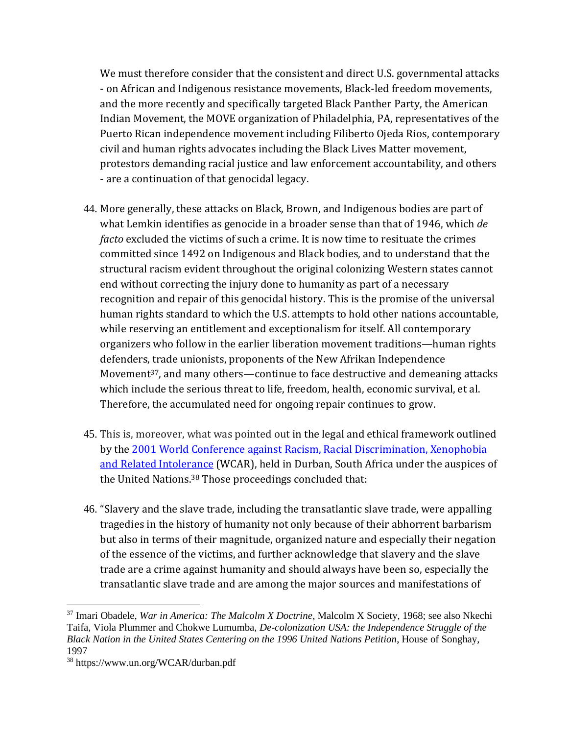We must therefore consider that the consistent and direct U.S. governmental attacks - on African and Indigenous resistance movements, Black-led freedom movements, and the more recently and specifically targeted Black Panther Party, the American Indian Movement, the MOVE organization of Philadelphia, PA, representatives of the Puerto Rican independence movement including Filiberto Ojeda Rios, contemporary civil and human rights advocates including the Black Lives Matter movement, protestors demanding racial justice and law enforcement accountability, and others - are a continuation of that genocidal legacy.

44. More generally, these attacks on Black, Brown, and Indigenous bodies are part of what Lemkin identifies as genocide in a broader sense than that of 1946, which *de facto* excluded the victims of such a crime. It is now time to resituate the crimes committed since 1492 on Indigenous and Black bodies, and to understand that the structural racism evident throughout the original colonizing Western states cannot end without correcting the injury done to humanity as part of a necessary recognition and repair of this genocidal history. This is the promise of the universal human rights standard to which the U.S. attempts to hold other nations accountable, while reserving an entitlement and exceptionalism for itself. All contemporary organizers who follow in the earlier liberation movement traditions—human rights defenders, trade unionists, proponents of the New Afrikan Independence Movement[37], and many others—continue to face destructive and demeaning attacks which include the serious threat to life, freedom, health, economic survival, et al. Therefore, the accumulated need for ongoing repair continues to grow.

45. This is, moreover, what was pointed out in the legal and ethical framework outlined by the [2001 World Conference against Racism, Racial Discrimination, Xenophobia and Related Intolerance](https://www.un.org/WCAR/durban.pdf) (WCAR), held in Durban, South Africa under the auspices of the United Nations.[38] Those proceedings concluded that:

46. "Slavery and the slave trade, including the transatlantic slave trade, were appalling tragedies in the history of humanity not only because of their abhorrent barbarism but also in terms of their magnitude, organized nature and especially their negation of the essence of the victims, and further acknowledge that slavery and the slave trade are a crime against humanity and should always have been so, especially the transatlantic slave trade and are among the major sources and manifestations of

---

[37] Imari Obadele, *War in America: The Malcolm X Doctrine*, Malcolm X Society, 1968; see also Nkechi Taifa, Viola Plummer and Chokwe Lumumba, *De-colonization USA: the Independence Struggle of the Black Nation in the United States Centering on the 1996 United Nations Petition*, House of Songhay, 1997

[38] https://www.un.org/WCAR/durban.pdf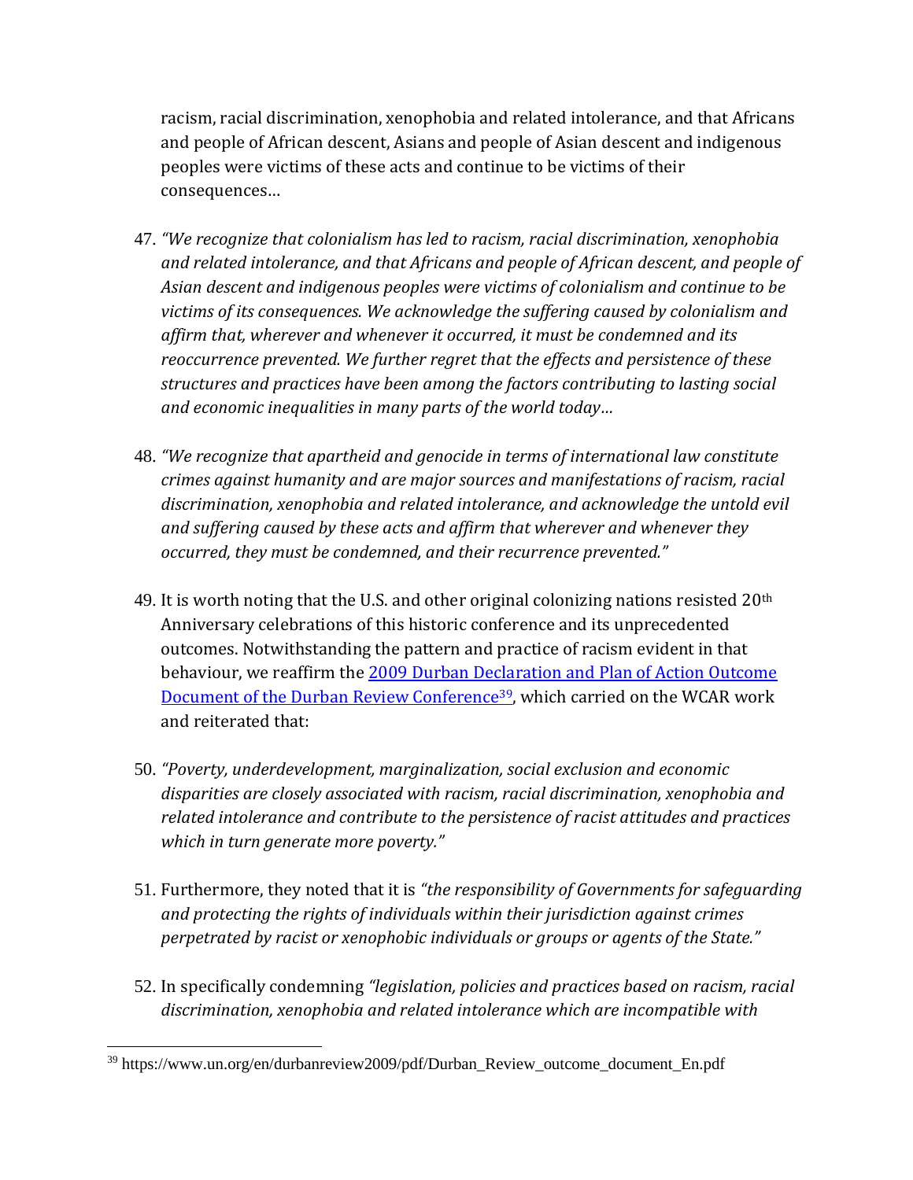racism, racial discrimination, xenophobia and related intolerance, and that Africans and people of African descent, Asians and people of Asian descent and indigenous peoples were victims of these acts and continue to be victims of their consequences…

47. *"We recognize that colonialism has led to racism, racial discrimination, xenophobia and related intolerance, and that Africans and people of African descent, and people of Asian descent and indigenous peoples were victims of colonialism and continue to be victims of its consequences. We acknowledge the suffering caused by colonialism and affirm that, wherever and whenever it occurred, it must be condemned and its reoccurrence prevented. We further regret that the effects and persistence of these structures and practices have been among the factors contributing to lasting social and economic inequalities in many parts of the world today…*

48. *"We recognize that apartheid and genocide in terms of international law constitute crimes against humanity and are major sources and manifestations of racism, racial discrimination, xenophobia and related intolerance, and acknowledge the untold evil and suffering caused by these acts and affirm that wherever and whenever they occurred, they must be condemned, and their recurrence prevented."*

49. It is worth noting that the U.S. and other original colonizing nations resisted 20th Anniversary celebrations of this historic conference and its unprecedented outcomes. Notwithstanding the pattern and practice of racism evident in that behaviour, we reaffirm the 2009 Durban Declaration and Plan of Action Outcome Document of the Durban Review Conference[39], which carried on the WCAR work and reiterated that:

50. *"Poverty, underdevelopment, marginalization, social exclusion and economic disparities are closely associated with racism, racial discrimination, xenophobia and related intolerance and contribute to the persistence of racist attitudes and practices which in turn generate more poverty."*

51. Furthermore, they noted that it is *"the responsibility of Governments for safeguarding and protecting the rights of individuals within their jurisdiction against crimes perpetrated by racist or xenophobic individuals or groups or agents of the State."*

52. In specifically condemning *"legislation, policies and practices based on racism, racial discrimination, xenophobia and related intolerance which are incompatible with*

[39] https://www.un.org/en/durbanreview2009/pdf/Durban_Review_outcome_document_En.pdf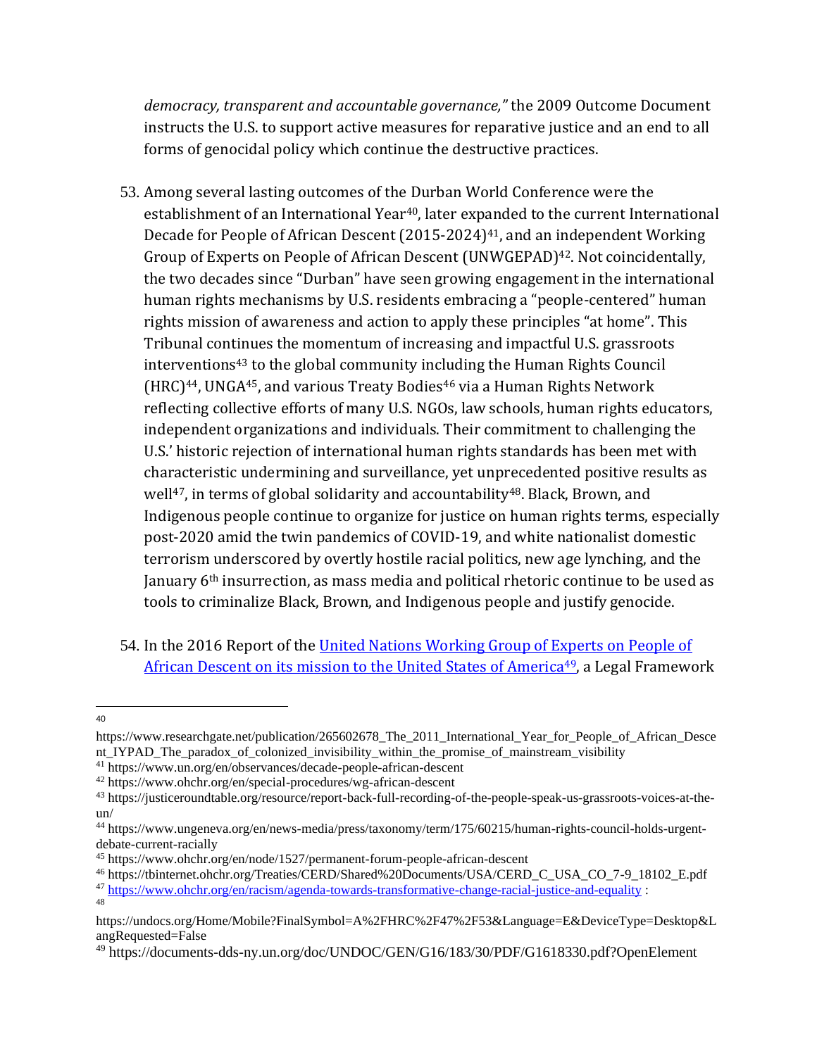*democracy, transparent and accountable governance,"* the 2009 Outcome Document instructs the U.S. to support active measures for reparative justice and an end to all forms of genocidal policy which continue the destructive practices.

53. Among several lasting outcomes of the Durban World Conference were the establishment of an International Year[40], later expanded to the current International Decade for People of African Descent (2015-2024)[41], and an independent Working Group of Experts on People of African Descent (UNWGEPAD)[42]. Not coincidentally, the two decades since "Durban" have seen growing engagement in the international human rights mechanisms by U.S. residents embracing a "people-centered" human rights mission of awareness and action to apply these principles "at home". This Tribunal continues the momentum of increasing and impactful U.S. grassroots interventions[43] to the global community including the Human Rights Council (HRC)[44], UNGA[45], and various Treaty Bodies[46] via a Human Rights Network reflecting collective efforts of many U.S. NGOs, law schools, human rights educators, independent organizations and individuals. Their commitment to challenging the U.S.' historic rejection of international human rights standards has been met with characteristic undermining and surveillance, yet unprecedented positive results as well[47], in terms of global solidarity and accountability[48]. Black, Brown, and Indigenous people continue to organize for justice on human rights terms, especially post-2020 amid the twin pandemics of COVID-19, and white nationalist domestic terrorism underscored by overtly hostile racial politics, new age lynching, and the January 6th insurrection, as mass media and political rhetoric continue to be used as tools to criminalize Black, Brown, and Indigenous people and justify genocide.

54. In the 2016 Report of the [United Nations Working Group of Experts on People of African Descent on its mission to the United States of America](https://documents-dds-ny.un.org/doc/UNDOC/GEN/G16/183/30/PDF/G1618330.pdf?OpenElement)[49], a Legal Framework

---

[40] https://www.researchgate.net/publication/265602678_The_2011_International_Year_for_People_of_African_Descent_IYPAD_The_paradox_of_colonized_invisibility_within_the_promise_of_mainstream_visibility

[41] https://www.un.org/en/observances/decade-people-african-descent

[42] https://www.ohchr.org/en/special-procedures/wg-african-descent

[43] https://justiceroundtable.org/resource/report-back-full-recording-of-the-people-speak-us-grassroots-voices-at-the-un/

[44] https://www.ungeneva.org/en/news-media/press/taxonomy/term/175/60215/human-rights-council-holds-urgent-debate-current-racially

[45] https://www.ohchr.org/en/node/1527/permanent-forum-people-african-descent

[46] https://tbinternet.ohchr.org/Treaties/CERD/Shared%20Documents/USA/CERD_C_USA_CO_7-9_18102_E.pdf

[47] https://www.ohchr.org/en/racism/agenda-towards-transformative-change-racial-justice-and-equality :

[48] https://undocs.org/Home/Mobile?FinalSymbol=A%2FHRC%2F47%2F53&Language=E&DeviceType=Desktop&LangRequested=False

[49] https://documents-dds-ny.un.org/doc/UNDOC/GEN/G16/183/30/PDF/G1618330.pdf?OpenElement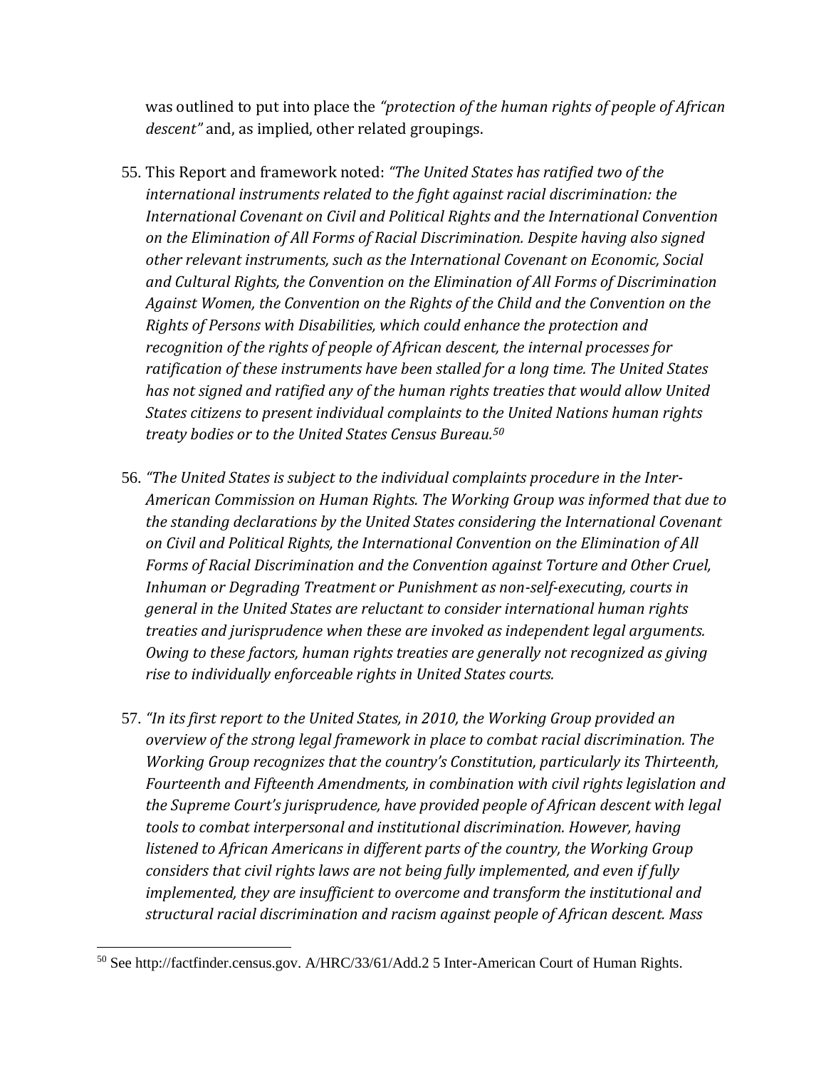was outlined to put into place the *"protection of the human rights of people of African descent"* and, as implied, other related groupings.

55. This Report and framework noted: *"The United States has ratified two of the international instruments related to the fight against racial discrimination: the International Covenant on Civil and Political Rights and the International Convention on the Elimination of All Forms of Racial Discrimination. Despite having also signed other relevant instruments, such as the International Covenant on Economic, Social and Cultural Rights, the Convention on the Elimination of All Forms of Discrimination Against Women, the Convention on the Rights of the Child and the Convention on the Rights of Persons with Disabilities, which could enhance the protection and recognition of the rights of people of African descent, the internal processes for ratification of these instruments have been stalled for a long time. The United States has not signed and ratified any of the human rights treaties that would allow United States citizens to present individual complaints to the United Nations human rights treaty bodies or to the United States Census Bureau.*[50]

56. *"The United States is subject to the individual complaints procedure in the Inter-American Commission on Human Rights. The Working Group was informed that due to the standing declarations by the United States considering the International Covenant on Civil and Political Rights, the International Convention on the Elimination of All Forms of Racial Discrimination and the Convention against Torture and Other Cruel, Inhuman or Degrading Treatment or Punishment as non-self-executing, courts in general in the United States are reluctant to consider international human rights treaties and jurisprudence when these are invoked as independent legal arguments. Owing to these factors, human rights treaties are generally not recognized as giving rise to individually enforceable rights in United States courts.*

57. *"In its first report to the United States, in 2010, the Working Group provided an overview of the strong legal framework in place to combat racial discrimination. The Working Group recognizes that the country's Constitution, particularly its Thirteenth, Fourteenth and Fifteenth Amendments, in combination with civil rights legislation and the Supreme Court's jurisprudence, have provided people of African descent with legal tools to combat interpersonal and institutional discrimination. However, having listened to African Americans in different parts of the country, the Working Group considers that civil rights laws are not being fully implemented, and even if fully implemented, they are insufficient to overcome and transform the institutional and structural racial discrimination and racism against people of African descent. Mass*

---

[50] See http://factfinder.census.gov. A/HRC/33/61/Add.2 5 Inter-American Court of Human Rights.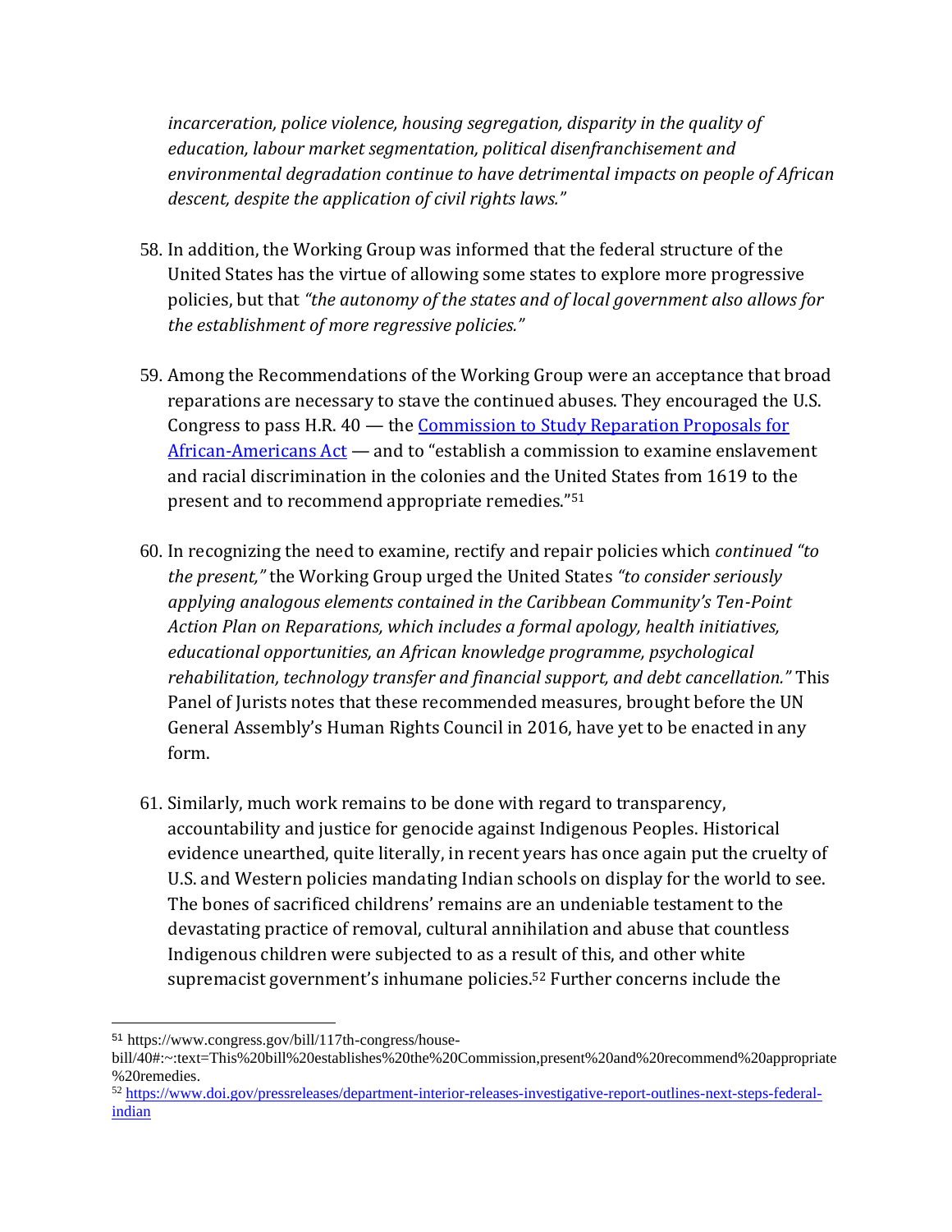*incarceration, police violence, housing segregation, disparity in the quality of education, labour market segmentation, political disenfranchisement and environmental degradation continue to have detrimental impacts on people of African descent, despite the application of civil rights laws."*

58. In addition, the Working Group was informed that the federal structure of the United States has the virtue of allowing some states to explore more progressive policies, but that *"the autonomy of the states and of local government also allows for the establishment of more regressive policies."*

59. Among the Recommendations of the Working Group were an acceptance that broad reparations are necessary to stave the continued abuses. They encouraged the U.S. Congress to pass H.R. 40 — the [Commission to Study Reparation Proposals for African-Americans Act](https://www.congress.gov/bill/117th-congress/house-bill/40) — and to "establish a commission to examine enslavement and racial discrimination in the colonies and the United States from 1619 to the present and to recommend appropriate remedies."[51]

60. In recognizing the need to examine, rectify and repair policies which *continued "to the present,"* the Working Group urged the United States *"to consider seriously applying analogous elements contained in the Caribbean Community's Ten-Point Action Plan on Reparations, which includes a formal apology, health initiatives, educational opportunities, an African knowledge programme, psychological rehabilitation, technology transfer and financial support, and debt cancellation."* This Panel of Jurists notes that these recommended measures, brought before the UN General Assembly's Human Rights Council in 2016, have yet to be enacted in any form.

61. Similarly, much work remains to be done with regard to transparency, accountability and justice for genocide against Indigenous Peoples. Historical evidence unearthed, quite literally, in recent years has once again put the cruelty of U.S. and Western policies mandating Indian schools on display for the world to see. The bones of sacrificed childrens' remains are an undeniable testament to the devastating practice of removal, cultural annihilation and abuse that countless Indigenous children were subjected to as a result of this, and other white supremacist government's inhumane policies.[52] Further concerns include the

---

[51] https://www.congress.gov/bill/117th-congress/house-bill/40#:~:text=This%20bill%20establishes%20the%20Commission,present%20and%20recommend%20appropriate%20remedies.

[52] [https://www.doi.gov/pressreleases/department-interior-releases-investigative-report-outlines-next-steps-federal-indian](https://www.doi.gov/pressreleases/department-interior-releases-investigative-report-outlines-next-steps-federal-indian)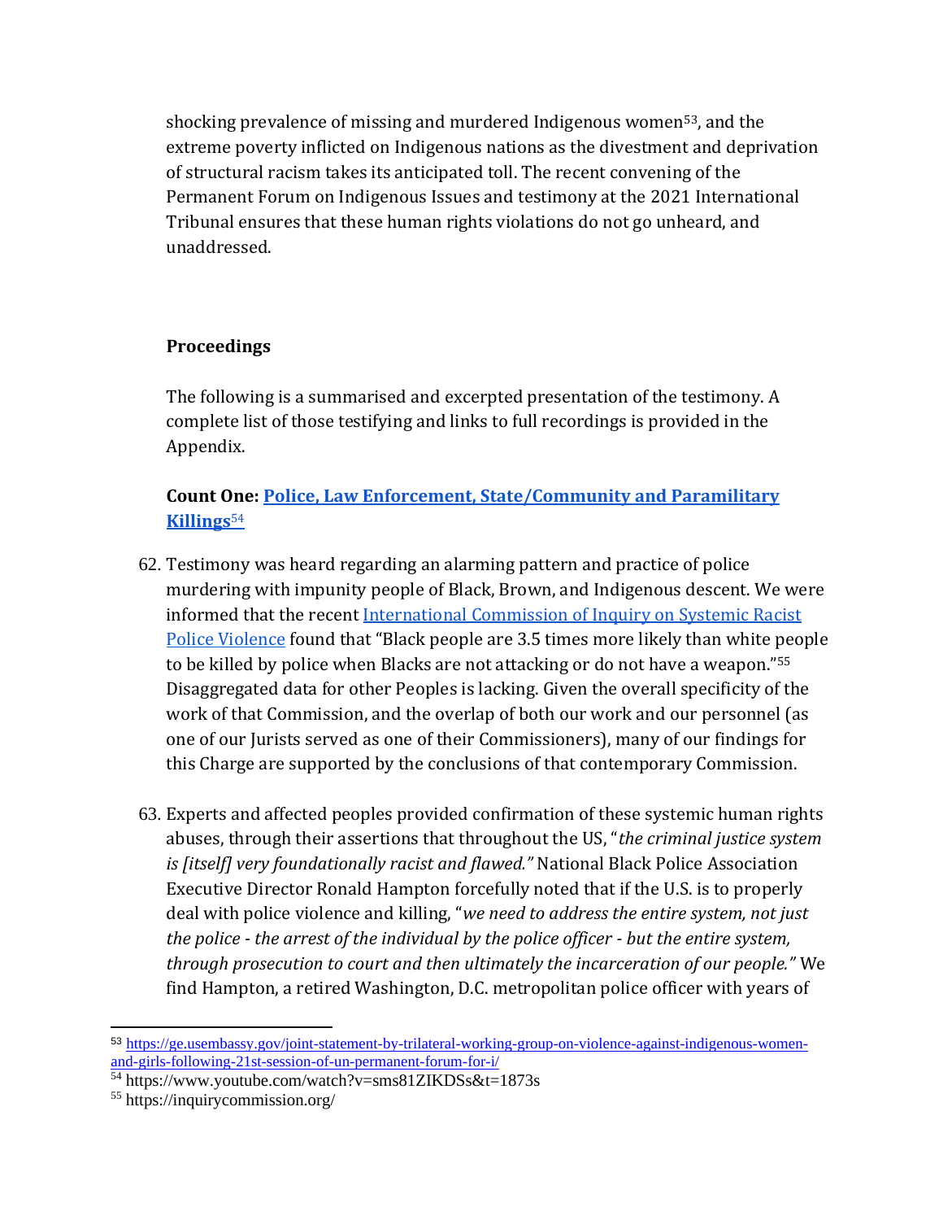shocking prevalence of missing and murdered Indigenous women[53], and the extreme poverty inflicted on Indigenous nations as the divestment and deprivation of structural racism takes its anticipated toll. The recent convening of the Permanent Forum on Indigenous Issues and testimony at the 2021 International Tribunal ensures that these human rights violations do not go unheard, and unaddressed.

## Proceedings

The following is a summarised and excerpted presentation of the testimony. A complete list of those testifying and links to full recordings is provided in the Appendix.

### Count One: Police, Law Enforcement, State/Community and Paramilitary Killings[54]

62. Testimony was heard regarding an alarming pattern and practice of police murdering with impunity people of Black, Brown, and Indigenous descent. We were informed that the recent International Commission of Inquiry on Systemic Racist Police Violence found that "Black people are 3.5 times more likely than white people to be killed by police when Blacks are not attacking or do not have a weapon."[55] Disaggregated data for other Peoples is lacking. Given the overall specificity of the work of that Commission, and the overlap of both our work and our personnel (as one of our Jurists served as one of their Commissioners), many of our findings for this Charge are supported by the conclusions of that contemporary Commission.

63. Experts and affected peoples provided confirmation of these systemic human rights abuses, through their assertions that throughout the US, "*the criminal justice system is [itself] very foundationally racist and flawed.*" National Black Police Association Executive Director Ronald Hampton forcefully noted that if the U.S. is to properly deal with police violence and killing, "*we need to address the entire system, not just the police - the arrest of the individual by the police officer - but the entire system, through prosecution to court and then ultimately the incarceration of our people.*" We find Hampton, a retired Washington, D.C. metropolitan police officer with years of

---

[53] https://ge.usembassy.gov/joint-statement-by-trilateral-working-group-on-violence-against-indigenous-women-and-girls-following-21st-session-of-un-permanent-forum-for-i/

[54] https://www.youtube.com/watch?v=sms81ZIKDSs&t=1873s

[55] https://inquirycommission.org/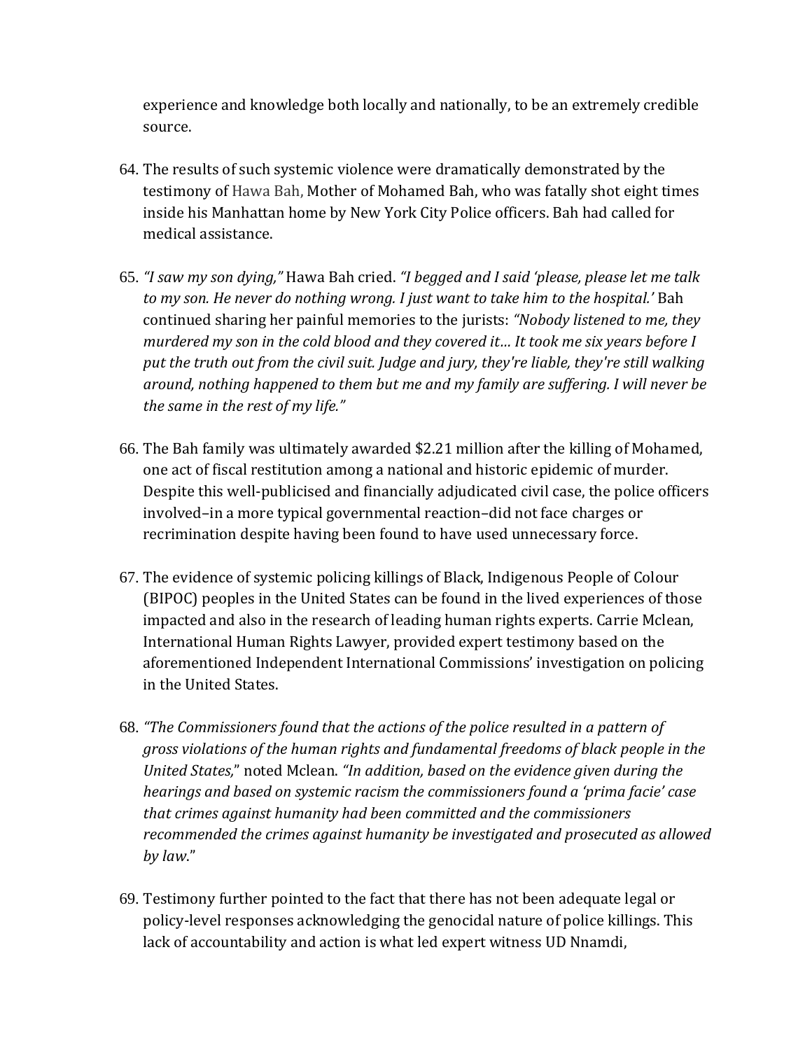experience and knowledge both locally and nationally, to be an extremely credible source.

64. The results of such systemic violence were dramatically demonstrated by the testimony of Hawa Bah, Mother of Mohamed Bah, who was fatally shot eight times inside his Manhattan home by New York City Police officers. Bah had called for medical assistance.

65. *"I saw my son dying,"* Hawa Bah cried. *"I begged and I said 'please, please let me talk to my son. He never do nothing wrong. I just want to take him to the hospital.'* Bah continued sharing her painful memories to the jurists: *"Nobody listened to me, they murdered my son in the cold blood and they covered it… It took me six years before I put the truth out from the civil suit. Judge and jury, they're liable, they're still walking around, nothing happened to them but me and my family are suffering. I will never be the same in the rest of my life."*

66. The Bah family was ultimately awarded $2.21 million after the killing of Mohamed, one act of fiscal restitution among a national and historic epidemic of murder. Despite this well-publicised and financially adjudicated civil case, the police officers involved–in a more typical governmental reaction–did not face charges or recrimination despite having been found to have used unnecessary force.

67. The evidence of systemic policing killings of Black, Indigenous People of Colour (BIPOC) peoples in the United States can be found in the lived experiences of those impacted and also in the research of leading human rights experts. Carrie Mclean, International Human Rights Lawyer, provided expert testimony based on the aforementioned Independent International Commissions' investigation on policing in the United States.

68. *"The Commissioners found that the actions of the police resulted in a pattern of gross violations of the human rights and fundamental freedoms of black people in the United States,"* noted Mclean. *"In addition, based on the evidence given during the hearings and based on systemic racism the commissioners found a 'prima facie' case that crimes against humanity had been committed and the commissioners recommended the crimes against humanity be investigated and prosecuted as allowed by law."*

69. Testimony further pointed to the fact that there has not been adequate legal or policy-level responses acknowledging the genocidal nature of police killings. This lack of accountability and action is what led expert witness UD Nnamdi,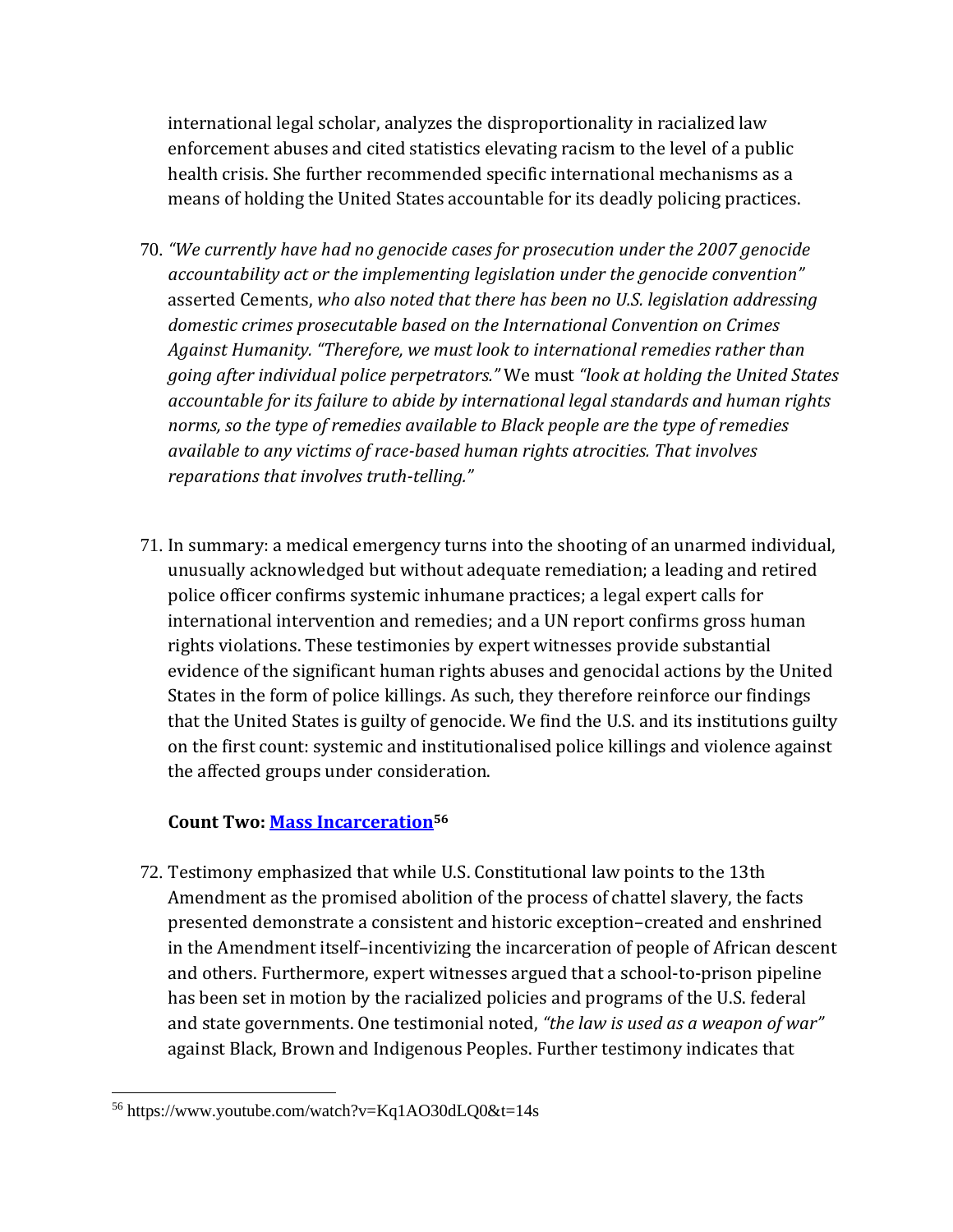international legal scholar, analyzes the disproportionality in racialized law enforcement abuses and cited statistics elevating racism to the level of a public health crisis. She further recommended specific international mechanisms as a means of holding the United States accountable for its deadly policing practices.

70. *"We currently have had no genocide cases for prosecution under the 2007 genocide accountability act or the implementing legislation under the genocide convention"* asserted Cements, *who also noted that there has been no U.S. legislation addressing domestic crimes prosecutable based on the International Convention on Crimes Against Humanity. "Therefore, we must look to international remedies rather than going after individual police perpetrators."* We must *"look at holding the United States accountable for its failure to abide by international legal standards and human rights norms, so the type of remedies available to Black people are the type of remedies available to any victims of race-based human rights atrocities. That involves reparations that involves truth-telling."*

71. In summary: a medical emergency turns into the shooting of an unarmed individual, unusually acknowledged but without adequate remediation; a leading and retired police officer confirms systemic inhumane practices; a legal expert calls for international intervention and remedies; and a UN report confirms gross human rights violations. These testimonies by expert witnesses provide substantial evidence of the significant human rights abuses and genocidal actions by the United States in the form of police killings. As such, they therefore reinforce our findings that the United States is guilty of genocide. We find the U.S. and its institutions guilty on the first count: systemic and institutionalised police killings and violence against the affected groups under consideration.

**Count Two: [Mass Incarceration](https://www.youtube.com/watch?v=Kq1AO30dLQ0&t=14s)[56]**

72. Testimony emphasized that while U.S. Constitutional law points to the 13th Amendment as the promised abolition of the process of chattel slavery, the facts presented demonstrate a consistent and historic exception–created and enshrined in the Amendment itself–incentivizing the incarceration of people of African descent and others. Furthermore, expert witnesses argued that a school-to-prison pipeline has been set in motion by the racialized policies and programs of the U.S. federal and state governments. One testimonial noted, *"the law is used as a weapon of war"* against Black, Brown and Indigenous Peoples. Further testimony indicates that

[56] https://www.youtube.com/watch?v=Kq1AO30dLQ0&t=14s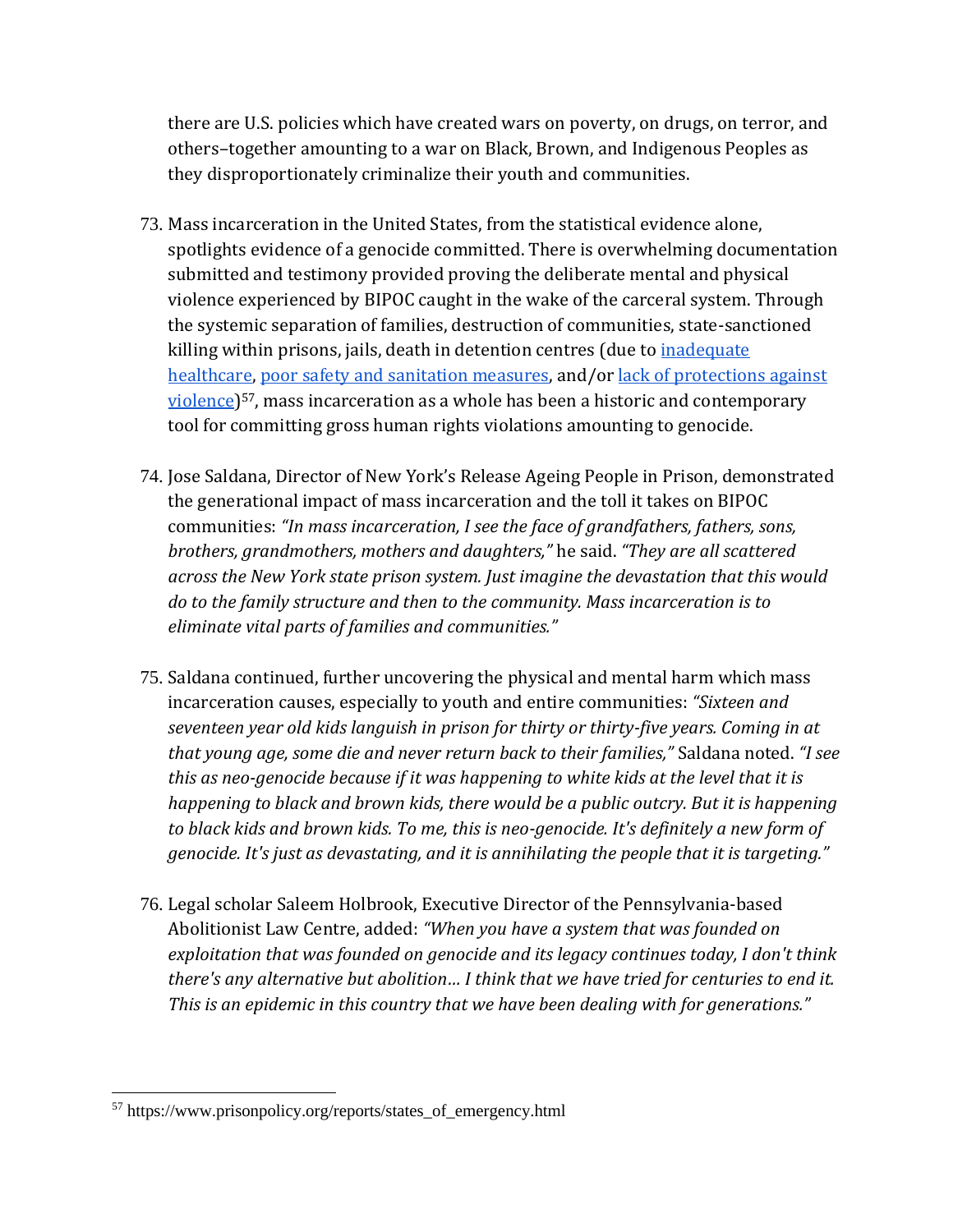there are U.S. policies which have created wars on poverty, on drugs, on terror, and others–together amounting to a war on Black, Brown, and Indigenous Peoples as they disproportionately criminalize their youth and communities.

73. Mass incarceration in the United States, from the statistical evidence alone, spotlights evidence of a genocide committed. There is overwhelming documentation submitted and testimony provided proving the deliberate mental and physical violence experienced by BIPOC caught in the wake of the carceral system. Through the systemic separation of families, destruction of communities, state-sanctioned killing within prisons, jails, death in detention centres (due to inadequate healthcare, poor safety and sanitation measures, and/or lack of protections against violence)[57], mass incarceration as a whole has been a historic and contemporary tool for committing gross human rights violations amounting to genocide.

74. Jose Saldana, Director of New York's Release Ageing People in Prison, demonstrated the generational impact of mass incarceration and the toll it takes on BIPOC communities: *"In mass incarceration, I see the face of grandfathers, fathers, sons, brothers, grandmothers, mothers and daughters,"* he said. *"They are all scattered across the New York state prison system. Just imagine the devastation that this would do to the family structure and then to the community. Mass incarceration is to eliminate vital parts of families and communities."*

75. Saldana continued, further uncovering the physical and mental harm which mass incarceration causes, especially to youth and entire communities: *"Sixteen and seventeen year old kids languish in prison for thirty or thirty-five years. Coming in at that young age, some die and never return back to their families,"* Saldana noted. *"I see this as neo-genocide because if it was happening to white kids at the level that it is happening to black and brown kids, there would be a public outcry. But it is happening to black kids and brown kids. To me, this is neo-genocide. It's definitely a new form of genocide. It's just as devastating, and it is annihilating the people that it is targeting."*

76. Legal scholar Saleem Holbrook, Executive Director of the Pennsylvania-based Abolitionist Law Centre, added: *"When you have a system that was founded on exploitation that was founded on genocide and its legacy continues today, I don't think there's any alternative but abolition… I think that we have tried for centuries to end it. This is an epidemic in this country that we have been dealing with for generations."*

[57] https://www.prisonpolicy.org/reports/states_of_emergency.html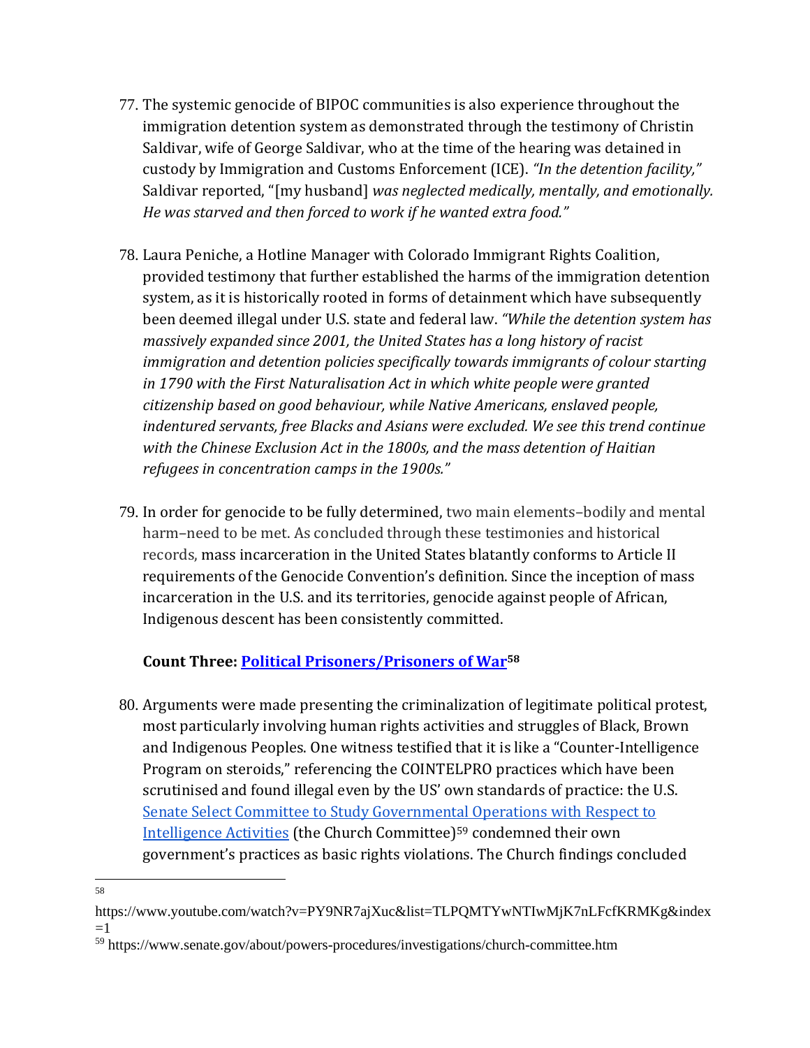77. The systemic genocide of BIPOC communities is also experience throughout the immigration detention system as demonstrated through the testimony of Christin Saldivar, wife of George Saldivar, who at the time of the hearing was detained in custody by Immigration and Customs Enforcement (ICE). *"In the detention facility,"* Saldivar reported, "[my husband] *was neglected medically, mentally, and emotionally. He was starved and then forced to work if he wanted extra food."*

78. Laura Peniche, a Hotline Manager with Colorado Immigrant Rights Coalition, provided testimony that further established the harms of the immigration detention system, as it is historically rooted in forms of detainment which have subsequently been deemed illegal under U.S. state and federal law. *"While the detention system has massively expanded since 2001, the United States has a long history of racist immigration and detention policies specifically towards immigrants of colour starting in 1790 with the First Naturalisation Act in which white people were granted citizenship based on good behaviour, while Native Americans, enslaved people, indentured servants, free Blacks and Asians were excluded. We see this trend continue with the Chinese Exclusion Act in the 1800s, and the mass detention of Haitian refugees in concentration camps in the 1900s."*

79. In order for genocide to be fully determined, two main elements–bodily and mental harm–need to be met. As concluded through these testimonies and historical records, mass incarceration in the United States blatantly conforms to Article II requirements of the Genocide Convention's definition. Since the inception of mass incarceration in the U.S. and its territories, genocide against people of African, Indigenous descent has been consistently committed.

**Count Three: Political Prisoners/Prisoners of War[58]**

80. Arguments were made presenting the criminalization of legitimate political protest, most particularly involving human rights activities and struggles of Black, Brown and Indigenous Peoples. One witness testified that it is like a "Counter-Intelligence Program on steroids," referencing the COINTELPRO practices which have been scrutinised and found illegal even by the US' own standards of practice: the U.S. Senate Select Committee to Study Governmental Operations with Respect to Intelligence Activities (the Church Committee)[59] condemned their own government's practices as basic rights violations. The Church findings concluded

---

[58] https://www.youtube.com/watch?v=PY9NR7ajXuc&list=TLPQMTYwNTIwMjK7nLFcfKRMKg&index=1

[59] https://www.senate.gov/about/powers-procedures/investigations/church-committee.htm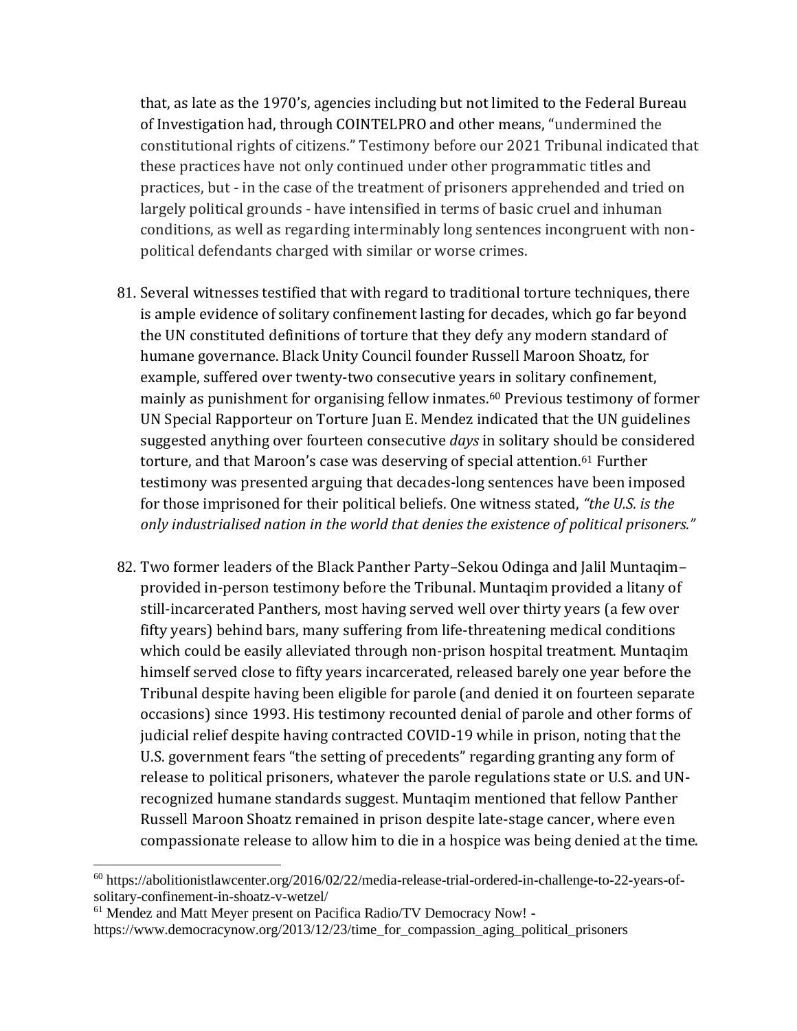that, as late as the 1970's, agencies including but not limited to the Federal Bureau of Investigation had, through COINTELPRO and other means, "undermined the constitutional rights of citizens." Testimony before our 2021 Tribunal indicated that these practices have not only continued under other programmatic titles and practices, but - in the case of the treatment of prisoners apprehended and tried on largely political grounds - have intensified in terms of basic cruel and inhuman conditions, as well as regarding interminably long sentences incongruent with non-political defendants charged with similar or worse crimes.

81. Several witnesses testified that with regard to traditional torture techniques, there is ample evidence of solitary confinement lasting for decades, which go far beyond the UN constituted definitions of torture that they defy any modern standard of humane governance. Black Unity Council founder Russell Maroon Shoatz, for example, suffered over twenty-two consecutive years in solitary confinement, mainly as punishment for organising fellow inmates.[60] Previous testimony of former UN Special Rapporteur on Torture Juan E. Mendez indicated that the UN guidelines suggested anything over fourteen consecutive *days* in solitary should be considered torture, and that Maroon's case was deserving of special attention.[61] Further testimony was presented arguing that decades-long sentences have been imposed for those imprisoned for their political beliefs. One witness stated, *"the U.S. is the only industrialised nation in the world that denies the existence of political prisoners."*

82. Two former leaders of the Black Panther Party–Sekou Odinga and Jalil Muntaqim–provided in-person testimony before the Tribunal. Muntaqim provided a litany of still-incarcerated Panthers, most having served well over thirty years (a few over fifty years) behind bars, many suffering from life-threatening medical conditions which could be easily alleviated through non-prison hospital treatment. Muntaqim himself served close to fifty years incarcerated, released barely one year before the Tribunal despite having been eligible for parole (and denied it on fourteen separate occasions) since 1993. His testimony recounted denial of parole and other forms of judicial relief despite having contracted COVID-19 while in prison, noting that the U.S. government fears "the setting of precedents" regarding granting any form of release to political prisoners, whatever the parole regulations state or U.S. and UN-recognized humane standards suggest. Muntaqim mentioned that fellow Panther Russell Maroon Shoatz remained in prison despite late-stage cancer, where even compassionate release to allow him to die in a hospice was being denied at the time.

---

[60] https://abolitionistlawcenter.org/2016/02/22/media-release-trial-ordered-in-challenge-to-22-years-of-solitary-confinement-in-shoatz-v-wetzel/

[61] Mendez and Matt Meyer present on Pacifica Radio/TV Democracy Now! - https://www.democracynow.org/2013/12/23/time_for_compassion_aging_political_prisoners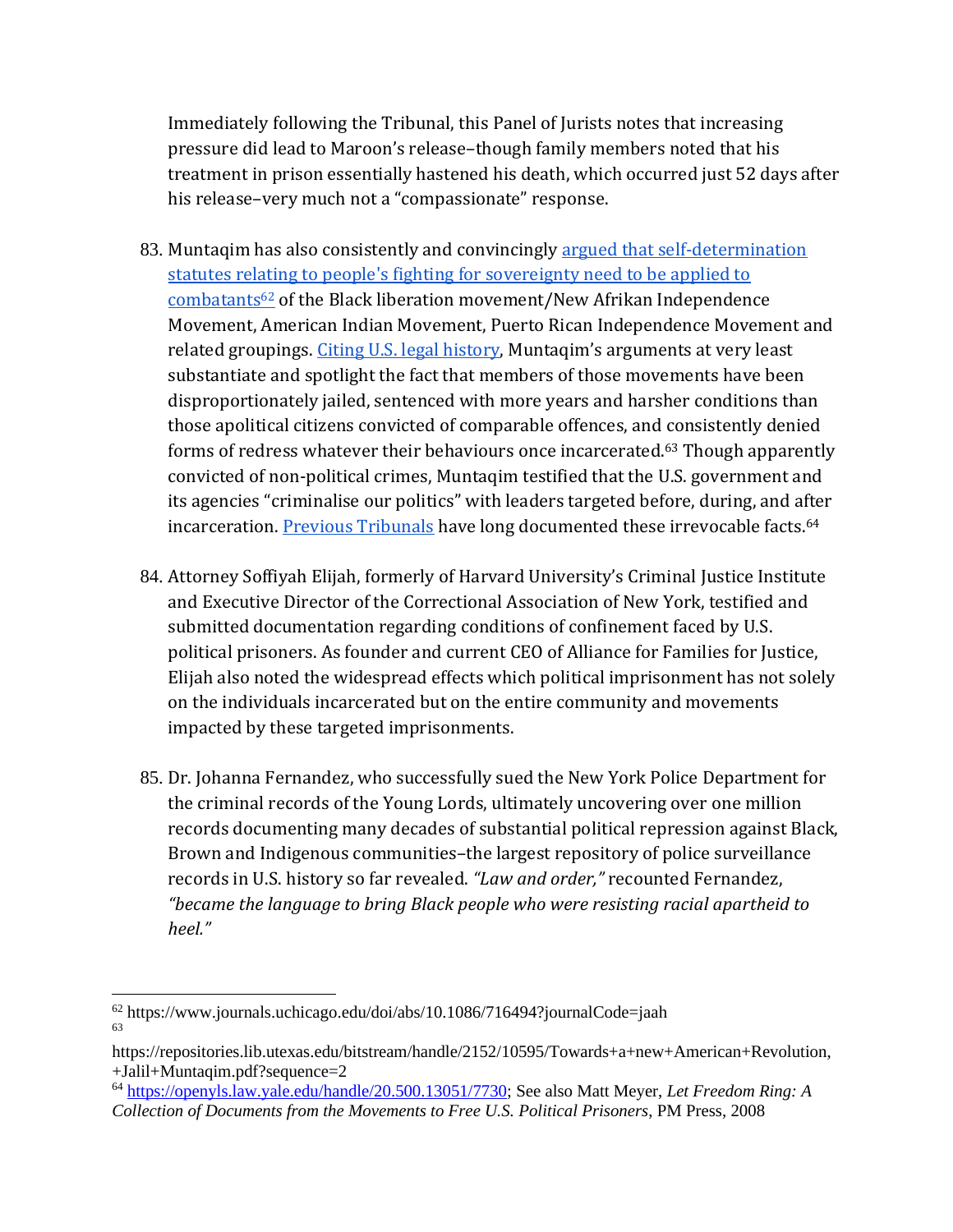Immediately following the Tribunal, this Panel of Jurists notes that increasing pressure did lead to Maroon's release–though family members noted that his treatment in prison essentially hastened his death, which occurred just 52 days after his release–very much not a "compassionate" response.

83. Muntaqim has also consistently and convincingly argued that self-determination statutes relating to people's fighting for sovereignty need to be applied to combatants[62] of the Black liberation movement/New Afrikan Independence Movement, American Indian Movement, Puerto Rican Independence Movement and related groupings. Citing U.S. legal history, Muntaqim's arguments at very least substantiate and spotlight the fact that members of those movements have been disproportionately jailed, sentenced with more years and harsher conditions than those apolitical citizens convicted of comparable offences, and consistently denied forms of redress whatever their behaviours once incarcerated.[63] Though apparently convicted of non-political crimes, Muntaqim testified that the U.S. government and its agencies "criminalise our politics" with leaders targeted before, during, and after incarceration. Previous Tribunals have long documented these irrevocable facts.[64]

84. Attorney Soffiyah Elijah, formerly of Harvard University's Criminal Justice Institute and Executive Director of the Correctional Association of New York, testified and submitted documentation regarding conditions of confinement faced by U.S. political prisoners. As founder and current CEO of Alliance for Families for Justice, Elijah also noted the widespread effects which political imprisonment has not solely on the individuals incarcerated but on the entire community and movements impacted by these targeted imprisonments.

85. Dr. Johanna Fernandez, who successfully sued the New York Police Department for the criminal records of the Young Lords, ultimately uncovering over one million records documenting many decades of substantial political repression against Black, Brown and Indigenous communities–the largest repository of police surveillance records in U.S. history so far revealed. *"Law and order,"* recounted Fernandez, *"became the language to bring Black people who were resisting racial apartheid to heel."*

---

[62] https://www.journals.uchicago.edu/doi/abs/10.1086/716494?journalCode=jaah

[63] https://repositories.lib.utexas.edu/bitstream/handle/2152/10595/Towards+a+new+American+Revolution,+Jalil+Muntaqim.pdf?sequence=2

[64] https://openyls.law.yale.edu/handle/20.500.13051/7730; See also Matt Meyer, *Let Freedom Ring: A Collection of Documents from the Movements to Free U.S. Political Prisoners*, PM Press, 2008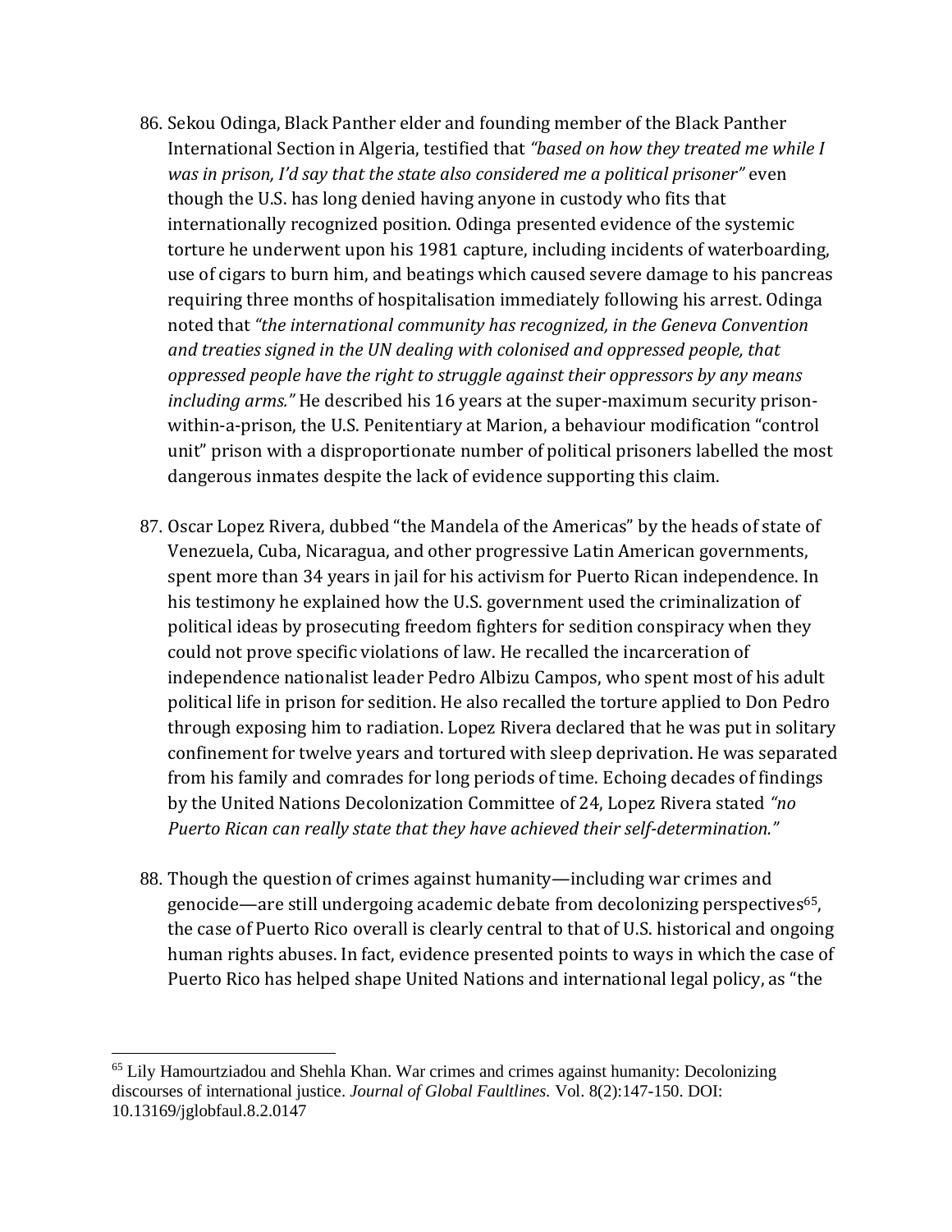86. Sekou Odinga, Black Panther elder and founding member of the Black Panther International Section in Algeria, testified that *"based on how they treated me while I was in prison, I'd say that the state also considered me a political prisoner"* even though the U.S. has long denied having anyone in custody who fits that internationally recognized position. Odinga presented evidence of the systemic torture he underwent upon his 1981 capture, including incidents of waterboarding, use of cigars to burn him, and beatings which caused severe damage to his pancreas requiring three months of hospitalisation immediately following his arrest. Odinga noted that *"the international community has recognized, in the Geneva Convention and treaties signed in the UN dealing with colonised and oppressed people, that oppressed people have the right to struggle against their oppressors by any means including arms."* He described his 16 years at the super-maximum security prison-within-a-prison, the U.S. Penitentiary at Marion, a behaviour modification "control unit" prison with a disproportionate number of political prisoners labelled the most dangerous inmates despite the lack of evidence supporting this claim.

87. Oscar Lopez Rivera, dubbed "the Mandela of the Americas" by the heads of state of Venezuela, Cuba, Nicaragua, and other progressive Latin American governments, spent more than 34 years in jail for his activism for Puerto Rican independence. In his testimony he explained how the U.S. government used the criminalization of political ideas by prosecuting freedom fighters for sedition conspiracy when they could not prove specific violations of law. He recalled the incarceration of independence nationalist leader Pedro Albizu Campos, who spent most of his adult political life in prison for sedition. He also recalled the torture applied to Don Pedro through exposing him to radiation. Lopez Rivera declared that he was put in solitary confinement for twelve years and tortured with sleep deprivation. He was separated from his family and comrades for long periods of time. Echoing decades of findings by the United Nations Decolonization Committee of 24, Lopez Rivera stated *"no Puerto Rican can really state that they have achieved their self-determination."*

88. Though the question of crimes against humanity—including war crimes and genocide—are still undergoing academic debate from decolonizing perspectives[65], the case of Puerto Rico overall is clearly central to that of U.S. historical and ongoing human rights abuses. In fact, evidence presented points to ways in which the case of Puerto Rico has helped shape United Nations and international legal policy, as "the

[65] Lily Hamourtziadou and Shehla Khan. War crimes and crimes against humanity: Decolonizing discourses of international justice. *Journal of Global Faultlines*. Vol. 8(2):147-150. DOI: 10.13169/jglobfaul.8.2.0147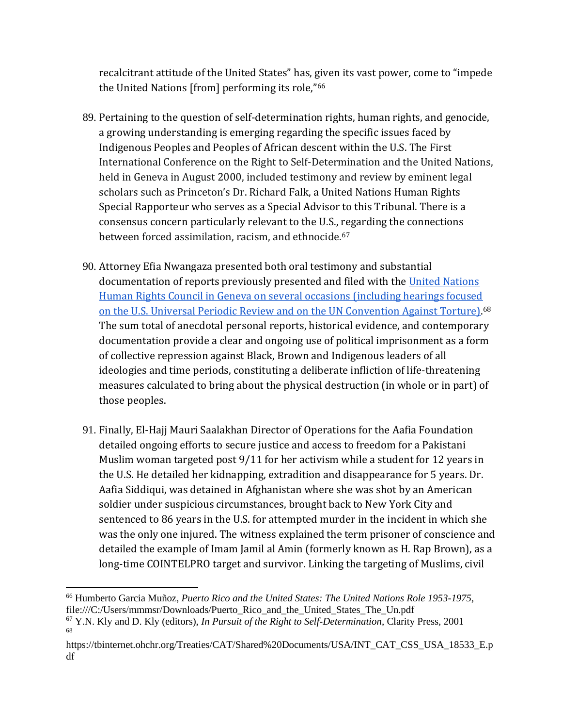recalcitrant attitude of the United States" has, given its vast power, come to "impede the United Nations [from] performing its role,"[66]

89. Pertaining to the question of self-determination rights, human rights, and genocide, a growing understanding is emerging regarding the specific issues faced by Indigenous Peoples and Peoples of African descent within the U.S. The First International Conference on the Right to Self-Determination and the United Nations, held in Geneva in August 2000, included testimony and review by eminent legal scholars such as Princeton's Dr. Richard Falk, a United Nations Human Rights Special Rapporteur who serves as a Special Advisor to this Tribunal. There is a consensus concern particularly relevant to the U.S., regarding the connections between forced assimilation, racism, and ethnocide.[67]

90. Attorney Efia Nwangaza presented both oral testimony and substantial documentation of reports previously presented and filed with the United Nations Human Rights Council in Geneva on several occasions (including hearings focused on the U.S. Universal Periodic Review and on the UN Convention Against Torture).[68] The sum total of anecdotal personal reports, historical evidence, and contemporary documentation provide a clear and ongoing use of political imprisonment as a form of collective repression against Black, Brown and Indigenous leaders of all ideologies and time periods, constituting a deliberate infliction of life-threatening measures calculated to bring about the physical destruction (in whole or in part) of those peoples.

91. Finally, El-Hajj Mauri Saalakhan Director of Operations for the Aafia Foundation detailed ongoing efforts to secure justice and access to freedom for a Pakistani Muslim woman targeted post 9/11 for her activism while a student for 12 years in the U.S. He detailed her kidnapping, extradition and disappearance for 5 years. Dr. Aafia Siddiqui, was detained in Afghanistan where she was shot by an American soldier under suspicious circumstances, brought back to New York City and sentenced to 86 years in the U.S. for attempted murder in the incident in which she was the only one injured. The witness explained the term prisoner of conscience and detailed the example of Imam Jamil al Amin (formerly known as H. Rap Brown), as a long-time COINTELPRO target and survivor. Linking the targeting of Muslims, civil

---

[66] Humberto Garcia Muñoz, *Puerto Rico and the United States: The United Nations Role 1953-1975*, file:///C:/Users/mmmsr/Downloads/Puerto_Rico_and_the_United_States_The_Un.pdf

[67] Y.N. Kly and D. Kly (editors), *In Pursuit of the Right to Self-Determination*, Clarity Press, 2001

[68] https://tbinternet.ohchr.org/Treaties/CAT/Shared%20Documents/USA/INT_CAT_CSS_USA_18533_E.pdf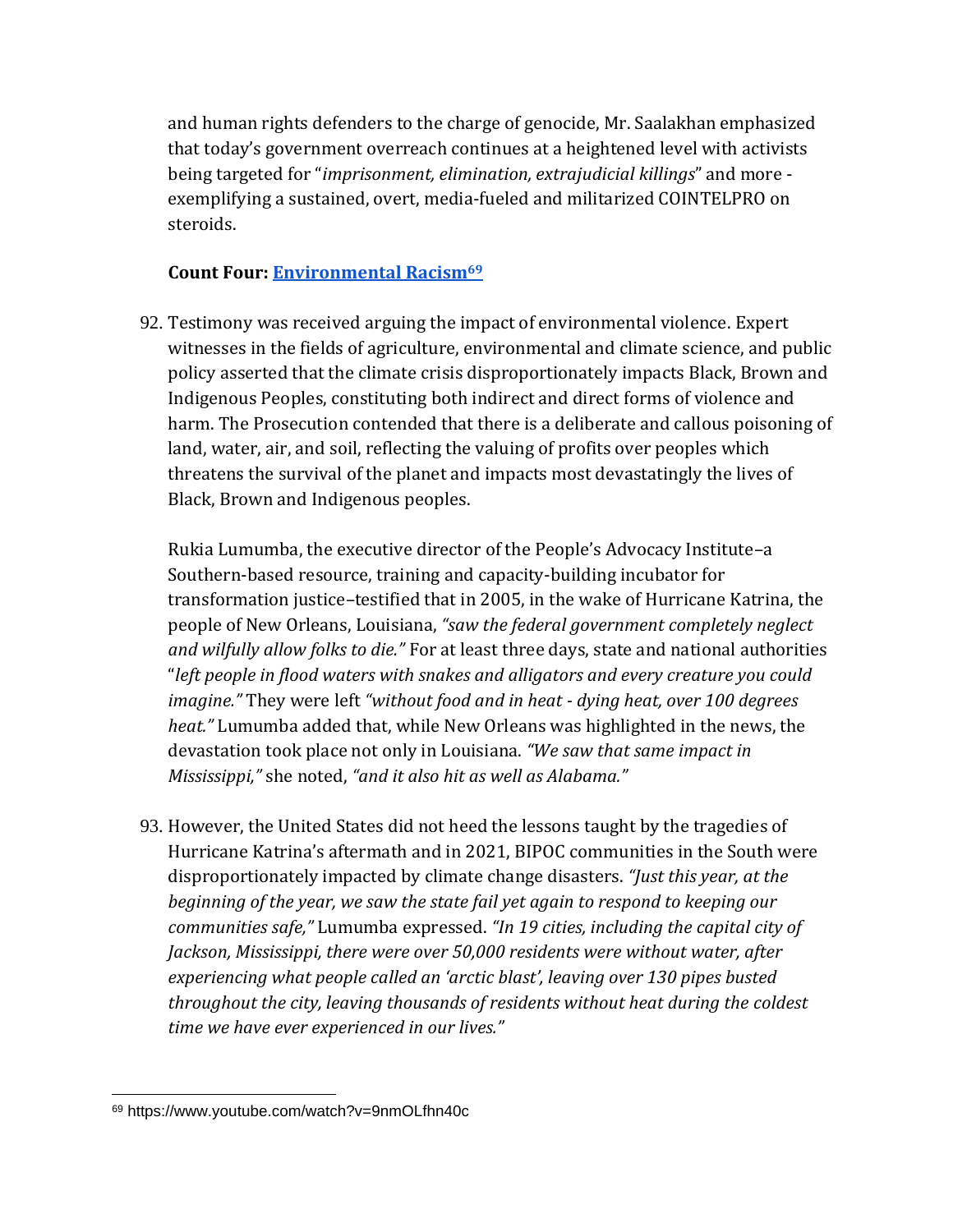and human rights defenders to the charge of genocide, Mr. Saalakhan emphasized that today's government overreach continues at a heightened level with activists being targeted for "*imprisonment, elimination, extrajudicial killings*" and more - exemplifying a sustained, overt, media-fueled and militarized COINTELPRO on steroids.

**Count Four: Environmental Racism[69]**

92. Testimony was received arguing the impact of environmental violence. Expert witnesses in the fields of agriculture, environmental and climate science, and public policy asserted that the climate crisis disproportionately impacts Black, Brown and Indigenous Peoples, constituting both indirect and direct forms of violence and harm. The Prosecution contended that there is a deliberate and callous poisoning of land, water, air, and soil, reflecting the valuing of profits over peoples which threatens the survival of the planet and impacts most devastatingly the lives of Black, Brown and Indigenous peoples.

    Rukia Lumumba, the executive director of the People's Advocacy Institute–a Southern-based resource, training and capacity-building incubator for transformation justice–testified that in 2005, in the wake of Hurricane Katrina, the people of New Orleans, Louisiana, *"saw the federal government completely neglect and wilfully allow folks to die."* For at least three days, state and national authorities "*left people in flood waters with snakes and alligators and every creature you could imagine."* They were left *"without food and in heat - dying heat, over 100 degrees heat."* Lumumba added that, while New Orleans was highlighted in the news, the devastation took place not only in Louisiana. *"We saw that same impact in Mississippi,"* she noted, *"and it also hit as well as Alabama."*

93. However, the United States did not heed the lessons taught by the tragedies of Hurricane Katrina's aftermath and in 2021, BIPOC communities in the South were disproportionately impacted by climate change disasters. *"Just this year, at the beginning of the year, we saw the state fail yet again to respond to keeping our communities safe,"* Lumumba expressed. *"In 19 cities, including the capital city of Jackson, Mississippi, there were over 50,000 residents were without water, after experiencing what people called an 'arctic blast', leaving over 130 pipes busted throughout the city, leaving thousands of residents without heat during the coldest time we have ever experienced in our lives."*

---

[69] https://www.youtube.com/watch?v=9nmOLfhn40c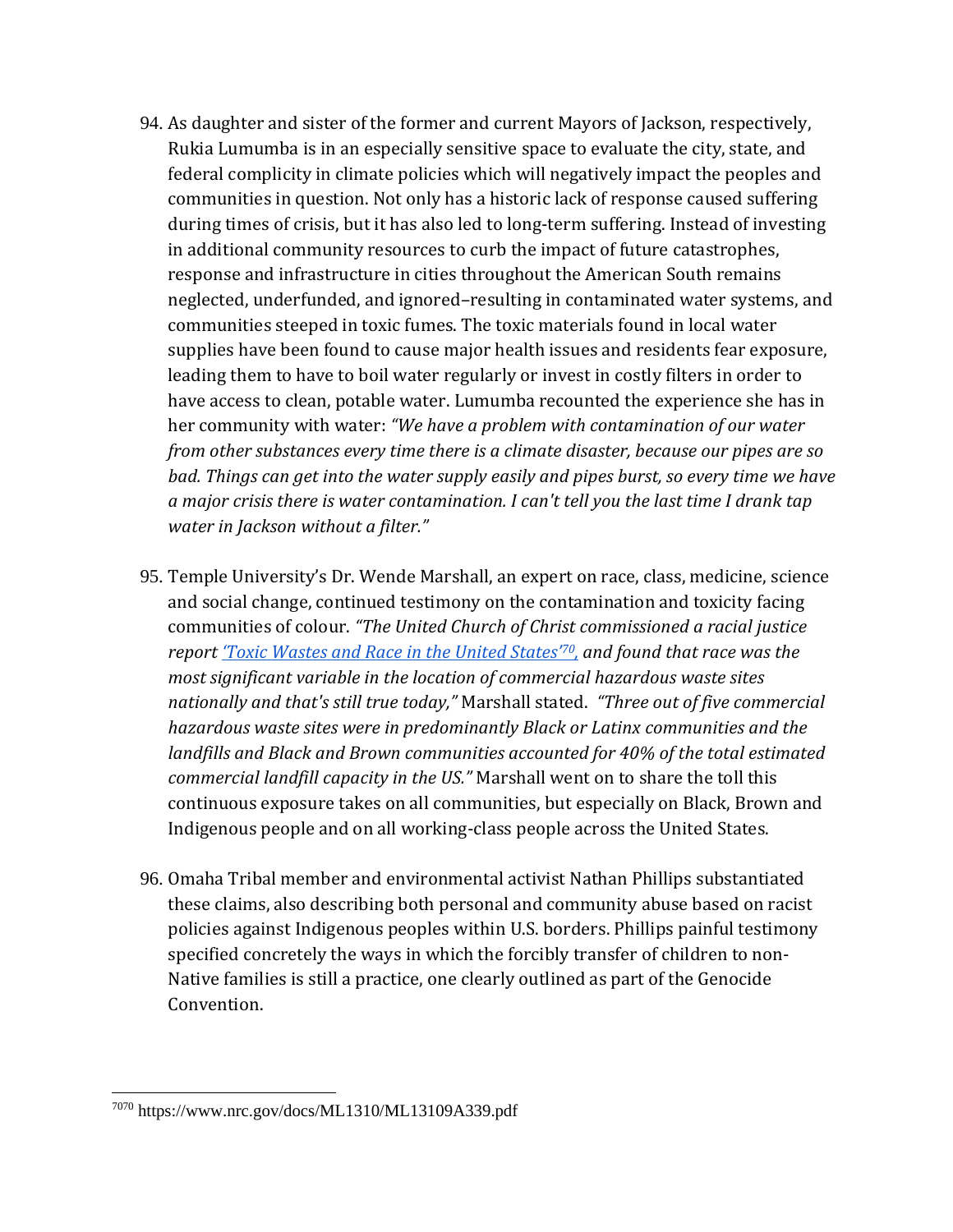94. As daughter and sister of the former and current Mayors of Jackson, respectively, Rukia Lumumba is in an especially sensitive space to evaluate the city, state, and federal complicity in climate policies which will negatively impact the peoples and communities in question. Not only has a historic lack of response caused suffering during times of crisis, but it has also led to long-term suffering. Instead of investing in additional community resources to curb the impact of future catastrophes, response and infrastructure in cities throughout the American South remains neglected, underfunded, and ignored–resulting in contaminated water systems, and communities steeped in toxic fumes. The toxic materials found in local water supplies have been found to cause major health issues and residents fear exposure, leading them to have to boil water regularly or invest in costly filters in order to have access to clean, potable water. Lumumba recounted the experience she has in her community with water: *"We have a problem with contamination of our water from other substances every time there is a climate disaster, because our pipes are so bad. Things can get into the water supply easily and pipes burst, so every time we have a major crisis there is water contamination. I can't tell you the last time I drank tap water in Jackson without a filter."*

95. Temple University's Dr. Wende Marshall, an expert on race, class, medicine, science and social change, continued testimony on the contamination and toxicity facing communities of colour. *"The United Church of Christ commissioned a racial justice report 'Toxic Wastes and Race in the United States'[70], and found that race was the most significant variable in the location of commercial hazardous waste sites nationally and that's still true today,"* Marshall stated. *"Three out of five commercial hazardous waste sites were in predominantly Black or Latinx communities and the landfills and Black and Brown communities accounted for 40% of the total estimated commercial landfill capacity in the US."* Marshall went on to share the toll this continuous exposure takes on all communities, but especially on Black, Brown and Indigenous people and on all working-class people across the United States.

96. Omaha Tribal member and environmental activist Nathan Phillips substantiated these claims, also describing both personal and community abuse based on racist policies against Indigenous peoples within U.S. borders. Phillips painful testimony specified concretely the ways in which the forcibly transfer of children to non-Native families is still a practice, one clearly outlined as part of the Genocide Convention.

---

[70] https://www.nrc.gov/docs/ML1310/ML13109A339.pdf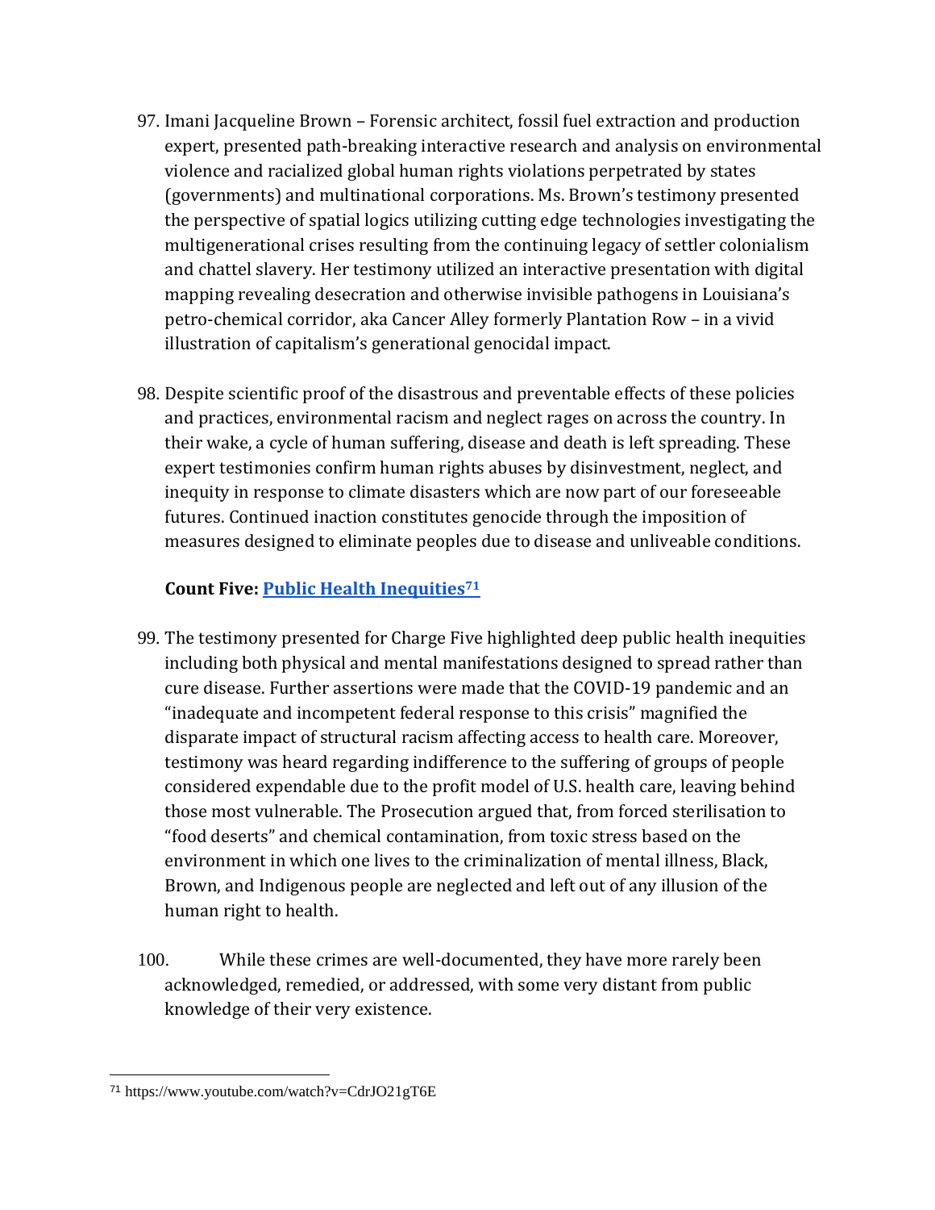97. Imani Jacqueline Brown – Forensic architect, fossil fuel extraction and production expert, presented path-breaking interactive research and analysis on environmental violence and racialized global human rights violations perpetrated by states (governments) and multinational corporations. Ms. Brown's testimony presented the perspective of spatial logics utilizing cutting edge technologies investigating the multigenerational crises resulting from the continuing legacy of settler colonialism and chattel slavery. Her testimony utilized an interactive presentation with digital mapping revealing desecration and otherwise invisible pathogens in Louisiana's petro-chemical corridor, aka Cancer Alley formerly Plantation Row – in a vivid illustration of capitalism's generational genocidal impact.

98. Despite scientific proof of the disastrous and preventable effects of these policies and practices, environmental racism and neglect rages on across the country. In their wake, a cycle of human suffering, disease and death is left spreading. These expert testimonies confirm human rights abuses by disinvestment, neglect, and inequity in response to climate disasters which are now part of our foreseeable futures. Continued inaction constitutes genocide through the imposition of measures designed to eliminate peoples due to disease and unliveable conditions.

**Count Five: Public Health Inequities[71]**

99. The testimony presented for Charge Five highlighted deep public health inequities including both physical and mental manifestations designed to spread rather than cure disease. Further assertions were made that the COVID-19 pandemic and an "inadequate and incompetent federal response to this crisis" magnified the disparate impact of structural racism affecting access to health care. Moreover, testimony was heard regarding indifference to the suffering of groups of people considered expendable due to the profit model of U.S. health care, leaving behind those most vulnerable. The Prosecution argued that, from forced sterilisation to "food deserts" and chemical contamination, from toxic stress based on the environment in which one lives to the criminalization of mental illness, Black, Brown, and Indigenous people are neglected and left out of any illusion of the human right to health.

100. While these crimes are well-documented, they have more rarely been acknowledged, remedied, or addressed, with some very distant from public knowledge of their very existence.

[71] https://www.youtube.com/watch?v=CdrJO21gT6E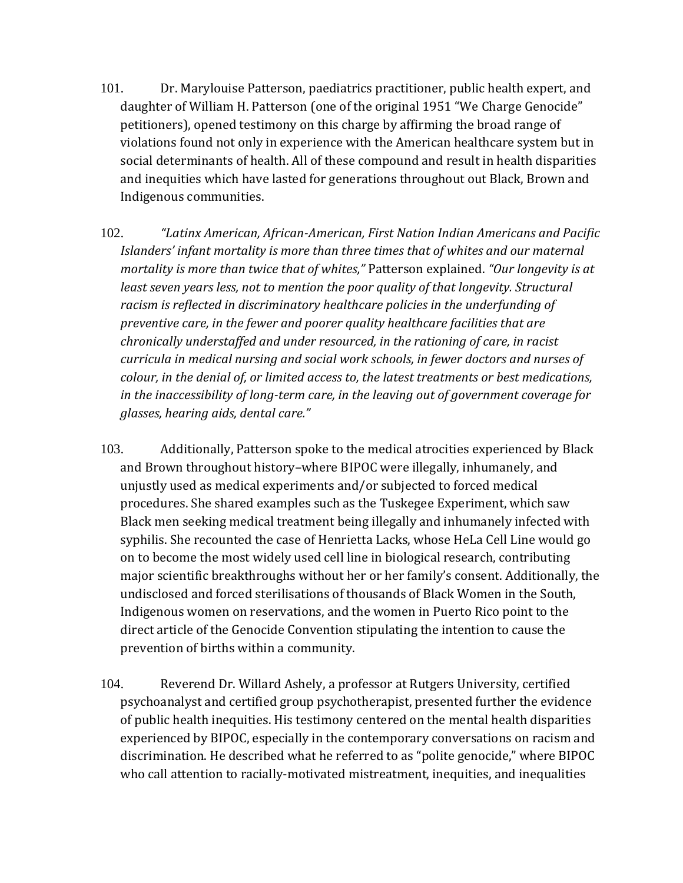101. Dr. Marylouise Patterson, paediatrics practitioner, public health expert, and daughter of William H. Patterson (one of the original 1951 "We Charge Genocide" petitioners), opened testimony on this charge by affirming the broad range of violations found not only in experience with the American healthcare system but in social determinants of health. All of these compound and result in health disparities and inequities which have lasted for generations throughout out Black, Brown and Indigenous communities.

102. *"Latinx American, African-American, First Nation Indian Americans and Pacific Islanders' infant mortality is more than three times that of whites and our maternal mortality is more than twice that of whites,"* Patterson explained. *"Our longevity is at least seven years less, not to mention the poor quality of that longevity. Structural racism is reflected in discriminatory healthcare policies in the underfunding of preventive care, in the fewer and poorer quality healthcare facilities that are chronically understaffed and under resourced, in the rationing of care, in racist curricula in medical nursing and social work schools, in fewer doctors and nurses of colour, in the denial of, or limited access to, the latest treatments or best medications, in the inaccessibility of long-term care, in the leaving out of government coverage for glasses, hearing aids, dental care."*

103. Additionally, Patterson spoke to the medical atrocities experienced by Black and Brown throughout history–where BIPOC were illegally, inhumanely, and unjustly used as medical experiments and/or subjected to forced medical procedures. She shared examples such as the Tuskegee Experiment, which saw Black men seeking medical treatment being illegally and inhumanely infected with syphilis. She recounted the case of Henrietta Lacks, whose HeLa Cell Line would go on to become the most widely used cell line in biological research, contributing major scientific breakthroughs without her or her family's consent. Additionally, the undisclosed and forced sterilisations of thousands of Black Women in the South, Indigenous women on reservations, and the women in Puerto Rico point to the direct article of the Genocide Convention stipulating the intention to cause the prevention of births within a community.

104. Reverend Dr. Willard Ashely, a professor at Rutgers University, certified psychoanalyst and certified group psychotherapist, presented further the evidence of public health inequities. His testimony centered on the mental health disparities experienced by BIPOC, especially in the contemporary conversations on racism and discrimination. He described what he referred to as "polite genocide," where BIPOC who call attention to racially-motivated mistreatment, inequities, and inequalities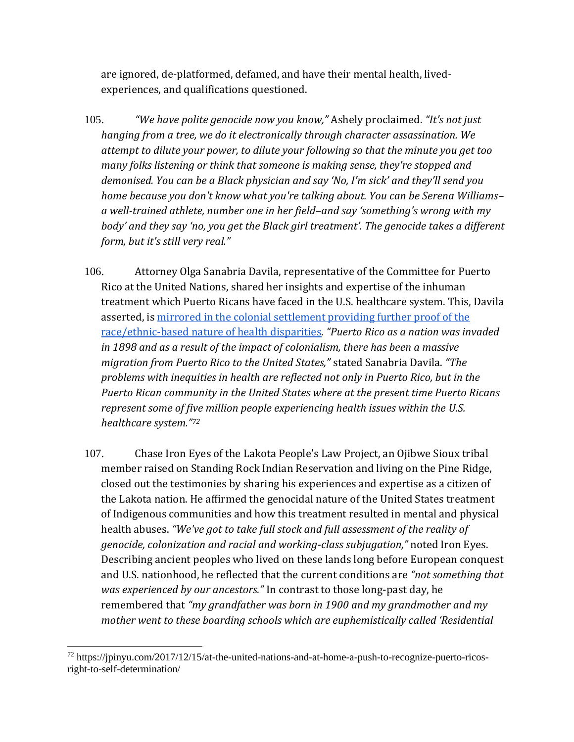are ignored, de-platformed, defamed, and have their mental health, lived-experiences, and qualifications questioned.

105. *"We have polite genocide now you know,"* Ashely proclaimed. *"It's not just hanging from a tree, we do it electronically through character assassination. We attempt to dilute your power, to dilute your following so that the minute you get too many folks listening or think that someone is making sense, they're stopped and demonised. You can be a Black physician and say 'No, I'm sick' and they'll send you home because you don't know what you're talking about. You can be Serena Williams–a well-trained athlete, number one in her field–and say 'something's wrong with my body' and they say 'no, you get the Black girl treatment'. The genocide takes a different form, but it's still very real."*

106. Attorney Olga Sanabria Davila, representative of the Committee for Puerto Rico at the United Nations, shared her insights and expertise of the inhuman treatment which Puerto Ricans have faced in the U.S. healthcare system. This, Davila asserted, is mirrored in the colonial settlement providing further proof of the race/ethnic-based nature of health disparities. *"Puerto Rico as a nation was invaded in 1898 and as a result of the impact of colonialism, there has been a massive migration from Puerto Rico to the United States,"* stated Sanabria Davila. *"The problems with inequities in health are reflected not only in Puerto Rico, but in the Puerto Rican community in the United States where at the present time Puerto Ricans represent some of five million people experiencing health issues within the U.S. healthcare system."*[72]

107. Chase Iron Eyes of the Lakota People's Law Project, an Ojibwe Sioux tribal member raised on Standing Rock Indian Reservation and living on the Pine Ridge, closed out the testimonies by sharing his experiences and expertise as a citizen of the Lakota nation. He affirmed the genocidal nature of the United States treatment of Indigenous communities and how this treatment resulted in mental and physical health abuses. *"We've got to take full stock and full assessment of the reality of genocide, colonization and racial and working-class subjugation,"* noted Iron Eyes. Describing ancient peoples who lived on these lands long before European conquest and U.S. nationhood, he reflected that the current conditions are *"not something that was experienced by our ancestors."* In contrast to those long-past day, he remembered that *"my grandfather was born in 1900 and my grandmother and my mother went to these boarding schools which are euphemistically called 'Residential*

[72] https://jpinyu.com/2017/12/15/at-the-united-nations-and-at-home-a-push-to-recognize-puerto-ricos-right-to-self-determination/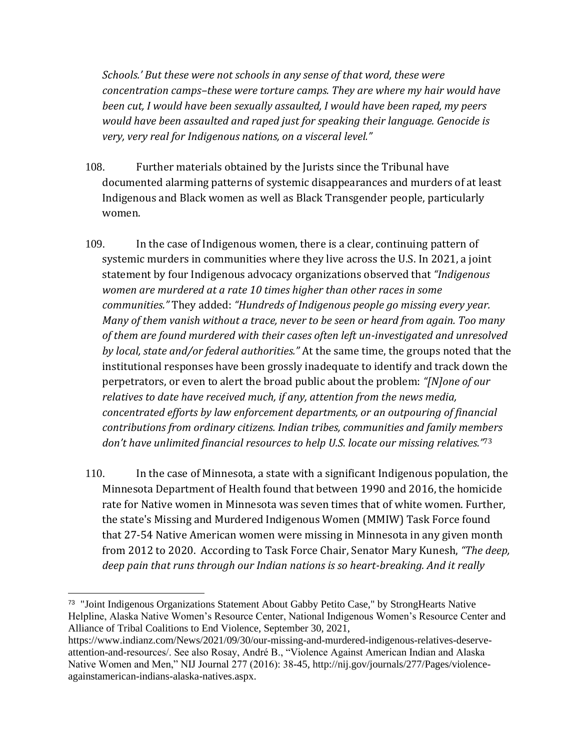*Schools.' But these were not schools in any sense of that word, these were concentration camps–these were torture camps. They are where my hair would have been cut, I would have been sexually assaulted, I would have been raped, my peers would have been assaulted and raped just for speaking their language. Genocide is very, very real for Indigenous nations, on a visceral level."*

108. Further materials obtained by the Jurists since the Tribunal have documented alarming patterns of systemic disappearances and murders of at least Indigenous and Black women as well as Black Transgender people, particularly women.

109. In the case of Indigenous women, there is a clear, continuing pattern of systemic murders in communities where they live across the U.S. In 2021, a joint statement by four Indigenous advocacy organizations observed that *"Indigenous women are murdered at a rate 10 times higher than other races in some communities."* They added: *"Hundreds of Indigenous people go missing every year. Many of them vanish without a trace, never to be seen or heard from again. Too many of them are found murdered with their cases often left un-investigated and unresolved by local, state and/or federal authorities."* At the same time, the groups noted that the institutional responses have been grossly inadequate to identify and track down the perpetrators, or even to alert the broad public about the problem: *"[N]one of our relatives to date have received much, if any, attention from the news media, concentrated efforts by law enforcement departments, or an outpouring of financial contributions from ordinary citizens. Indian tribes, communities and family members don't have unlimited financial resources to help U.S. locate our missing relatives."*[73]

110. In the case of Minnesota, a state with a significant Indigenous population, the Minnesota Department of Health found that between 1990 and 2016, the homicide rate for Native women in Minnesota was seven times that of white women. Further, the state's Missing and Murdered Indigenous Women (MMIW) Task Force found that 27-54 Native American women were missing in Minnesota in any given month from 2012 to 2020. According to Task Force Chair, Senator Mary Kunesh, *"The deep, deep pain that runs through our Indian nations is so heart-breaking. And it really*

---

[73] "Joint Indigenous Organizations Statement About Gabby Petito Case," by StrongHearts Native Helpline, Alaska Native Women's Resource Center, National Indigenous Women's Resource Center and Alliance of Tribal Coalitions to End Violence, September 30, 2021, https://www.indianz.com/News/2021/09/30/our-missing-and-murdered-indigenous-relatives-deserve-attention-and-resources/. See also Rosay, André B., "Violence Against American Indian and Alaska Native Women and Men," NIJ Journal 277 (2016): 38-45, http://nij.gov/journals/277/Pages/violence-againstamerican-indians-alaska-natives.aspx.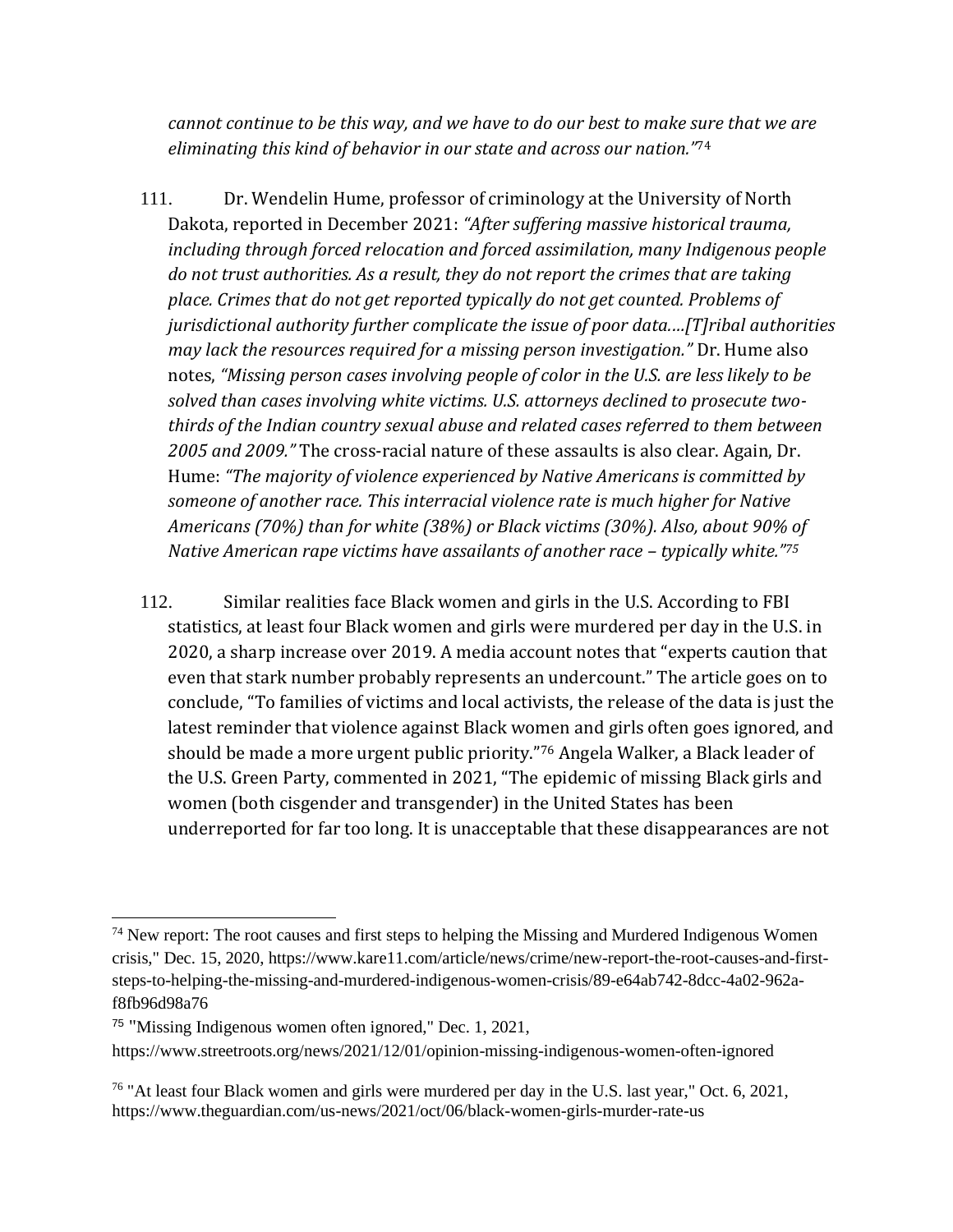*cannot continue to be this way, and we have to do our best to make sure that we are eliminating this kind of behavior in our state and across our nation."*[74]

111. Dr. Wendelin Hume, professor of criminology at the University of North Dakota, reported in December 2021: *"After suffering massive historical trauma, including through forced relocation and forced assimilation, many Indigenous people do not trust authorities. As a result, they do not report the crimes that are taking place. Crimes that do not get reported typically do not get counted. Problems of jurisdictional authority further complicate the issue of poor data….[T]ribal authorities may lack the resources required for a missing person investigation."* Dr. Hume also notes, *"Missing person cases involving people of color in the U.S. are less likely to be solved than cases involving white victims. U.S. attorneys declined to prosecute two-thirds of the Indian country sexual abuse and related cases referred to them between 2005 and 2009."* The cross-racial nature of these assaults is also clear. Again, Dr. Hume: *"The majority of violence experienced by Native Americans is committed by someone of another race. This interracial violence rate is much higher for Native Americans (70%) than for white (38%) or Black victims (30%). Also, about 90% of Native American rape victims have assailants of another race – typically white."*[75]

112. Similar realities face Black women and girls in the U.S. According to FBI statistics, at least four Black women and girls were murdered per day in the U.S. in 2020, a sharp increase over 2019. A media account notes that "experts caution that even that stark number probably represents an undercount." The article goes on to conclude, "To families of victims and local activists, the release of the data is just the latest reminder that violence against Black women and girls often goes ignored, and should be made a more urgent public priority."[76] Angela Walker, a Black leader of the U.S. Green Party, commented in 2021, "The epidemic of missing Black girls and women (both cisgender and transgender) in the United States has been underreported for far too long. It is unacceptable that these disappearances are not

---

[74] New report: The root causes and first steps to helping the Missing and Murdered Indigenous Women crisis," Dec. 15, 2020, https://www.kare11.com/article/news/crime/new-report-the-root-causes-and-first-steps-to-helping-the-missing-and-murdered-indigenous-women-crisis/89-e64ab742-8dcc-4a02-962a-f8fb96d98a76

[75] "Missing Indigenous women often ignored," Dec. 1, 2021, https://www.streetroots.org/news/2021/12/01/opinion-missing-indigenous-women-often-ignored

[76] "At least four Black women and girls were murdered per day in the U.S. last year," Oct. 6, 2021, https://www.theguardian.com/us-news/2021/oct/06/black-women-girls-murder-rate-us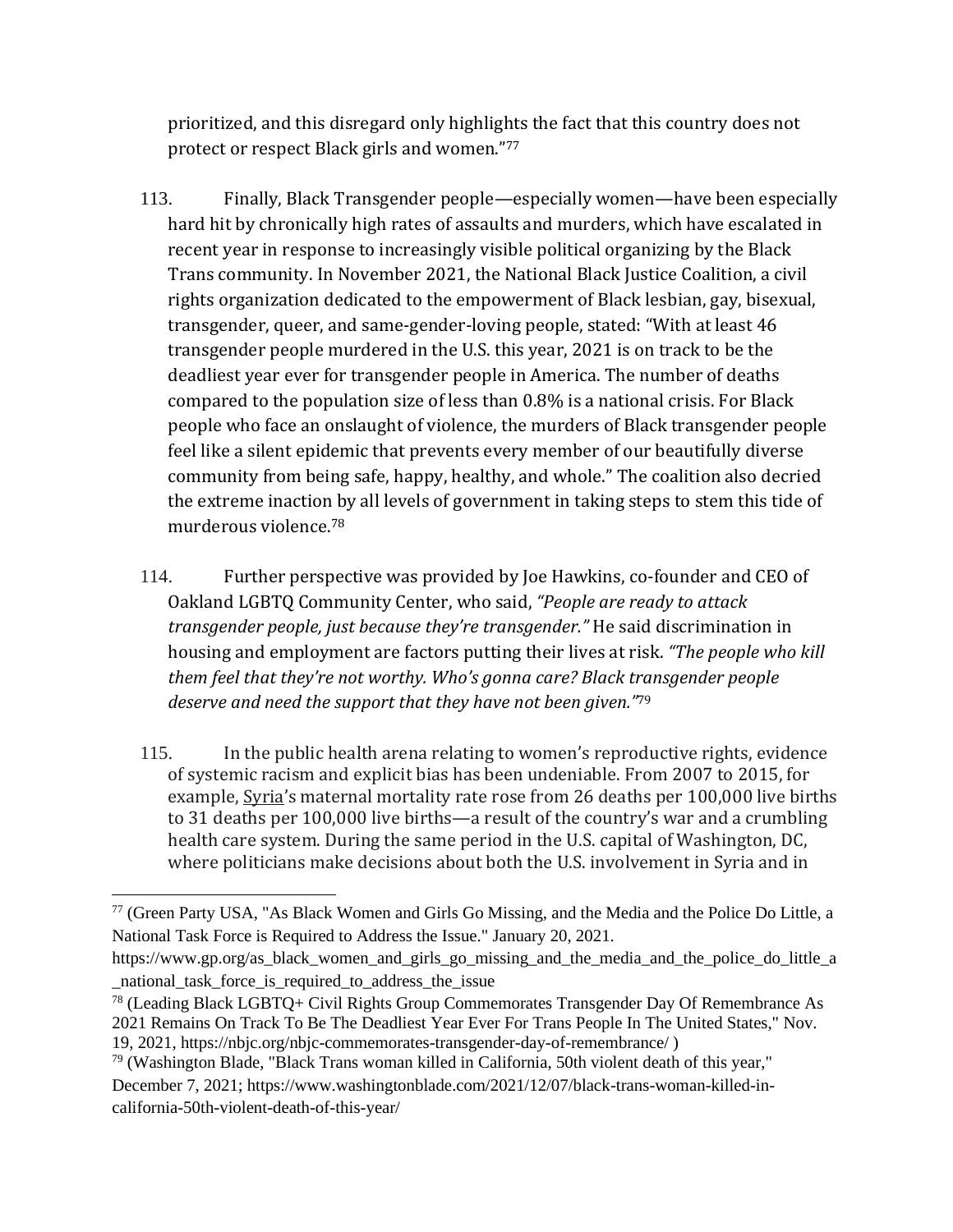prioritized, and this disregard only highlights the fact that this country does not protect or respect Black girls and women."[77]

113. Finally, Black Transgender people—especially women—have been especially hard hit by chronically high rates of assaults and murders, which have escalated in recent year in response to increasingly visible political organizing by the Black Trans community. In November 2021, the National Black Justice Coalition, a civil rights organization dedicated to the empowerment of Black lesbian, gay, bisexual, transgender, queer, and same-gender-loving people, stated: "With at least 46 transgender people murdered in the U.S. this year, 2021 is on track to be the deadliest year ever for transgender people in America. The number of deaths compared to the population size of less than 0.8% is a national crisis. For Black people who face an onslaught of violence, the murders of Black transgender people feel like a silent epidemic that prevents every member of our beautifully diverse community from being safe, happy, healthy, and whole." The coalition also decried the extreme inaction by all levels of government in taking steps to stem this tide of murderous violence.[78]

114. Further perspective was provided by Joe Hawkins, co-founder and CEO of Oakland LGBTQ Community Center, who said, *"People are ready to attack transgender people, just because they're transgender."* He said discrimination in housing and employment are factors putting their lives at risk. *"The people who kill them feel that they're not worthy. Who's gonna care? Black transgender people deserve and need the support that they have not been given."*[79]

115. In the public health arena relating to women's reproductive rights, evidence of systemic racism and explicit bias has been undeniable. From 2007 to 2015, for example, Syria's maternal mortality rate rose from 26 deaths per 100,000 live births to 31 deaths per 100,000 live births—a result of the country's war and a crumbling health care system. During the same period in the U.S. capital of Washington, DC, where politicians make decisions about both the U.S. involvement in Syria and in

---

[77] (Green Party USA, "As Black Women and Girls Go Missing, and the Media and the Police Do Little, a National Task Force is Required to Address the Issue." January 20, 2021. https://www.gp.org/as_black_women_and_girls_go_missing_and_the_media_and_the_police_do_little_a_national_task_force_is_required_to_address_the_issue

[78] (Leading Black LGBTQ+ Civil Rights Group Commemorates Transgender Day Of Remembrance As 2021 Remains On Track To Be The Deadliest Year Ever For Trans People In The United States," Nov. 19, 2021, https://nbjc.org/nbjc-commemorates-transgender-day-of-remembrance/ )

[79] (Washington Blade, "Black Trans woman killed in California, 50th violent death of this year," December 7, 2021; https://www.washingtonblade.com/2021/12/07/black-trans-woman-killed-in-california-50th-violent-death-of-this-year/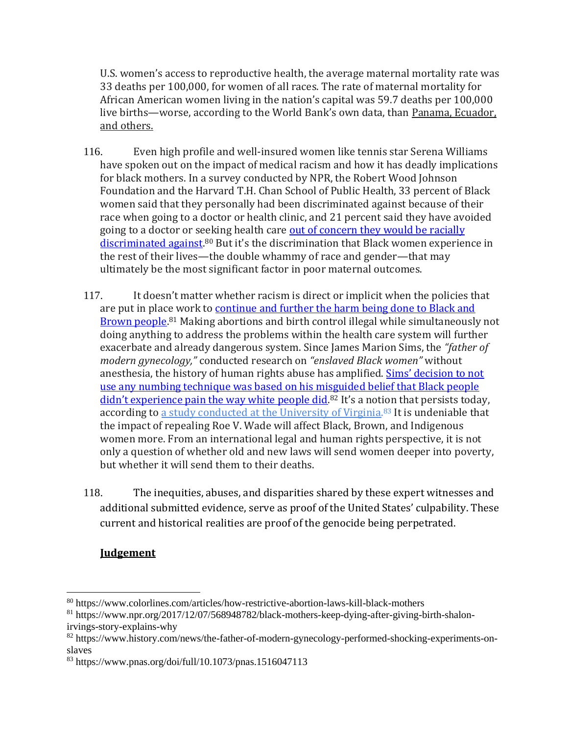U.S. women's access to reproductive health, the average maternal mortality rate was 33 deaths per 100,000, for women of all races. The rate of maternal mortality for African American women living in the nation's capital was 59.7 deaths per 100,000 live births—worse, according to the World Bank's own data, than Panama, Ecuador, and others.

116. Even high profile and well-insured women like tennis star Serena Williams have spoken out on the impact of medical racism and how it has deadly implications for black mothers. In a survey conducted by NPR, the Robert Wood Johnson Foundation and the Harvard T.H. Chan School of Public Health, 33 percent of Black women said that they personally had been discriminated against because of their race when going to a doctor or health clinic, and 21 percent said they have avoided going to a doctor or seeking health care out of concern they would be racially discriminated against.[80] But it's the discrimination that Black women experience in the rest of their lives—the double whammy of race and gender—that may ultimately be the most significant factor in poor maternal outcomes.

117. It doesn't matter whether racism is direct or implicit when the policies that are put in place work to continue and further the harm being done to Black and Brown people.[81] Making abortions and birth control illegal while simultaneously not doing anything to address the problems within the health care system will further exacerbate and already dangerous system. Since James Marion Sims, the *"father of modern gynecology,"* conducted research on *"enslaved Black women"* without anesthesia, the history of human rights abuse has amplified. Sims' decision to not use any numbing technique was based on his misguided belief that Black people didn't experience pain the way white people did.[82] It's a notion that persists today, according to a study conducted at the University of Virginia.[83] It is undeniable that the impact of repealing Roe V. Wade will affect Black, Brown, and Indigenous women more. From an international legal and human rights perspective, it is not only a question of whether old and new laws will send women deeper into poverty, but whether it will send them to their deaths.

118. The inequities, abuses, and disparities shared by these expert witnesses and additional submitted evidence, serve as proof of the United States' culpability. These current and historical realities are proof of the genocide being perpetrated.

## Judgement

[80] https://www.colorlines.com/articles/how-restrictive-abortion-laws-kill-black-mothers

[81] https://www.npr.org/2017/12/07/568948782/black-mothers-keep-dying-after-giving-birth-shalon-irvings-story-explains-why

[82] https://www.history.com/news/the-father-of-modern-gynecology-performed-shocking-experiments-on-slaves

[83] https://www.pnas.org/doi/full/10.1073/pnas.1516047113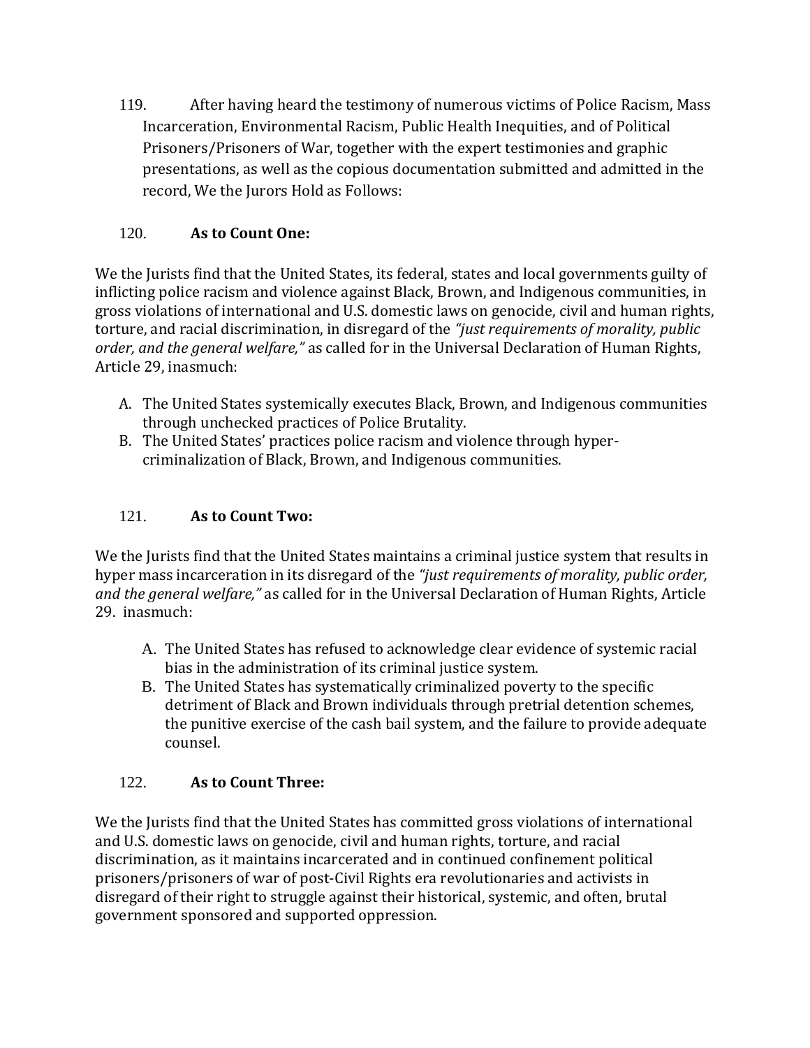119. After having heard the testimony of numerous victims of Police Racism, Mass Incarceration, Environmental Racism, Public Health Inequities, and of Political Prisoners/Prisoners of War, together with the expert testimonies and graphic presentations, as well as the copious documentation submitted and admitted in the record, We the Jurors Hold as Follows:

120. **As to Count One:**

We the Jurists find that the United States, its federal, states and local governments guilty of inflicting police racism and violence against Black, Brown, and Indigenous communities, in gross violations of international and U.S. domestic laws on genocide, civil and human rights, torture, and racial discrimination, in disregard of the *"just requirements of morality, public order, and the general welfare,"* as called for in the Universal Declaration of Human Rights, Article 29, inasmuch:

A. The United States systemically executes Black, Brown, and Indigenous communities through unchecked practices of Police Brutality.
B. The United States' practices police racism and violence through hyper-criminalization of Black, Brown, and Indigenous communities.

121. **As to Count Two:**

We the Jurists find that the United States maintains a criminal justice system that results in hyper mass incarceration in its disregard of the *"just requirements of morality, public order, and the general welfare,"* as called for in the Universal Declaration of Human Rights, Article 29. inasmuch:

A. The United States has refused to acknowledge clear evidence of systemic racial bias in the administration of its criminal justice system.
B. The United States has systematically criminalized poverty to the specific detriment of Black and Brown individuals through pretrial detention schemes, the punitive exercise of the cash bail system, and the failure to provide adequate counsel.

122. **As to Count Three:**

We the Jurists find that the United States has committed gross violations of international and U.S. domestic laws on genocide, civil and human rights, torture, and racial discrimination, as it maintains incarcerated and in continued confinement political prisoners/prisoners of war of post-Civil Rights era revolutionaries and activists in disregard of their right to struggle against their historical, systemic, and often, brutal government sponsored and supported oppression.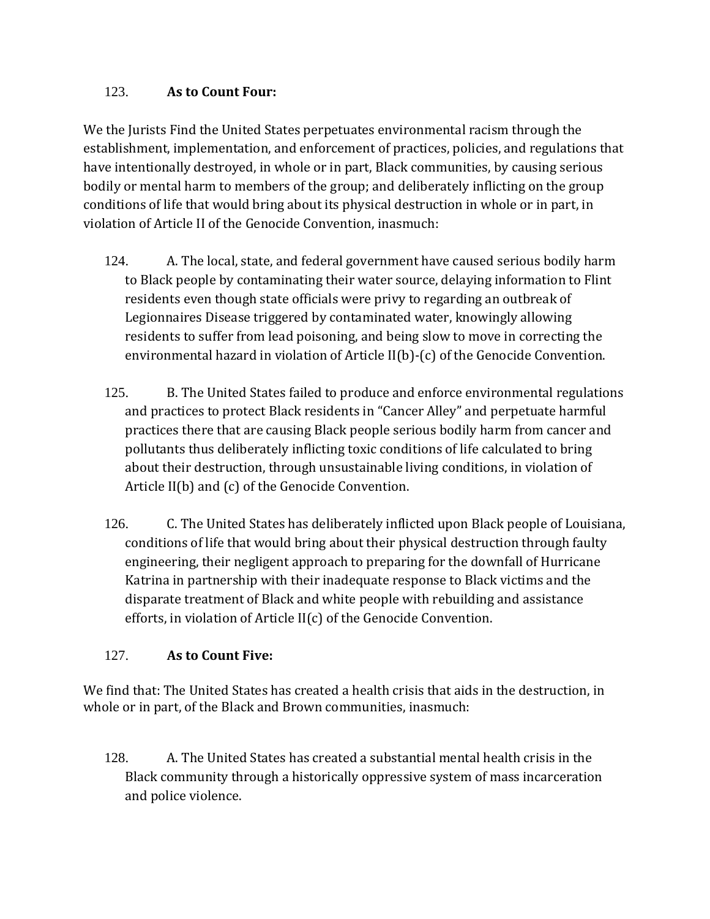123. **As to Count Four:**

We the Jurists Find the United States perpetuates environmental racism through the establishment, implementation, and enforcement of practices, policies, and regulations that have intentionally destroyed, in whole or in part, Black communities, by causing serious bodily or mental harm to members of the group; and deliberately inflicting on the group conditions of life that would bring about its physical destruction in whole or in part, in violation of Article II of the Genocide Convention, inasmuch:

124. A. The local, state, and federal government have caused serious bodily harm to Black people by contaminating their water source, delaying information to Flint residents even though state officials were privy to regarding an outbreak of Legionnaires Disease triggered by contaminated water, knowingly allowing residents to suffer from lead poisoning, and being slow to move in correcting the environmental hazard in violation of Article II(b)-(c) of the Genocide Convention.

125. B. The United States failed to produce and enforce environmental regulations and practices to protect Black residents in "Cancer Alley" and perpetuate harmful practices there that are causing Black people serious bodily harm from cancer and pollutants thus deliberately inflicting toxic conditions of life calculated to bring about their destruction, through unsustainable living conditions, in violation of Article II(b) and (c) of the Genocide Convention.

126. C. The United States has deliberately inflicted upon Black people of Louisiana, conditions of life that would bring about their physical destruction through faulty engineering, their negligent approach to preparing for the downfall of Hurricane Katrina in partnership with their inadequate response to Black victims and the disparate treatment of Black and white people with rebuilding and assistance efforts, in violation of Article II(c) of the Genocide Convention.

127. **As to Count Five:**

We find that: The United States has created a health crisis that aids in the destruction, in whole or in part, of the Black and Brown communities, inasmuch:

128. A. The United States has created a substantial mental health crisis in the Black community through a historically oppressive system of mass incarceration and police violence.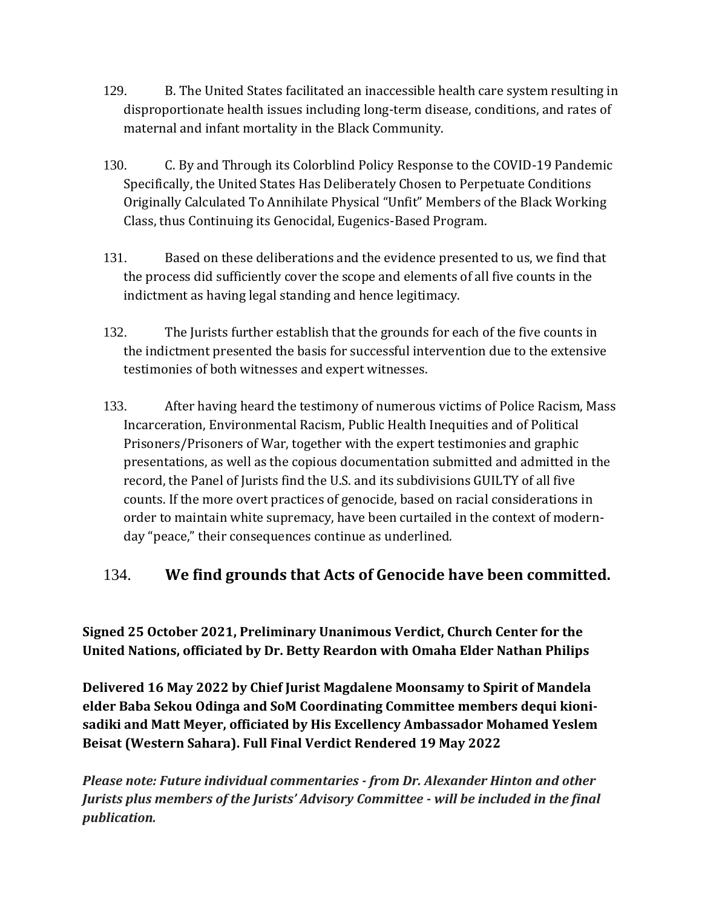129. B. The United States facilitated an inaccessible health care system resulting in disproportionate health issues including long-term disease, conditions, and rates of maternal and infant mortality in the Black Community.

130. C. By and Through its Colorblind Policy Response to the COVID-19 Pandemic Specifically, the United States Has Deliberately Chosen to Perpetuate Conditions Originally Calculated To Annihilate Physical "Unfit" Members of the Black Working Class, thus Continuing its Genocidal, Eugenics-Based Program.

131. Based on these deliberations and the evidence presented to us, we find that the process did sufficiently cover the scope and elements of all five counts in the indictment as having legal standing and hence legitimacy.

132. The Jurists further establish that the grounds for each of the five counts in the indictment presented the basis for successful intervention due to the extensive testimonies of both witnesses and expert witnesses.

133. After having heard the testimony of numerous victims of Police Racism, Mass Incarceration, Environmental Racism, Public Health Inequities and of Political Prisoners/Prisoners of War, together with the expert testimonies and graphic presentations, as well as the copious documentation submitted and admitted in the record, the Panel of Jurists find the U.S. and its subdivisions GUILTY of all five counts. If the more overt practices of genocide, based on racial considerations in order to maintain white supremacy, have been curtailed in the context of modern-day "peace," their consequences continue as underlined.

134. **We find grounds that Acts of Genocide have been committed.**

**Signed 25 October 2021, Preliminary Unanimous Verdict, Church Center for the United Nations, officiated by Dr. Betty Reardon with Omaha Elder Nathan Philips**

**Delivered 16 May 2022 by Chief Jurist Magdalene Moonsamy to Spirit of Mandela elder Baba Sekou Odinga and SoM Coordinating Committee members dequi kioni-sadiki and Matt Meyer, officiated by His Excellency Ambassador Mohamed Yeslem Beisat (Western Sahara). Full Final Verdict Rendered 19 May 2022**

***Please note: Future individual commentaries - from Dr. Alexander Hinton and other Jurists plus members of the Jurists' Advisory Committee - will be included in the final publication.***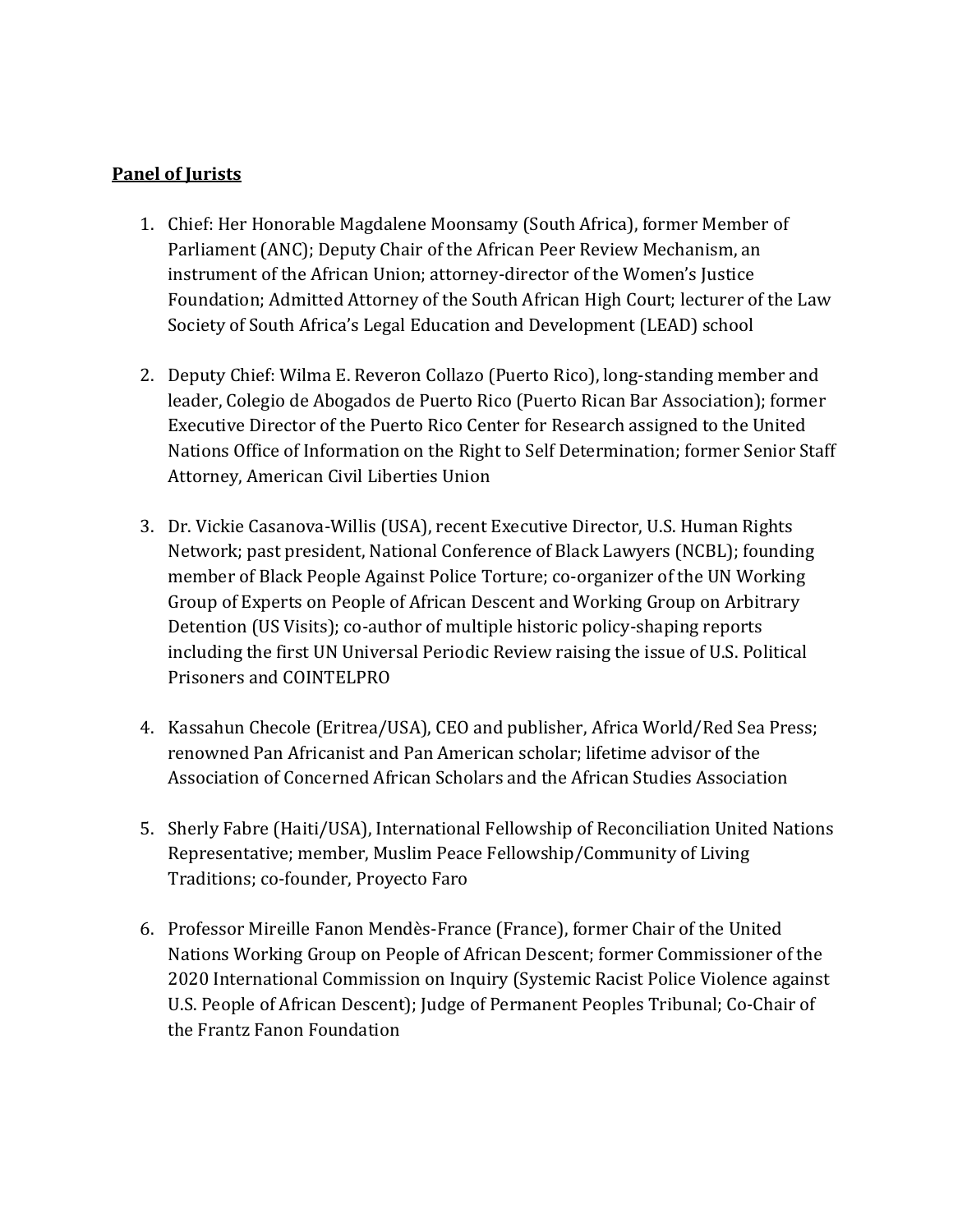**Panel of Jurists**

1. Chief: Her Honorable Magdalene Moonsamy (South Africa), former Member of Parliament (ANC); Deputy Chair of the African Peer Review Mechanism, an instrument of the African Union; attorney-director of the Women's Justice Foundation; Admitted Attorney of the South African High Court; lecturer of the Law Society of South Africa's Legal Education and Development (LEAD) school

2. Deputy Chief: Wilma E. Reveron Collazo (Puerto Rico), long-standing member and leader, Colegio de Abogados de Puerto Rico (Puerto Rican Bar Association); former Executive Director of the Puerto Rico Center for Research assigned to the United Nations Office of Information on the Right to Self Determination; former Senior Staff Attorney, American Civil Liberties Union

3. Dr. Vickie Casanova-Willis (USA), recent Executive Director, U.S. Human Rights Network; past president, National Conference of Black Lawyers (NCBL); founding member of Black People Against Police Torture; co-organizer of the UN Working Group of Experts on People of African Descent and Working Group on Arbitrary Detention (US Visits); co-author of multiple historic policy-shaping reports including the first UN Universal Periodic Review raising the issue of U.S. Political Prisoners and COINTELPRO

4. Kassahun Checole (Eritrea/USA), CEO and publisher, Africa World/Red Sea Press; renowned Pan Africanist and Pan American scholar; lifetime advisor of the Association of Concerned African Scholars and the African Studies Association

5. Sherly Fabre (Haiti/USA), International Fellowship of Reconciliation United Nations Representative; member, Muslim Peace Fellowship/Community of Living Traditions; co-founder, Proyecto Faro

6. Professor Mireille Fanon Mendès-France (France), former Chair of the United Nations Working Group on People of African Descent; former Commissioner of the 2020 International Commission on Inquiry (Systemic Racist Police Violence against U.S. People of African Descent); Judge of Permanent Peoples Tribunal; Co-Chair of the Frantz Fanon Foundation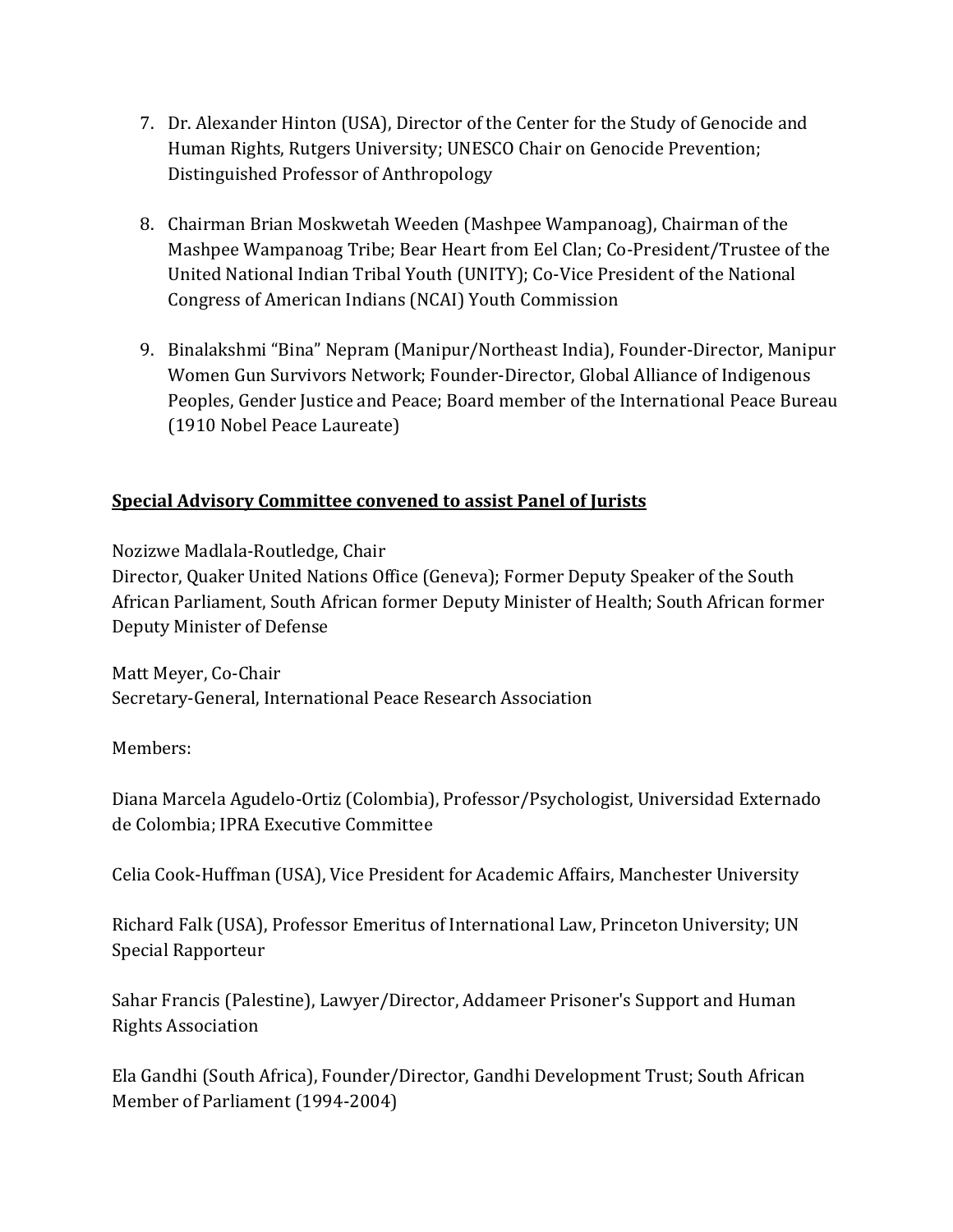7. Dr. Alexander Hinton (USA), Director of the Center for the Study of Genocide and Human Rights, Rutgers University; UNESCO Chair on Genocide Prevention; Distinguished Professor of Anthropology

8. Chairman Brian Moskwetah Weeden (Mashpee Wampanoag), Chairman of the Mashpee Wampanoag Tribe; Bear Heart from Eel Clan; Co-President/Trustee of the United National Indian Tribal Youth (UNITY); Co-Vice President of the National Congress of American Indians (NCAI) Youth Commission

9. Binalakshmi "Bina" Nepram (Manipur/Northeast India), Founder-Director, Manipur Women Gun Survivors Network; Founder-Director, Global Alliance of Indigenous Peoples, Gender Justice and Peace; Board member of the International Peace Bureau (1910 Nobel Peace Laureate)

**<u>Special Advisory Committee convened to assist Panel of Jurists</u>**

Nozizwe Madlala-Routledge, Chair
Director, Quaker United Nations Office (Geneva); Former Deputy Speaker of the South African Parliament, South African former Deputy Minister of Health; South African former Deputy Minister of Defense

Matt Meyer, Co-Chair
Secretary-General, International Peace Research Association

Members:

Diana Marcela Agudelo-Ortiz (Colombia), Professor/Psychologist, Universidad Externado de Colombia; IPRA Executive Committee

Celia Cook-Huffman (USA), Vice President for Academic Affairs, Manchester University

Richard Falk (USA), Professor Emeritus of International Law, Princeton University; UN Special Rapporteur

Sahar Francis (Palestine), Lawyer/Director, Addameer Prisoner's Support and Human Rights Association

Ela Gandhi (South Africa), Founder/Director, Gandhi Development Trust; South African Member of Parliament (1994-2004)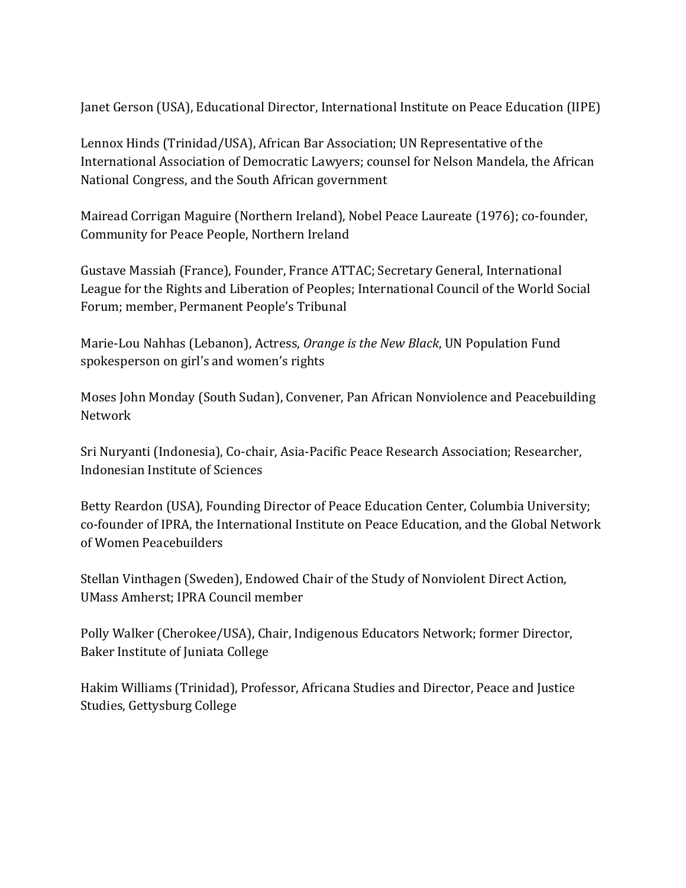Janet Gerson (USA), Educational Director, International Institute on Peace Education (IIPE)

Lennox Hinds (Trinidad/USA), African Bar Association; UN Representative of the International Association of Democratic Lawyers; counsel for Nelson Mandela, the African National Congress, and the South African government

Mairead Corrigan Maguire (Northern Ireland), Nobel Peace Laureate (1976); co-founder, Community for Peace People, Northern Ireland

Gustave Massiah (France), Founder, France ATTAC; Secretary General, International League for the Rights and Liberation of Peoples; International Council of the World Social Forum; member, Permanent People's Tribunal

Marie-Lou Nahhas (Lebanon), Actress, *Orange is the New Black*, UN Population Fund spokesperson on girl's and women's rights

Moses John Monday (South Sudan), Convener, Pan African Nonviolence and Peacebuilding Network

Sri Nuryanti (Indonesia), Co-chair, Asia-Pacific Peace Research Association; Researcher, Indonesian Institute of Sciences

Betty Reardon (USA), Founding Director of Peace Education Center, Columbia University; co-founder of IPRA, the International Institute on Peace Education, and the Global Network of Women Peacebuilders

Stellan Vinthagen (Sweden), Endowed Chair of the Study of Nonviolent Direct Action, UMass Amherst; IPRA Council member

Polly Walker (Cherokee/USA), Chair, Indigenous Educators Network; former Director, Baker Institute of Juniata College

Hakim Williams (Trinidad), Professor, Africana Studies and Director, Peace and Justice Studies, Gettysburg College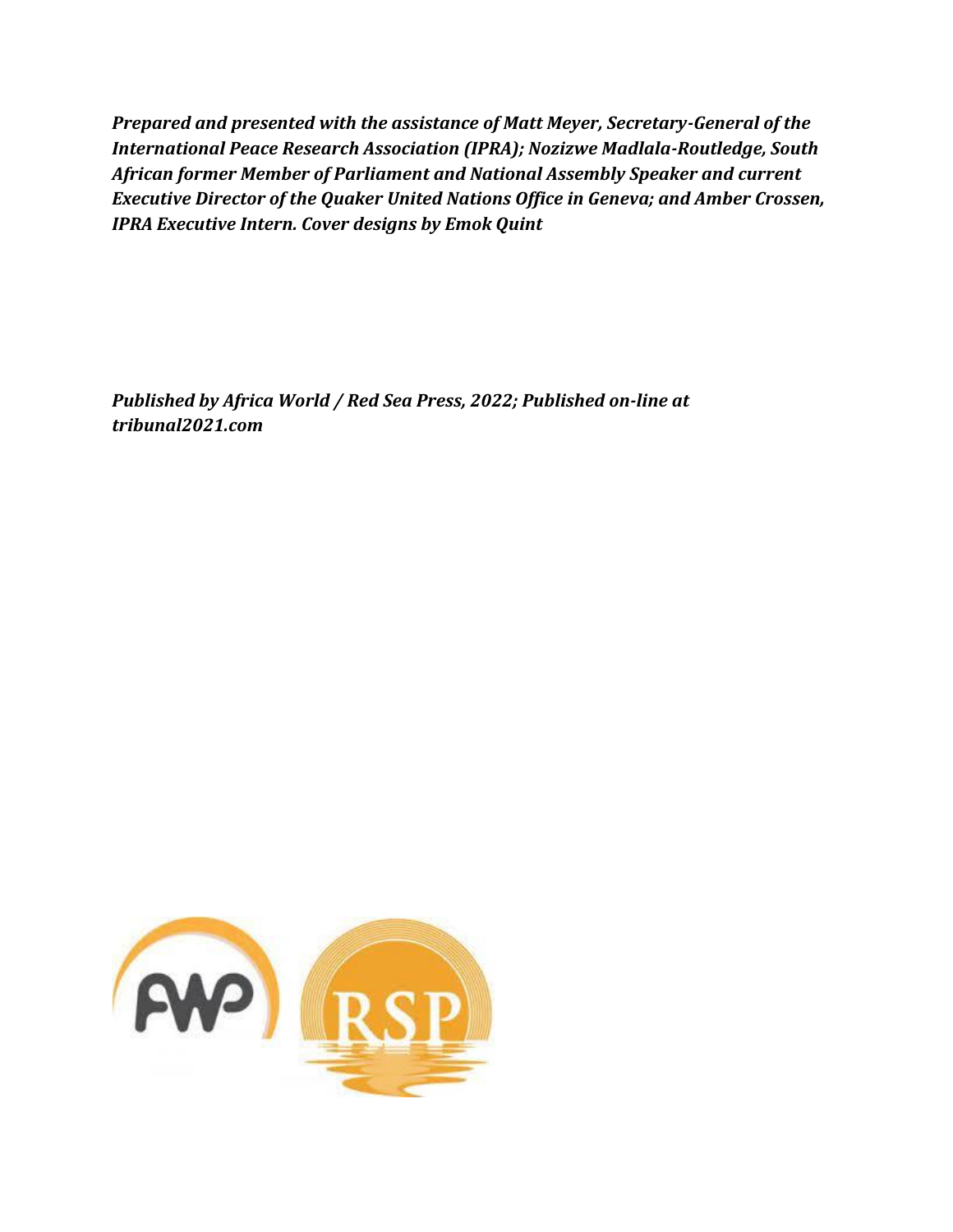***Prepared and presented with the assistance of Matt Meyer, Secretary-General of the International Peace Research Association (IPRA); Nozizwe Madlala-Routledge, South African former Member of Parliament and National Assembly Speaker and current Executive Director of the Quaker United Nations Office in Geneva; and Amber Crossen, IPRA Executive Intern. Cover designs by Emok Quint***

***Published by Africa World / Red Sea Press, 2022; Published on-line at tribunal2021.com***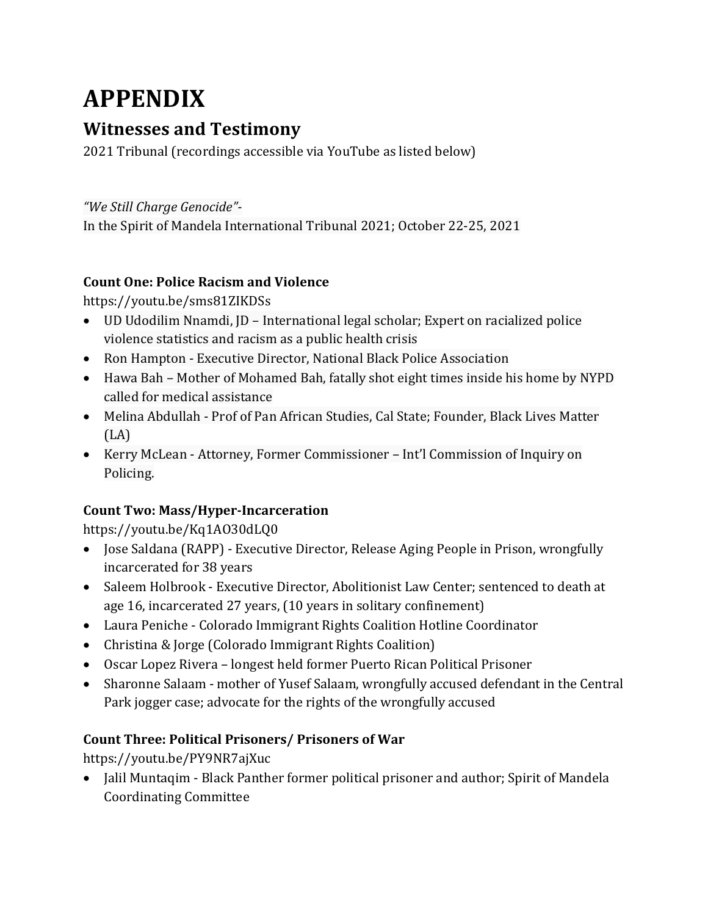# APPENDIX

## Witnesses and Testimony

2021 Tribunal (recordings accessible via YouTube as listed below)

*"We Still Charge Genocide"*-
In the Spirit of Mandela International Tribunal 2021; October 22-25, 2021

**Count One: Police Racism and Violence**
https://youtu.be/sms81ZIKDSs

- UD Udodilim Nnamdi, JD – International legal scholar; Expert on racialized police violence statistics and racism as a public health crisis
- Ron Hampton - Executive Director, National Black Police Association
- Hawa Bah – Mother of Mohamed Bah, fatally shot eight times inside his home by NYPD called for medical assistance
- Melina Abdullah - Prof of Pan African Studies, Cal State; Founder, Black Lives Matter (LA)
- Kerry McLean - Attorney, Former Commissioner – Int'l Commission of Inquiry on Policing.

**Count Two: Mass/Hyper-Incarceration**
https://youtu.be/Kq1AO30dLQ0

- Jose Saldana (RAPP) - Executive Director, Release Aging People in Prison, wrongfully incarcerated for 38 years
- Saleem Holbrook - Executive Director, Abolitionist Law Center; sentenced to death at age 16, incarcerated 27 years, (10 years in solitary confinement)
- Laura Peniche - Colorado Immigrant Rights Coalition Hotline Coordinator
- Christina & Jorge (Colorado Immigrant Rights Coalition)
- Oscar Lopez Rivera – longest held former Puerto Rican Political Prisoner
- Sharonne Salaam - mother of Yusef Salaam, wrongfully accused defendant in the Central Park jogger case; advocate for the rights of the wrongfully accused

**Count Three: Political Prisoners/ Prisoners of War**
https://youtu.be/PY9NR7ajXuc

- Jalil Muntaqim - Black Panther former political prisoner and author; Spirit of Mandela Coordinating Committee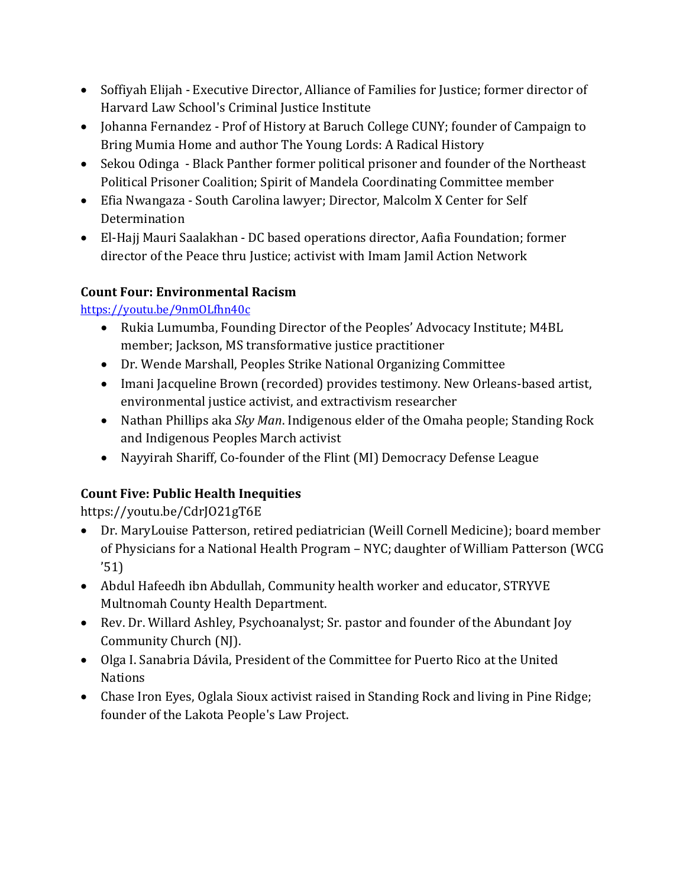- Soffiyah Elijah - Executive Director, Alliance of Families for Justice; former director of Harvard Law School's Criminal Justice Institute
- Johanna Fernandez - Prof of History at Baruch College CUNY; founder of Campaign to Bring Mumia Home and author The Young Lords: A Radical History
- Sekou Odinga - Black Panther former political prisoner and founder of the Northeast Political Prisoner Coalition; Spirit of Mandela Coordinating Committee member
- Efia Nwangaza - South Carolina lawyer; Director, Malcolm X Center for Self Determination
- El-Hajj Mauri Saalakhan - DC based operations director, Aafia Foundation; former director of the Peace thru Justice; activist with Imam Jamil Action Network

**Count Four: Environmental Racism**

https://youtu.be/9nmOLfhn40c

- Rukia Lumumba, Founding Director of the Peoples' Advocacy Institute; M4BL member; Jackson, MS transformative justice practitioner
- Dr. Wende Marshall, Peoples Strike National Organizing Committee
- Imani Jacqueline Brown (recorded) provides testimony. New Orleans-based artist, environmental justice activist, and extractivism researcher
- Nathan Phillips aka *Sky Man*. Indigenous elder of the Omaha people; Standing Rock and Indigenous Peoples March activist
- Nayyirah Shariff, Co-founder of the Flint (MI) Democracy Defense League

**Count Five: Public Health Inequities**

https://youtu.be/CdrJO21gT6E

- Dr. MaryLouise Patterson, retired pediatrician (Weill Cornell Medicine); board member of Physicians for a National Health Program – NYC; daughter of William Patterson (WCG '51)
- Abdul Hafeedh ibn Abdullah, Community health worker and educator, STRYVE Multnomah County Health Department.
- Rev. Dr. Willard Ashley, Psychoanalyst; Sr. pastor and founder of the Abundant Joy Community Church (NJ).
- Olga I. Sanabria Dávila, President of the Committee for Puerto Rico at the United Nations
- Chase Iron Eyes, Oglala Sioux activist raised in Standing Rock and living in Pine Ridge; founder of the Lakota People's Law Project.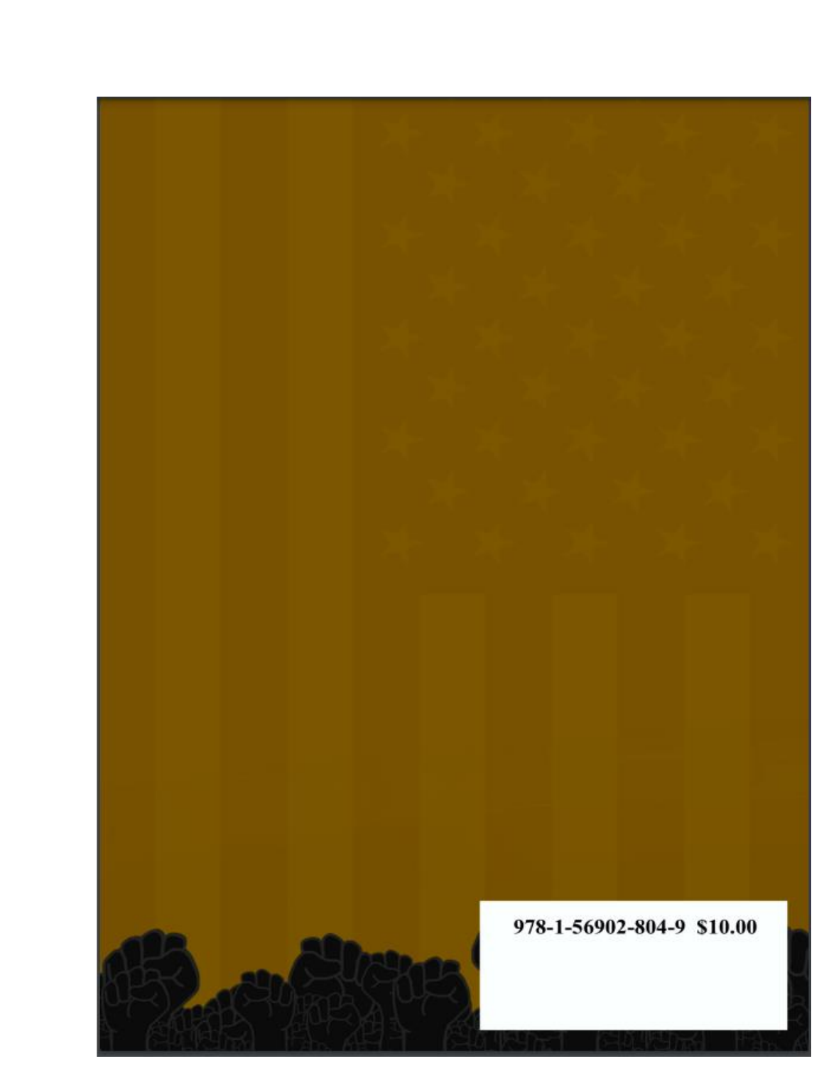978-1-56902-804-9 $10.00